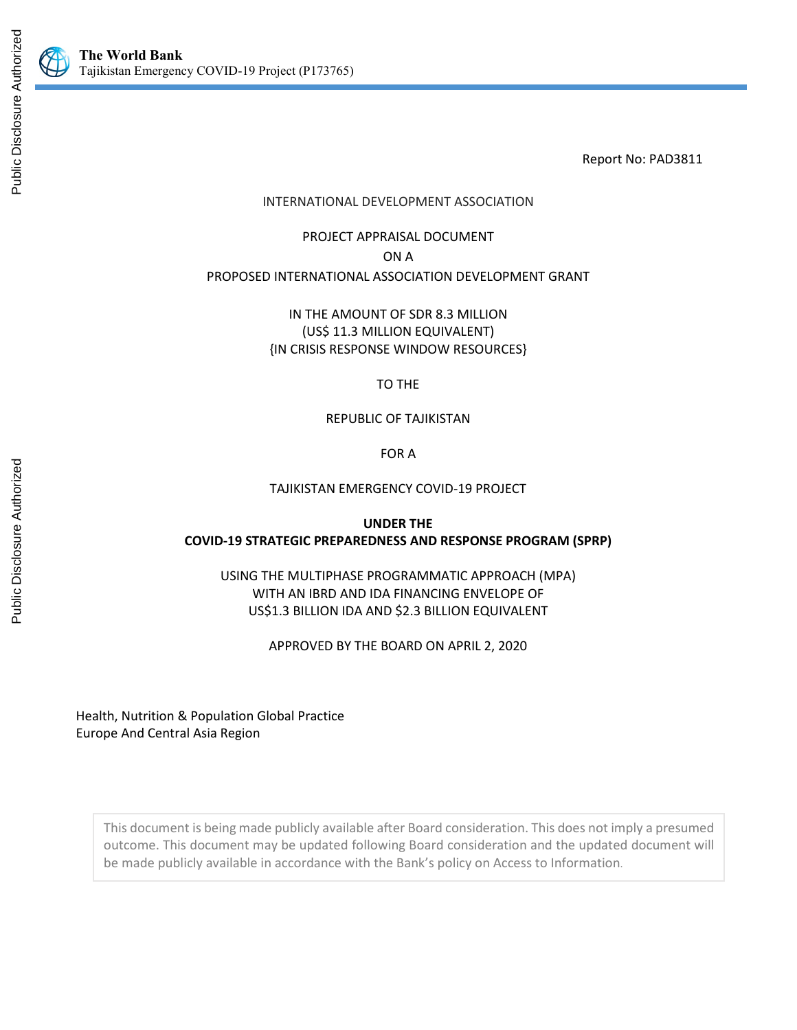Report No: PAD3811

INTERNATIONAL DEVELOPMENT ASSOCIATION

PROJECT APPRAISAL DOCUMENT

ON A

PROPOSED INTERNATIONAL ASSOCIATION DEVELOPMENT GRANT

IN THE AMOUNT OF SDR 8.3 MILLION

(US$ 11.3 MILLION EQUIVALENT)

{IN CRISIS RESPONSE WINDOW RESOURCES}

TO THE

REPUBLIC OF TAJIKISTAN

FOR A

TAJIKISTAN EMERGENCY COVID-19 PROJECT

**UNDER THE**

**COVID-19 STRATEGIC PREPAREDNESS AND RESPONSE PROGRAM (SPRP)**

USING THE MULTIPHASE PROGRAMMATIC APPROACH (MPA)

WITH AN IBRD AND IDA FINANCING ENVELOPE OF

US$1.3 BILLION IDA AND $2.3 BILLION EQUIVALENT

APPROVED BY THE BOARD ON APRIL 2, 2020

Health, Nutrition & Population Global Practice

Europe And Central Asia Region

This document is being made publicly available after Board consideration. This does not imply a presumed outcome. This document may be updated following Board consideration and the updated document will be made publicly available in accordance with the Bank's policy on Access to Information.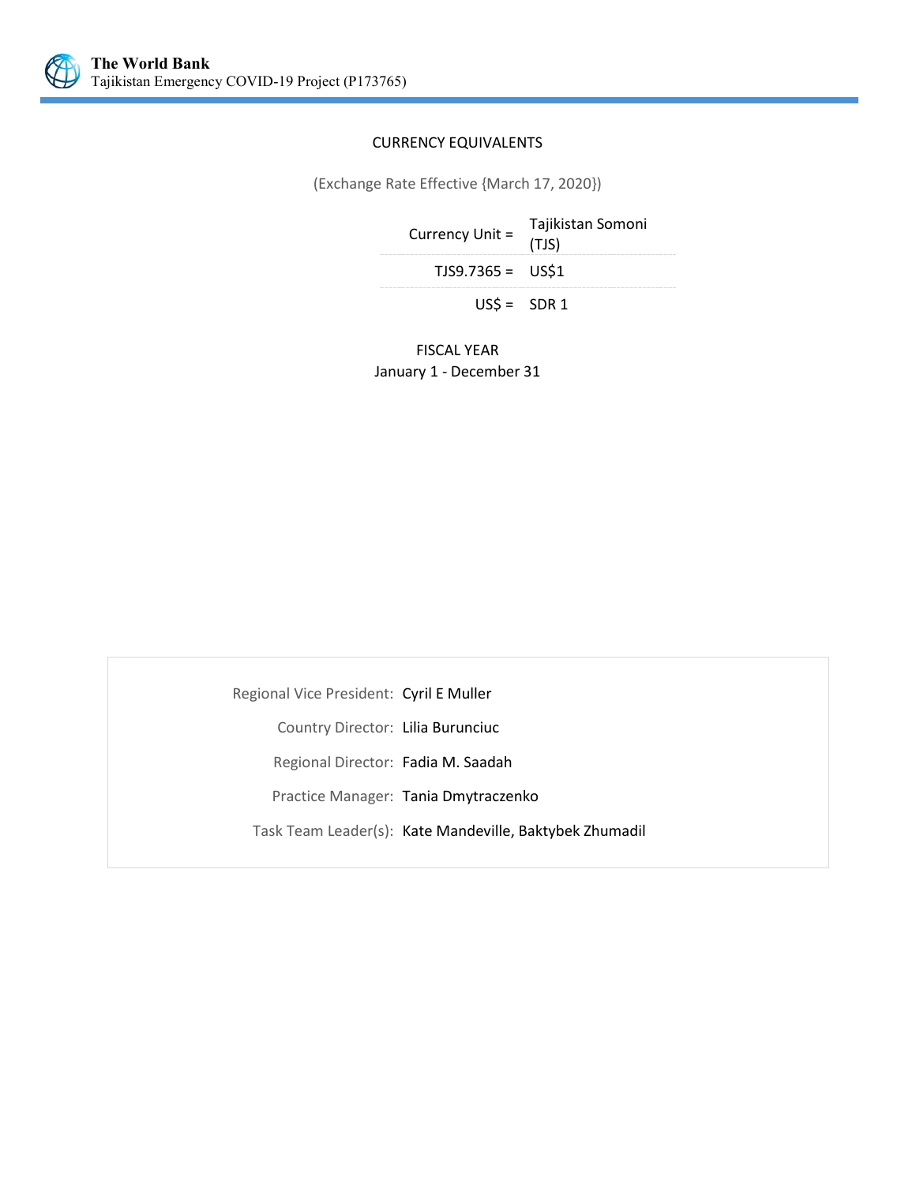CURRENCY EQUIVALENTS

(Exchange Rate Effective {March 17, 2020})

| | |
|---|---|
| Currency Unit = | Tajikistan Somoni (TJS) |
| TJS9.7365 = | US$1 |
| US$ = | SDR 1 |

FISCAL YEAR

January 1 - December 31

| | |
|---|---|
| Regional Vice President: | Cyril E Muller |
| Country Director: | Lilia Burunciuc |
| Regional Director: | Fadia M. Saadah |
| Practice Manager: | Tania Dmytraczenko |
| Task Team Leader(s): | Kate Mandeville, Baktybek Zhumadil |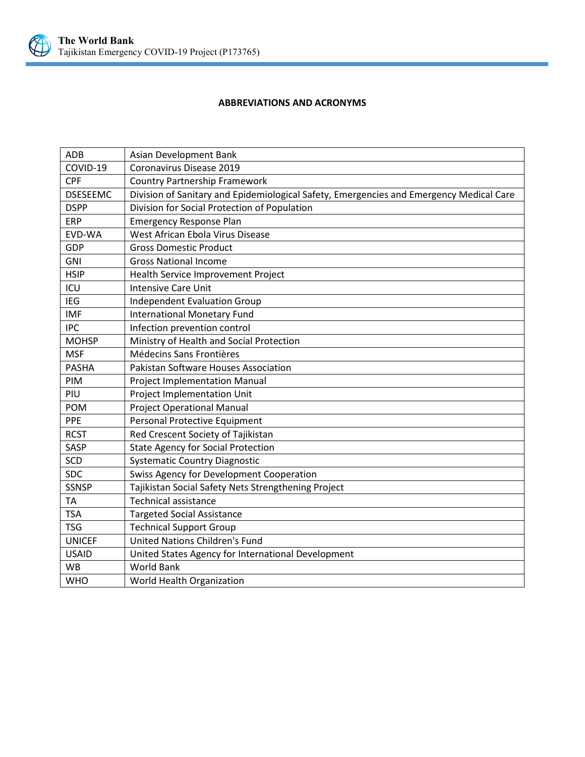## ABBREVIATIONS AND ACRONYMS

| | |
|---|---|
| ADB | Asian Development Bank |
| COVID-19 | Coronavirus Disease 2019 |
| CPF | Country Partnership Framework |
| DSESEEMC | Division of Sanitary and Epidemiological Safety, Emergencies and Emergency Medical Care |
| DSPP | Division for Social Protection of Population |
| ERP | Emergency Response Plan |
| EVD-WA | West African Ebola Virus Disease |
| GDP | Gross Domestic Product |
| GNI | Gross National Income |
| HSIP | Health Service Improvement Project |
| ICU | Intensive Care Unit |
| IEG | Independent Evaluation Group |
| IMF | International Monetary Fund |
| IPC | Infection prevention control |
| MOHSP | Ministry of Health and Social Protection |
| MSF | Médecins Sans Frontières |
| PASHA | Pakistan Software Houses Association |
| PIM | Project Implementation Manual |
| PIU | Project Implementation Unit |
| POM | Project Operational Manual |
| PPE | Personal Protective Equipment |
| RCST | Red Crescent Society of Tajikistan |
| SASP | State Agency for Social Protection |
| SCD | Systematic Country Diagnostic |
| SDC | Swiss Agency for Development Cooperation |
| SSNSP | Tajikistan Social Safety Nets Strengthening Project |
| TA | Technical assistance |
| TSA | Targeted Social Assistance |
| TSG | Technical Support Group |
| UNICEF | United Nations Children's Fund |
| USAID | United States Agency for International Development |
| WB | World Bank |
| WHO | World Health Organization |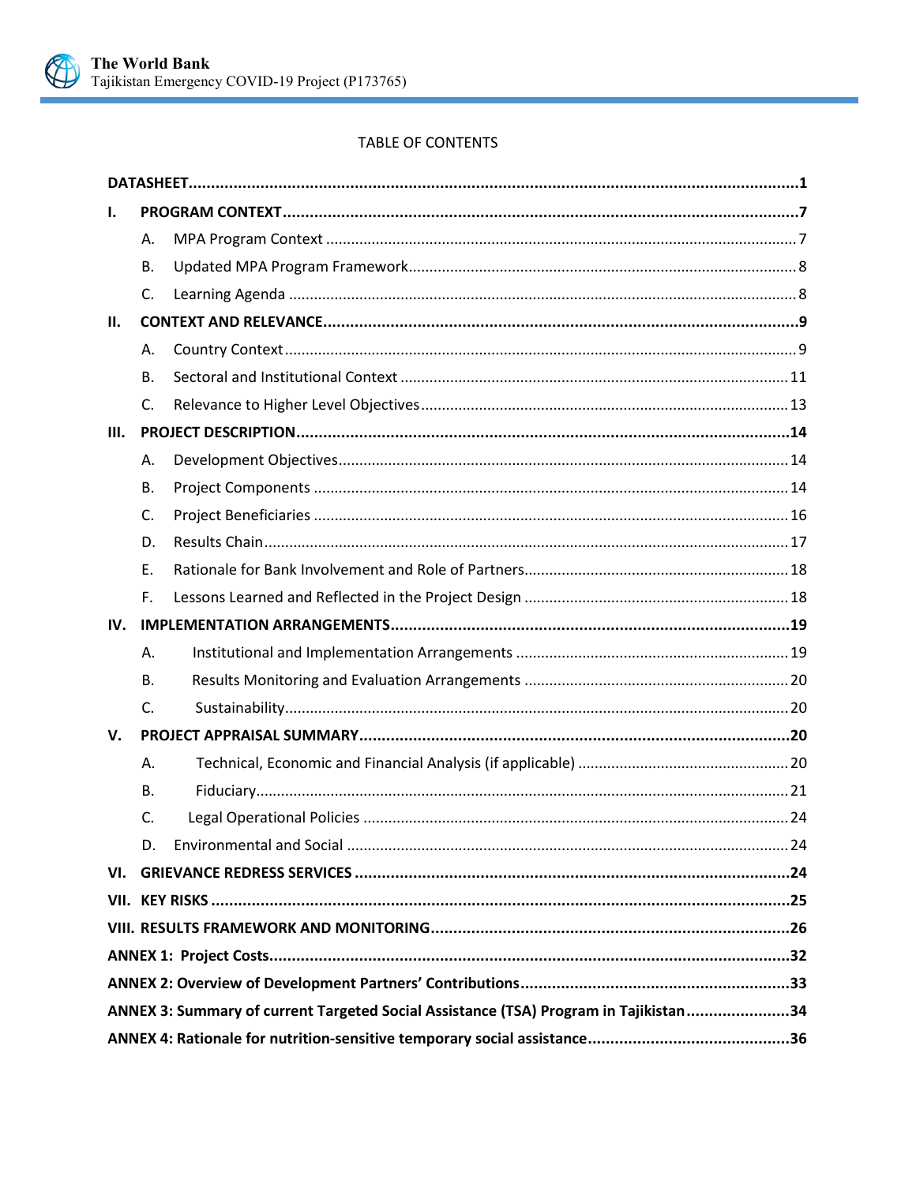TABLE OF CONTENTS

| | | |
|---|---|---|
| **DATASHEET** | | **1** |
| **I.** | **PROGRAM CONTEXT** | **7** |
| | A. MPA Program Context | 7 |
| | B. Updated MPA Program Framework | 8 |
| | C. Learning Agenda | 8 |
| **II.** | **CONTEXT AND RELEVANCE** | **9** |
| | A. Country Context | 9 |
| | B. Sectoral and Institutional Context | 11 |
| | C. Relevance to Higher Level Objectives | 13 |
| **III.** | **PROJECT DESCRIPTION** | **14** |
| | A. Development Objectives | 14 |
| | B. Project Components | 14 |
| | C. Project Beneficiaries | 16 |
| | D. Results Chain | 17 |
| | E. Rationale for Bank Involvement and Role of Partners | 18 |
| | F. Lessons Learned and Reflected in the Project Design | 18 |
| **IV.** | **IMPLEMENTATION ARRANGEMENTS** | **19** |
| | A. Institutional and Implementation Arrangements | 19 |
| | B. Results Monitoring and Evaluation Arrangements | 20 |
| | C. Sustainability | 20 |
| **V.** | **PROJECT APPRAISAL SUMMARY** | **20** |
| | A. Technical, Economic and Financial Analysis (if applicable) | 20 |
| | B. Fiduciary | 21 |
| | C. Legal Operational Policies | 24 |
| | D. Environmental and Social | 24 |
| **VI.** | **GRIEVANCE REDRESS SERVICES** | **24** |
| **VII.** | **KEY RISKS** | **25** |
| **VIII.** | **RESULTS FRAMEWORK AND MONITORING** | **26** |
| **ANNEX 1: Project Costs** | | **32** |
| **ANNEX 2: Overview of Development Partners' Contributions** | | **33** |
| **ANNEX 3: Summary of current Targeted Social Assistance (TSA) Program in Tajikistan** | | **34** |
| **ANNEX 4: Rationale for nutrition-sensitive temporary social assistance** | | **36** |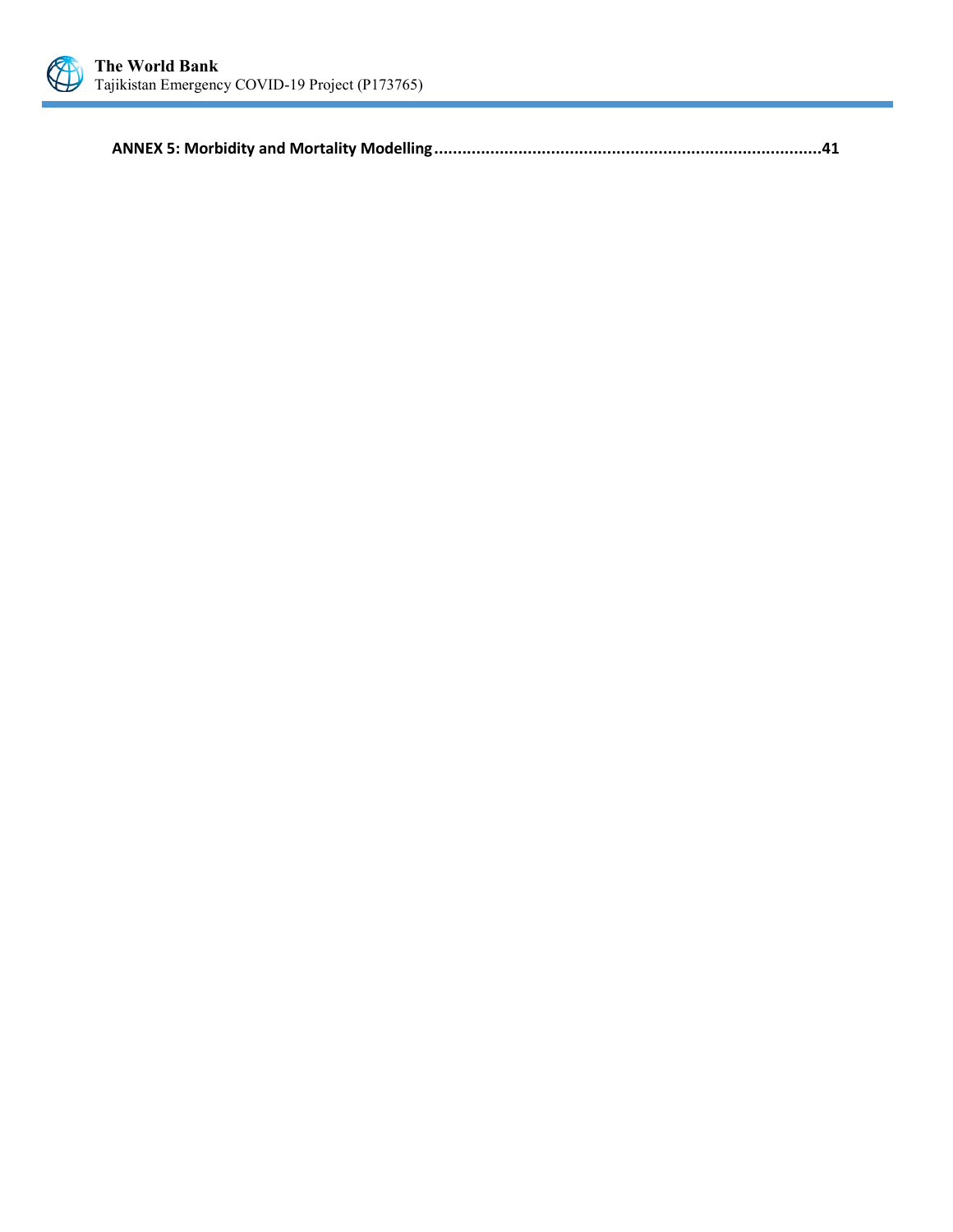**ANNEX 5: Morbidity and Mortality Modelling ................................................................................... 41**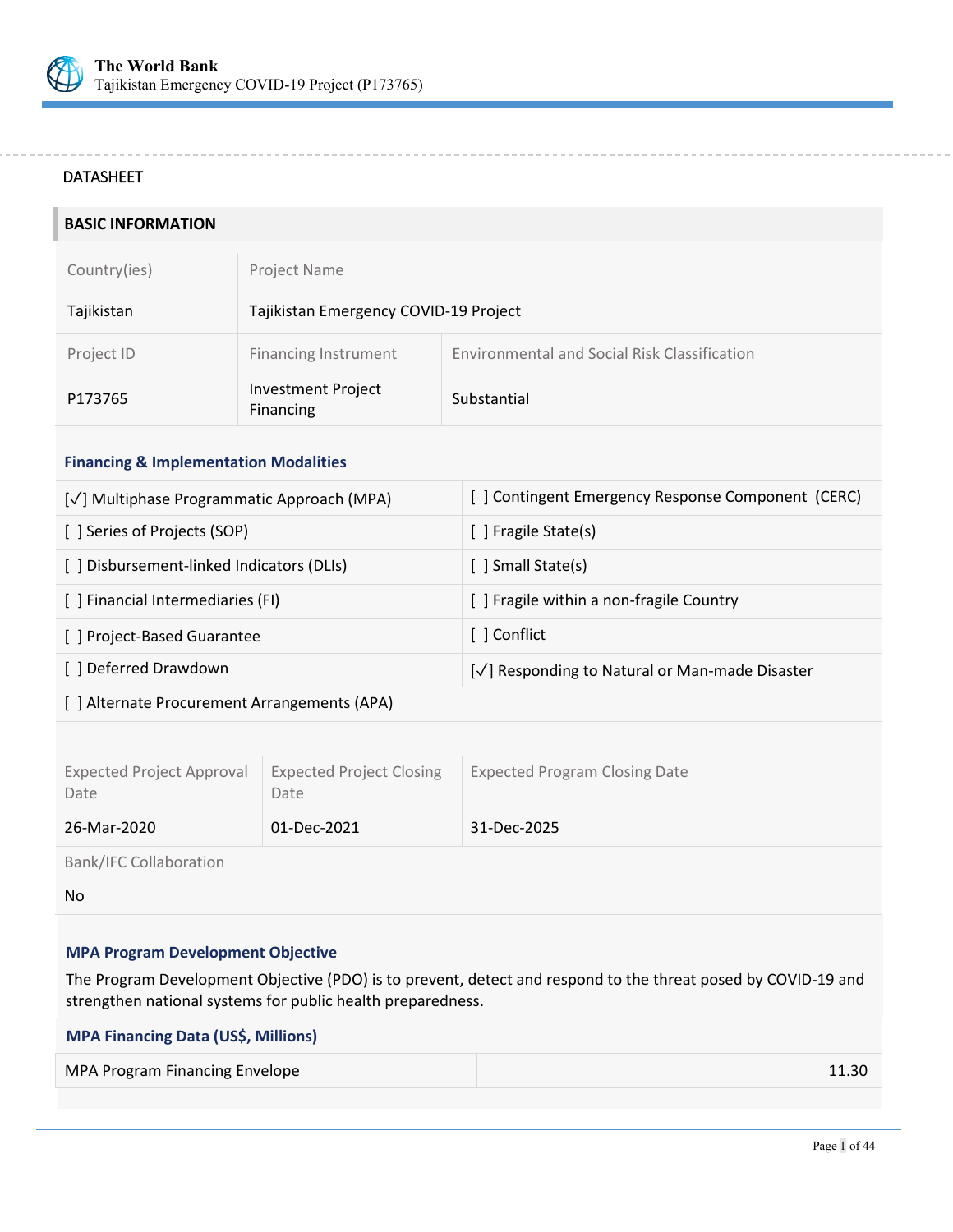DATASHEET

## BASIC INFORMATION

| Country(ies) | Project Name | |
|---|---|---|
| Tajikistan | Tajikistan Emergency COVID-19 Project | |
| **Project ID** | **Financing Instrument** | **Environmental and Social Risk Classification** |
| P173765 | Investment Project Financing | Substantial |

### Financing & Implementation Modalities

| | |
|---|---|
| [✓] Multiphase Programmatic Approach (MPA) | [ ] Contingent Emergency Response Component (CERC) |
| [ ] Series of Projects (SOP) | [ ] Fragile State(s) |
| [ ] Disbursement-linked Indicators (DLIs) | [ ] Small State(s) |
| [ ] Financial Intermediaries (FI) | [ ] Fragile within a non-fragile Country |
| [ ] Project-Based Guarantee | [ ] Conflict |
| [ ] Deferred Drawdown | [✓] Responding to Natural or Man-made Disaster |
| [ ] Alternate Procurement Arrangements (APA) | |

| Expected Project Approval Date | Expected Project Closing Date | Expected Program Closing Date |
|---|---|---|
| 26-Mar-2020 | 01-Dec-2021 | 31-Dec-2025 |

Bank/IFC Collaboration

No

### MPA Program Development Objective

The Program Development Objective (PDO) is to prevent, detect and respond to the threat posed by COVID-19 and strengthen national systems for public health preparedness.

### MPA Financing Data (US$, Millions)

| | |
|---|---|
| MPA Program Financing Envelope | 11.30 |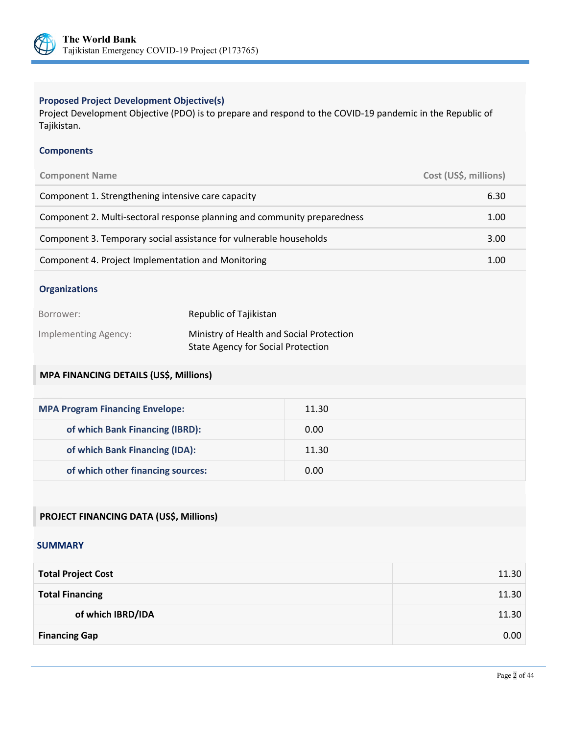### Proposed Project Development Objective(s)

Project Development Objective (PDO) is to prepare and respond to the COVID-19 pandemic in the Republic of Tajikistan.

### Components

| Component Name | Cost (US$, millions) |
|---|---|
| Component 1. Strengthening intensive care capacity | 6.30 |
| Component 2. Multi-sectoral response planning and community preparedness | 1.00 |
| Component 3. Temporary social assistance for vulnerable households | 3.00 |
| Component 4. Project Implementation and Monitoring | 1.00 |

### Organizations

| | |
|---|---|
| Borrower: | Republic of Tajikistan |
| Implementing Agency: | Ministry of Health and Social Protection<br>State Agency for Social Protection |

### MPA FINANCING DETAILS (US$, Millions)

| | |
|---|---|
| **MPA Program Financing Envelope:** | 11.30 |
| **of which Bank Financing (IBRD):** | 0.00 |
| **of which Bank Financing (IDA):** | 11.30 |
| **of which other financing sources:** | 0.00 |

### PROJECT FINANCING DATA (US$, Millions)

**SUMMARY**

| | |
|---|---|
| **Total Project Cost** | 11.30 |
| **Total Financing** | 11.30 |
| **of which IBRD/IDA** | 11.30 |
| **Financing Gap** | 0.00 |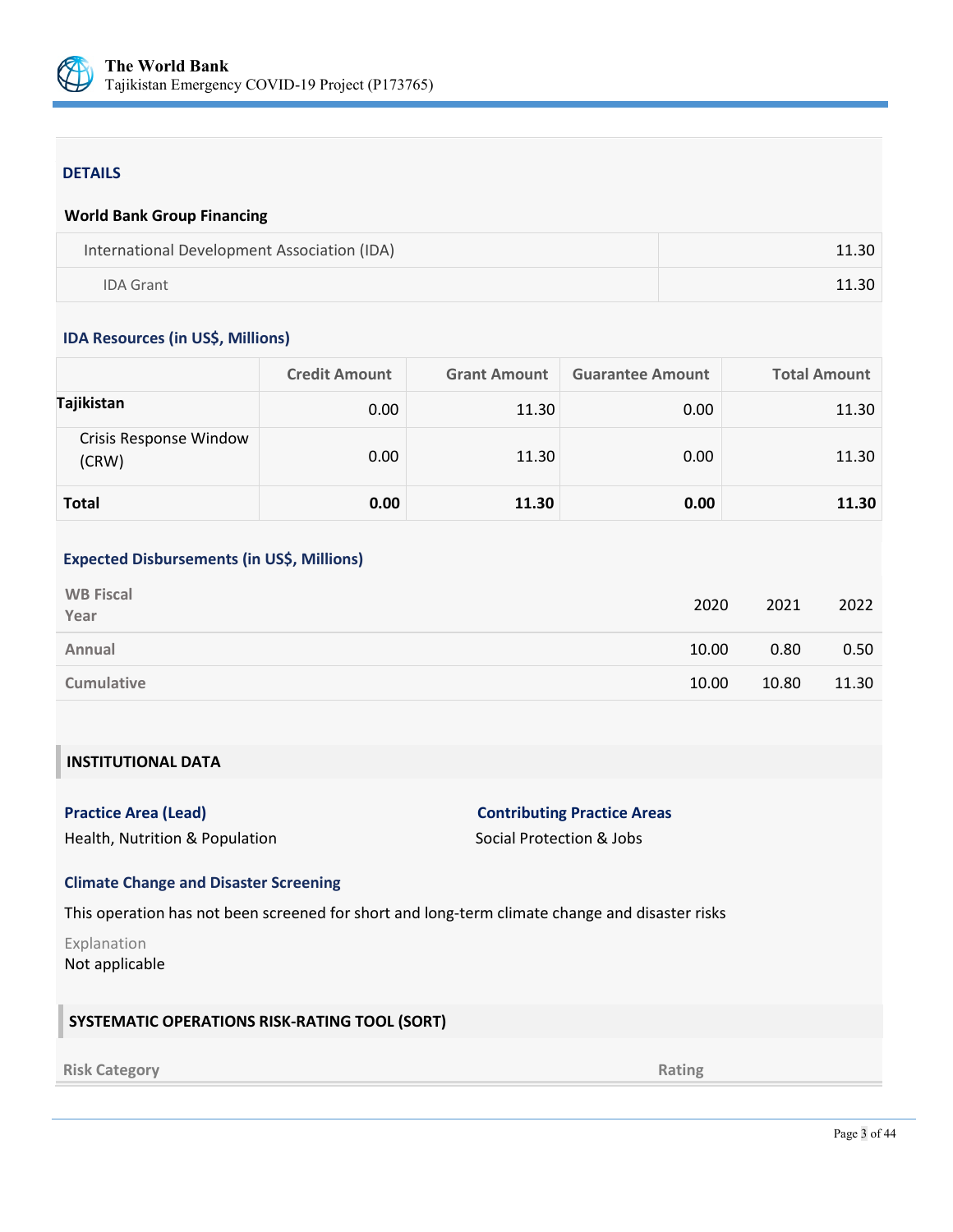## DETAILS

**World Bank Group Financing**

| | |
|---|---|
| International Development Association (IDA) | 11.30 |
| IDA Grant | 11.30 |

**IDA Resources (in US$, Millions)**

| | Credit Amount | Grant Amount | Guarantee Amount | Total Amount |
|---|---|---|---|---|
| **Tajikistan** | 0.00 | 11.30 | 0.00 | 11.30 |
| Crisis Response Window (CRW) | 0.00 | 11.30 | 0.00 | 11.30 |
| **Total** | **0.00** | **11.30** | **0.00** | **11.30** |

**Expected Disbursements (in US$, Millions)**

| WB Fiscal Year | 2020 | 2021 | 2022 |
|---|---|---|---|
| Annual | 10.00 | 0.80 | 0.50 |
| Cumulative | 10.00 | 10.80 | 11.30 |

## INSTITUTIONAL DATA

**Practice Area (Lead)**
Health, Nutrition & Population

**Contributing Practice Areas**
Social Protection & Jobs

**Climate Change and Disaster Screening**

This operation has not been screened for short and long-term climate change and disaster risks

Explanation
Not applicable

## SYSTEMATIC OPERATIONS RISK-RATING TOOL (SORT)

| Risk Category | Rating |
|---|---|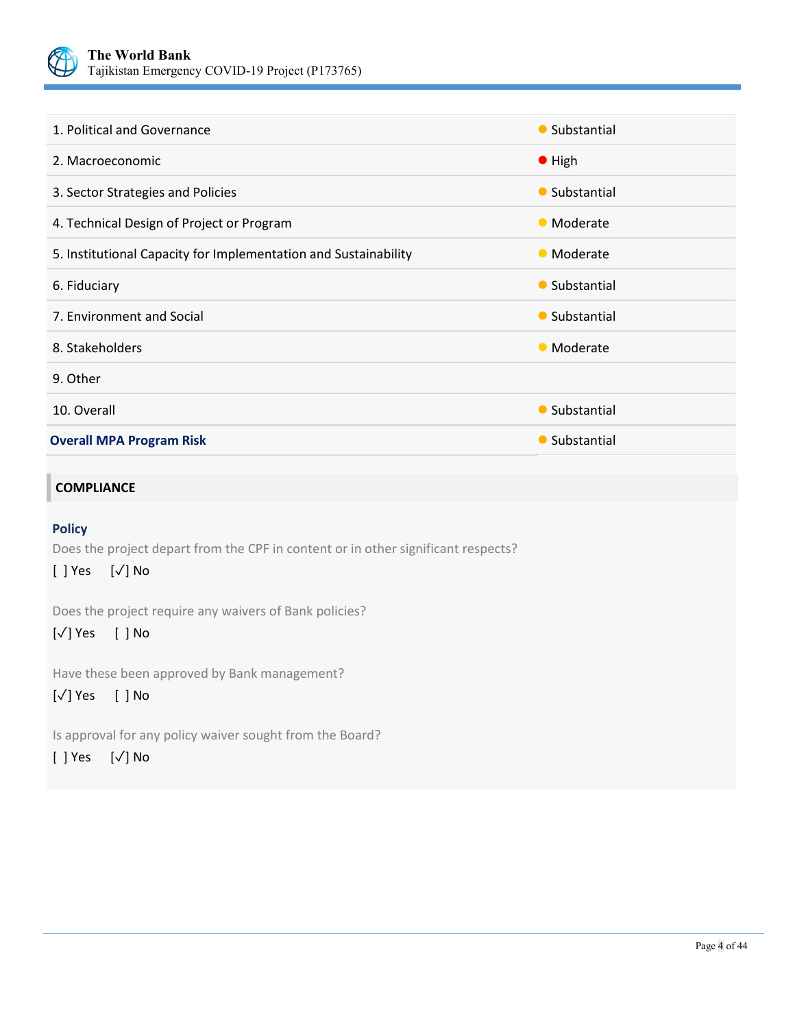| | |
|---|---|
| 1. Political and Governance | Substantial |
| 2. Macroeconomic | High |
| 3. Sector Strategies and Policies | Substantial |
| 4. Technical Design of Project or Program | Moderate |
| 5. Institutional Capacity for Implementation and Sustainability | Moderate |
| 6. Fiduciary | Substantial |
| 7. Environment and Social | Substantial |
| 8. Stakeholders | Moderate |
| 9. Other | |
| 10. Overall | Substantial |
| **Overall MPA Program Risk** | Substantial |

## COMPLIANCE

### Policy

Does the project depart from the CPF in content or in other significant respects?

[ ] Yes [√] No

Does the project require any waivers of Bank policies?

[√] Yes [ ] No

Have these been approved by Bank management?

[√] Yes [ ] No

Is approval for any policy waiver sought from the Board?

[ ] Yes [√] No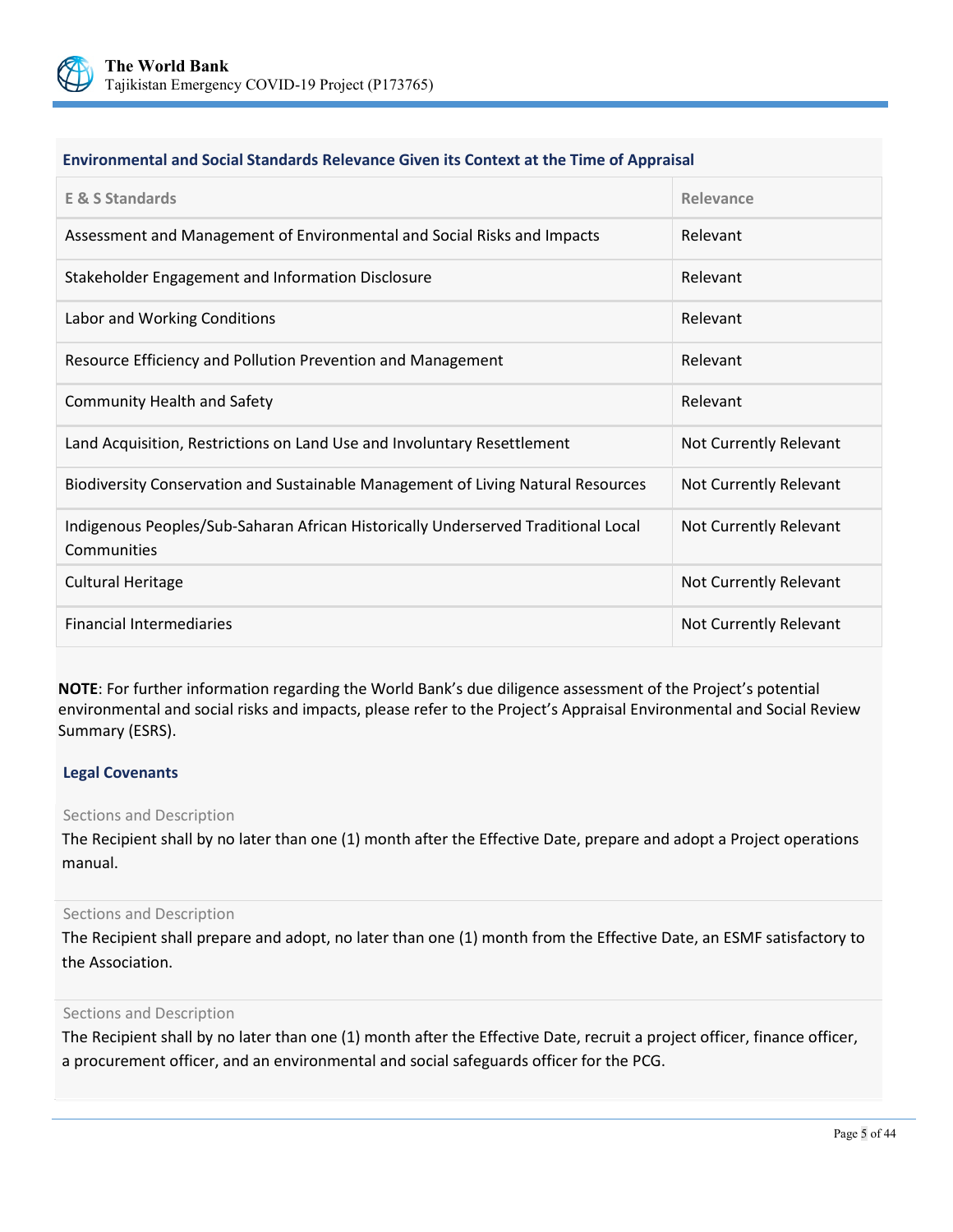### Environmental and Social Standards Relevance Given its Context at the Time of Appraisal

| E & S Standards | Relevance |
| --- | --- |
| Assessment and Management of Environmental and Social Risks and Impacts | Relevant |
| Stakeholder Engagement and Information Disclosure | Relevant |
| Labor and Working Conditions | Relevant |
| Resource Efficiency and Pollution Prevention and Management | Relevant |
| Community Health and Safety | Relevant |
| Land Acquisition, Restrictions on Land Use and Involuntary Resettlement | Not Currently Relevant |
| Biodiversity Conservation and Sustainable Management of Living Natural Resources | Not Currently Relevant |
| Indigenous Peoples/Sub-Saharan African Historically Underserved Traditional Local Communities | Not Currently Relevant |
| Cultural Heritage | Not Currently Relevant |
| Financial Intermediaries | Not Currently Relevant |

**NOTE**: For further information regarding the World Bank's due diligence assessment of the Project's potential environmental and social risks and impacts, please refer to the Project's Appraisal Environmental and Social Review Summary (ESRS).

### Legal Covenants

Sections and Description

The Recipient shall by no later than one (1) month after the Effective Date, prepare and adopt a Project operations manual.

Sections and Description

The Recipient shall prepare and adopt, no later than one (1) month from the Effective Date, an ESMF satisfactory to the Association.

Sections and Description

The Recipient shall by no later than one (1) month after the Effective Date, recruit a project officer, finance officer, a procurement officer, and an environmental and social safeguards officer for the PCG.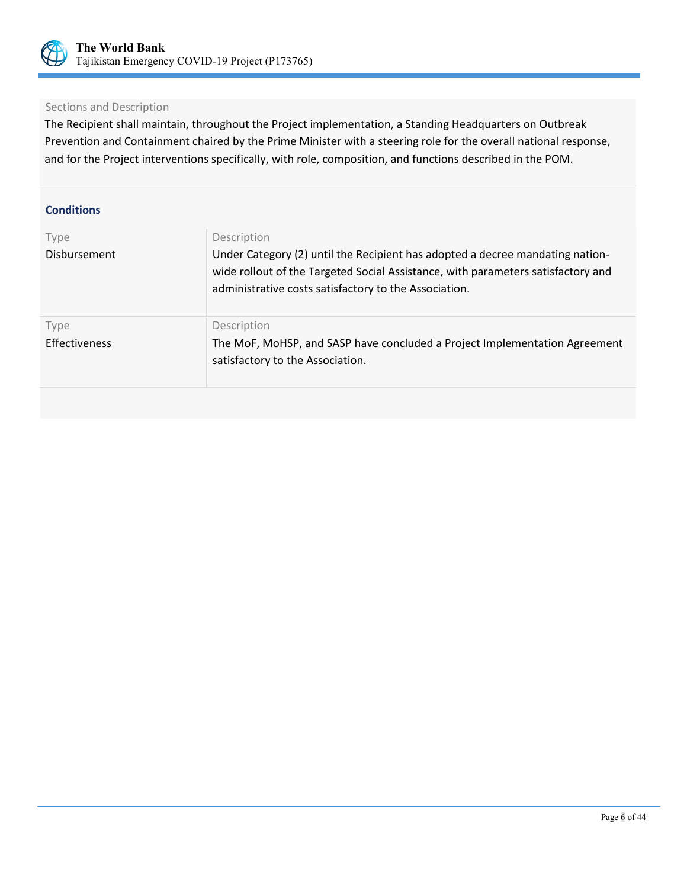| Sections and Description |
| --- |
| The Recipient shall maintain, throughout the Project implementation, a Standing Headquarters on Outbreak Prevention and Containment chaired by the Prime Minister with a steering role for the overall national response, and for the Project interventions specifically, with role, composition, and functions described in the POM. |

### Conditions

| Type | Description |
| --- | --- |
| Disbursement | Under Category (2) until the Recipient has adopted a decree mandating nation-wide rollout of the Targeted Social Assistance, with parameters satisfactory and administrative costs satisfactory to the Association. |
| Effectiveness | The MoF, MoHSP, and SASP have concluded a Project Implementation Agreement satisfactory to the Association. |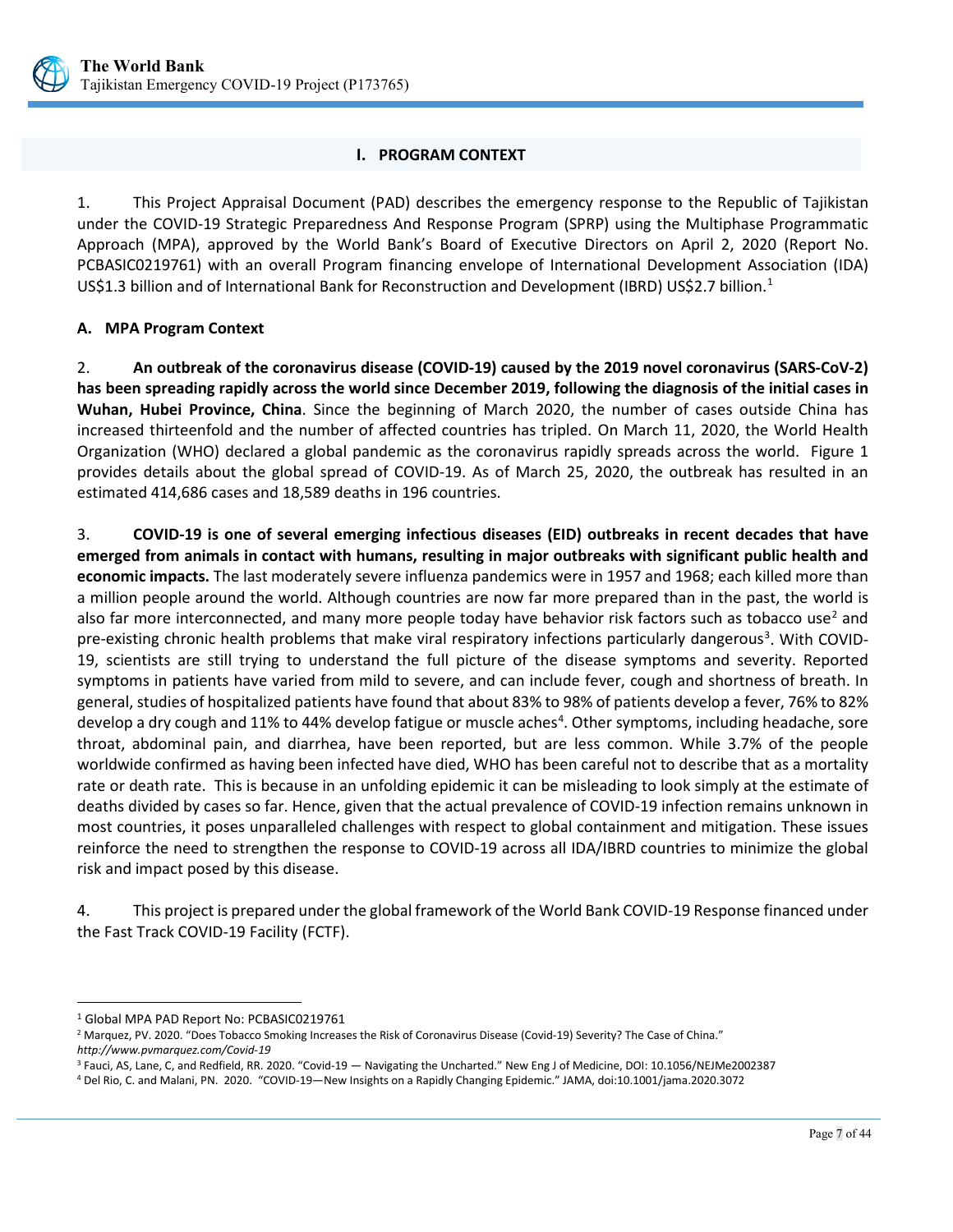## I. PROGRAM CONTEXT

1. This Project Appraisal Document (PAD) describes the emergency response to the Republic of Tajikistan under the COVID-19 Strategic Preparedness And Response Program (SPRP) using the Multiphase Programmatic Approach (MPA), approved by the World Bank's Board of Executive Directors on April 2, 2020 (Report No. PCBASIC0219761) with an overall Program financing envelope of International Development Association (IDA) US$1.3 billion and of International Bank for Reconstruction and Development (IBRD) US$2.7 billion.[1]

### A. MPA Program Context

2. **An outbreak of the coronavirus disease (COVID-19) caused by the 2019 novel coronavirus (SARS-CoV-2) has been spreading rapidly across the world since December 2019, following the diagnosis of the initial cases in Wuhan, Hubei Province, China**. Since the beginning of March 2020, the number of cases outside China has increased thirteenfold and the number of affected countries has tripled. On March 11, 2020, the World Health Organization (WHO) declared a global pandemic as the coronavirus rapidly spreads across the world. Figure 1 provides details about the global spread of COVID-19. As of March 25, 2020, the outbreak has resulted in an estimated 414,686 cases and 18,589 deaths in 196 countries.

3. **COVID-19 is one of several emerging infectious diseases (EID) outbreaks in recent decades that have emerged from animals in contact with humans, resulting in major outbreaks with significant public health and economic impacts.** The last moderately severe influenza pandemics were in 1957 and 1968; each killed more than a million people around the world. Although countries are now far more prepared than in the past, the world is also far more interconnected, and many more people today have behavior risk factors such as tobacco use[2] and pre-existing chronic health problems that make viral respiratory infections particularly dangerous[3]. With COVID-19, scientists are still trying to understand the full picture of the disease symptoms and severity. Reported symptoms in patients have varied from mild to severe, and can include fever, cough and shortness of breath. In general, studies of hospitalized patients have found that about 83% to 98% of patients develop a fever, 76% to 82% develop a dry cough and 11% to 44% develop fatigue or muscle aches[4]. Other symptoms, including headache, sore throat, abdominal pain, and diarrhea, have been reported, but are less common. While 3.7% of the people worldwide confirmed as having been infected have died, WHO has been careful not to describe that as a mortality rate or death rate. This is because in an unfolding epidemic it can be misleading to look simply at the estimate of deaths divided by cases so far. Hence, given that the actual prevalence of COVID-19 infection remains unknown in most countries, it poses unparalleled challenges with respect to global containment and mitigation. These issues reinforce the need to strengthen the response to COVID-19 across all IDA/IBRD countries to minimize the global risk and impact posed by this disease.

4. This project is prepared under the global framework of the World Bank COVID-19 Response financed under the Fast Track COVID-19 Facility (FCTF).

---

[1] Global MPA PAD Report No: PCBASIC0219761

[2] Marquez, PV. 2020. "Does Tobacco Smoking Increases the Risk of Coronavirus Disease (Covid-19) Severity? The Case of China." *http://www.pvmarquez.com/Covid-19*

[3] Fauci, AS, Lane, C, and Redfield, RR. 2020. "Covid-19 — Navigating the Uncharted." New Eng J of Medicine, DOI: 10.1056/NEJMe2002387

[4] Del Rio, C. and Malani, PN. 2020. "COVID-19—New Insights on a Rapidly Changing Epidemic." JAMA, doi:10.1001/jama.2020.3072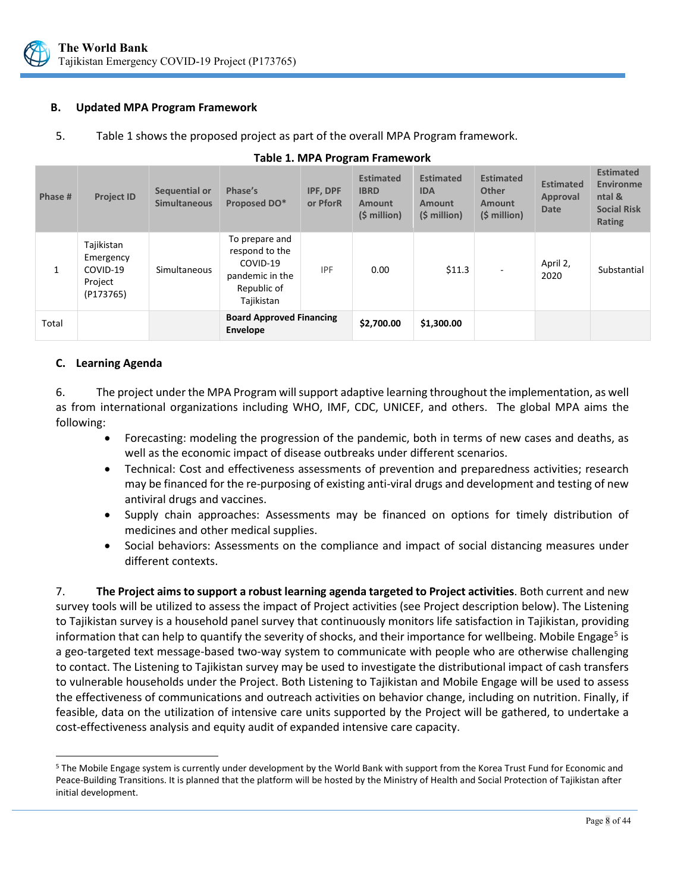## B. Updated MPA Program Framework

5. Table 1 shows the proposed project as part of the overall MPA Program framework.

**Table 1. MPA Program Framework**

| Phase # | Project ID | Sequential or Simultaneous | Phase's Proposed DO* | IPF, DPF or PforR | Estimated IBRD Amount ($ million) | Estimated IDA Amount ($ million) | Estimated Other Amount ($ million) | Estimated Approval Date | Estimated Environmental & Social Risk Rating |
|---|---|---|---|---|---|---|---|---|---|
| 1 | Tajikistan Emergency COVID-19 Project (P173765) | Simultaneous | To prepare and respond to the COVID-19 pandemic in the Republic of Tajikistan | IPF | 0.00 | $11.3 | - | April 2, 2020 | Substantial |
| Total | | | **Board Approved Financing Envelope** | | **$2,700.00** | **$1,300.00** | | | |

## C. Learning Agenda

6. The project under the MPA Program will support adaptive learning throughout the implementation, as well as from international organizations including WHO, IMF, CDC, UNICEF, and others. The global MPA aims the following:

- Forecasting: modeling the progression of the pandemic, both in terms of new cases and deaths, as well as the economic impact of disease outbreaks under different scenarios.
- Technical: Cost and effectiveness assessments of prevention and preparedness activities; research may be financed for the re-purposing of existing anti-viral drugs and development and testing of new antiviral drugs and vaccines.
- Supply chain approaches: Assessments may be financed on options for timely distribution of medicines and other medical supplies.
- Social behaviors: Assessments on the compliance and impact of social distancing measures under different contexts.

7. **The Project aims to support a robust learning agenda targeted to Project activities**. Both current and new survey tools will be utilized to assess the impact of Project activities (see Project description below). The Listening to Tajikistan survey is a household panel survey that continuously monitors life satisfaction in Tajikistan, providing information that can help to quantify the severity of shocks, and their importance for wellbeing. Mobile Engage[5] is a geo-targeted text message-based two-way system to communicate with people who are otherwise challenging to contact. The Listening to Tajikistan survey may be used to investigate the distributional impact of cash transfers to vulnerable households under the Project. Both Listening to Tajikistan and Mobile Engage will be used to assess the effectiveness of communications and outreach activities on behavior change, including on nutrition. Finally, if feasible, data on the utilization of intensive care units supported by the Project will be gathered, to undertake a cost-effectiveness analysis and equity audit of expanded intensive care capacity.

[5] The Mobile Engage system is currently under development by the World Bank with support from the Korea Trust Fund for Economic and Peace-Building Transitions. It is planned that the platform will be hosted by the Ministry of Health and Social Protection of Tajikistan after initial development.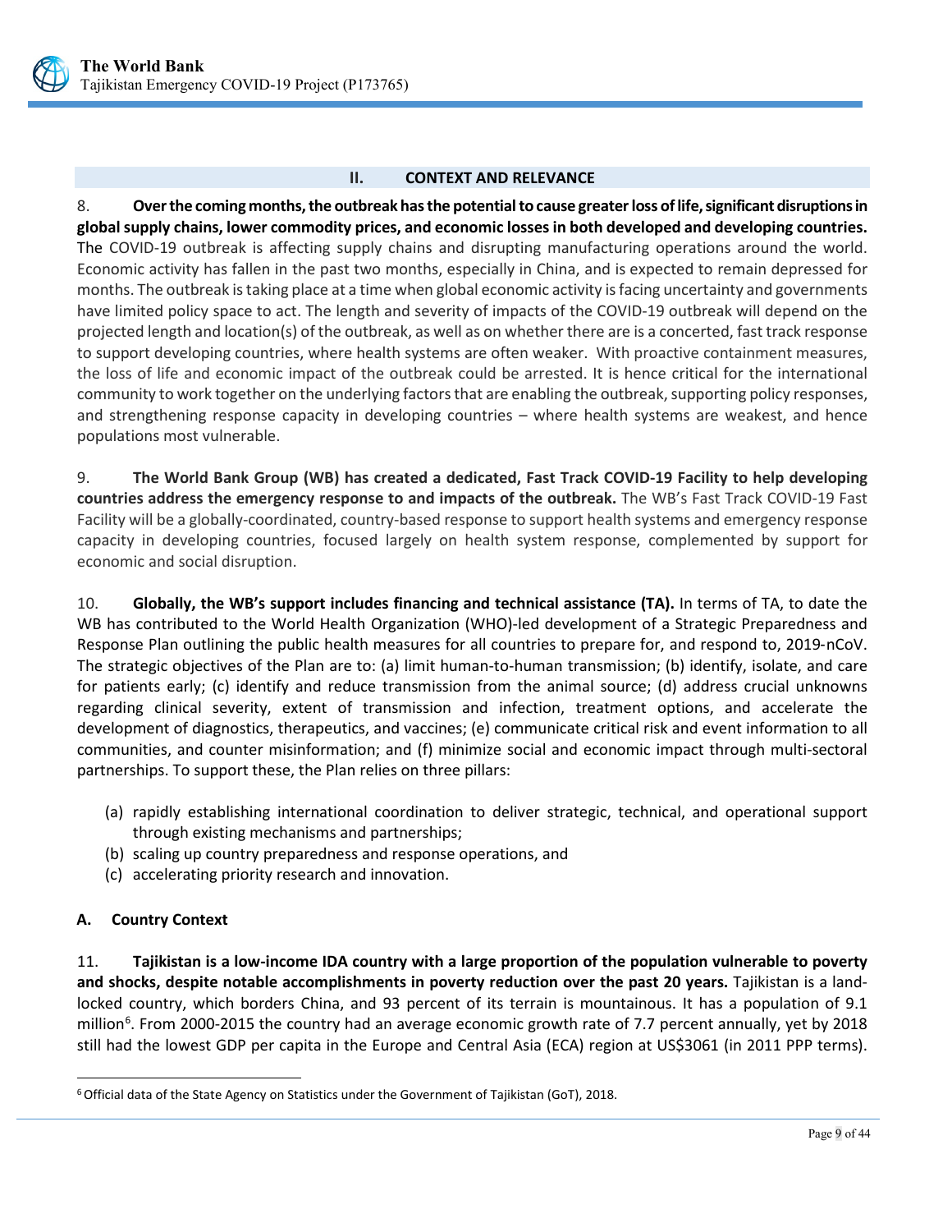## II. CONTEXT AND RELEVANCE

8. **Over the coming months, the outbreak has the potential to cause greater loss of life, significant disruptions in global supply chains, lower commodity prices, and economic losses in both developed and developing countries.** The COVID-19 outbreak is affecting supply chains and disrupting manufacturing operations around the world. Economic activity has fallen in the past two months, especially in China, and is expected to remain depressed for months. The outbreak is taking place at a time when global economic activity is facing uncertainty and governments have limited policy space to act. The length and severity of impacts of the COVID-19 outbreak will depend on the projected length and location(s) of the outbreak, as well as on whether there are is a concerted, fast track response to support developing countries, where health systems are often weaker. With proactive containment measures, the loss of life and economic impact of the outbreak could be arrested. It is hence critical for the international community to work together on the underlying factors that are enabling the outbreak, supporting policy responses, and strengthening response capacity in developing countries – where health systems are weakest, and hence populations most vulnerable.

9. **The World Bank Group (WB) has created a dedicated, Fast Track COVID-19 Facility to help developing countries address the emergency response to and impacts of the outbreak.** The WB's Fast Track COVID-19 Fast Facility will be a globally-coordinated, country-based response to support health systems and emergency response capacity in developing countries, focused largely on health system response, complemented by support for economic and social disruption.

10. **Globally, the WB's support includes financing and technical assistance (TA).** In terms of TA, to date the WB has contributed to the World Health Organization (WHO)-led development of a Strategic Preparedness and Response Plan outlining the public health measures for all countries to prepare for, and respond to, 2019-nCoV. The strategic objectives of the Plan are to: (a) limit human-to-human transmission; (b) identify, isolate, and care for patients early; (c) identify and reduce transmission from the animal source; (d) address crucial unknowns regarding clinical severity, extent of transmission and infection, treatment options, and accelerate the development of diagnostics, therapeutics, and vaccines; (e) communicate critical risk and event information to all communities, and counter misinformation; and (f) minimize social and economic impact through multi-sectoral partnerships. To support these, the Plan relies on three pillars:

(a) rapidly establishing international coordination to deliver strategic, technical, and operational support through existing mechanisms and partnerships;
(b) scaling up country preparedness and response operations, and
(c) accelerating priority research and innovation.

### A. Country Context

11. **Tajikistan is a low-income IDA country with a large proportion of the population vulnerable to poverty and shocks, despite notable accomplishments in poverty reduction over the past 20 years.** Tajikistan is a land-locked country, which borders China, and 93 percent of its terrain is mountainous. It has a population of 9.1 million[6]. From 2000-2015 the country had an average economic growth rate of 7.7 percent annually, yet by 2018 still had the lowest GDP per capita in the Europe and Central Asia (ECA) region at US$3061 (in 2011 PPP terms).

[6] Official data of the State Agency on Statistics under the Government of Tajikistan (GoT), 2018.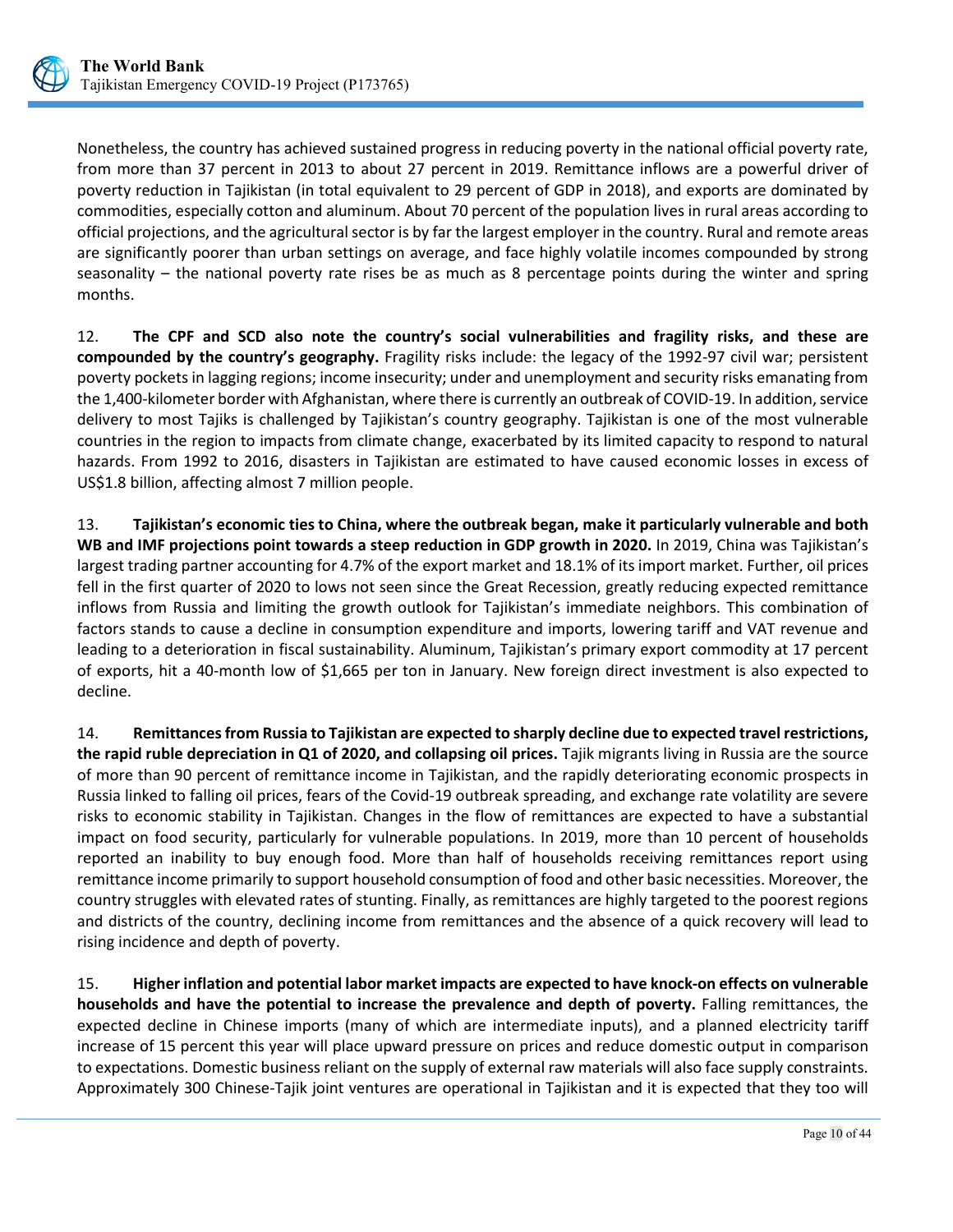Nonetheless, the country has achieved sustained progress in reducing poverty in the national official poverty rate, from more than 37 percent in 2013 to about 27 percent in 2019. Remittance inflows are a powerful driver of poverty reduction in Tajikistan (in total equivalent to 29 percent of GDP in 2018), and exports are dominated by commodities, especially cotton and aluminum. About 70 percent of the population lives in rural areas according to official projections, and the agricultural sector is by far the largest employer in the country. Rural and remote areas are significantly poorer than urban settings on average, and face highly volatile incomes compounded by strong seasonality – the national poverty rate rises be as much as 8 percentage points during the winter and spring months.

12. **The CPF and SCD also note the country's social vulnerabilities and fragility risks, and these are compounded by the country's geography.** Fragility risks include: the legacy of the 1992-97 civil war; persistent poverty pockets in lagging regions; income insecurity; under and unemployment and security risks emanating from the 1,400-kilometer border with Afghanistan, where there is currently an outbreak of COVID-19. In addition, service delivery to most Tajiks is challenged by Tajikistan's country geography. Tajikistan is one of the most vulnerable countries in the region to impacts from climate change, exacerbated by its limited capacity to respond to natural hazards. From 1992 to 2016, disasters in Tajikistan are estimated to have caused economic losses in excess of US$1.8 billion, affecting almost 7 million people.

13. **Tajikistan's economic ties to China, where the outbreak began, make it particularly vulnerable and both WB and IMF projections point towards a steep reduction in GDP growth in 2020.** In 2019, China was Tajikistan's largest trading partner accounting for 4.7% of the export market and 18.1% of its import market. Further, oil prices fell in the first quarter of 2020 to lows not seen since the Great Recession, greatly reducing expected remittance inflows from Russia and limiting the growth outlook for Tajikistan's immediate neighbors. This combination of factors stands to cause a decline in consumption expenditure and imports, lowering tariff and VAT revenue and leading to a deterioration in fiscal sustainability. Aluminum, Tajikistan's primary export commodity at 17 percent of exports, hit a 40-month low of $1,665 per ton in January. New foreign direct investment is also expected to decline.

14. **Remittances from Russia to Tajikistan are expected to sharply decline due to expected travel restrictions, the rapid ruble depreciation in Q1 of 2020, and collapsing oil prices.** Tajik migrants living in Russia are the source of more than 90 percent of remittance income in Tajikistan, and the rapidly deteriorating economic prospects in Russia linked to falling oil prices, fears of the Covid-19 outbreak spreading, and exchange rate volatility are severe risks to economic stability in Tajikistan. Changes in the flow of remittances are expected to have a substantial impact on food security, particularly for vulnerable populations. In 2019, more than 10 percent of households reported an inability to buy enough food. More than half of households receiving remittances report using remittance income primarily to support household consumption of food and other basic necessities. Moreover, the country struggles with elevated rates of stunting. Finally, as remittances are highly targeted to the poorest regions and districts of the country, declining income from remittances and the absence of a quick recovery will lead to rising incidence and depth of poverty.

15. **Higher inflation and potential labor market impacts are expected to have knock-on effects on vulnerable households and have the potential to increase the prevalence and depth of poverty.** Falling remittances, the expected decline in Chinese imports (many of which are intermediate inputs), and a planned electricity tariff increase of 15 percent this year will place upward pressure on prices and reduce domestic output in comparison to expectations. Domestic business reliant on the supply of external raw materials will also face supply constraints. Approximately 300 Chinese-Tajik joint ventures are operational in Tajikistan and it is expected that they too will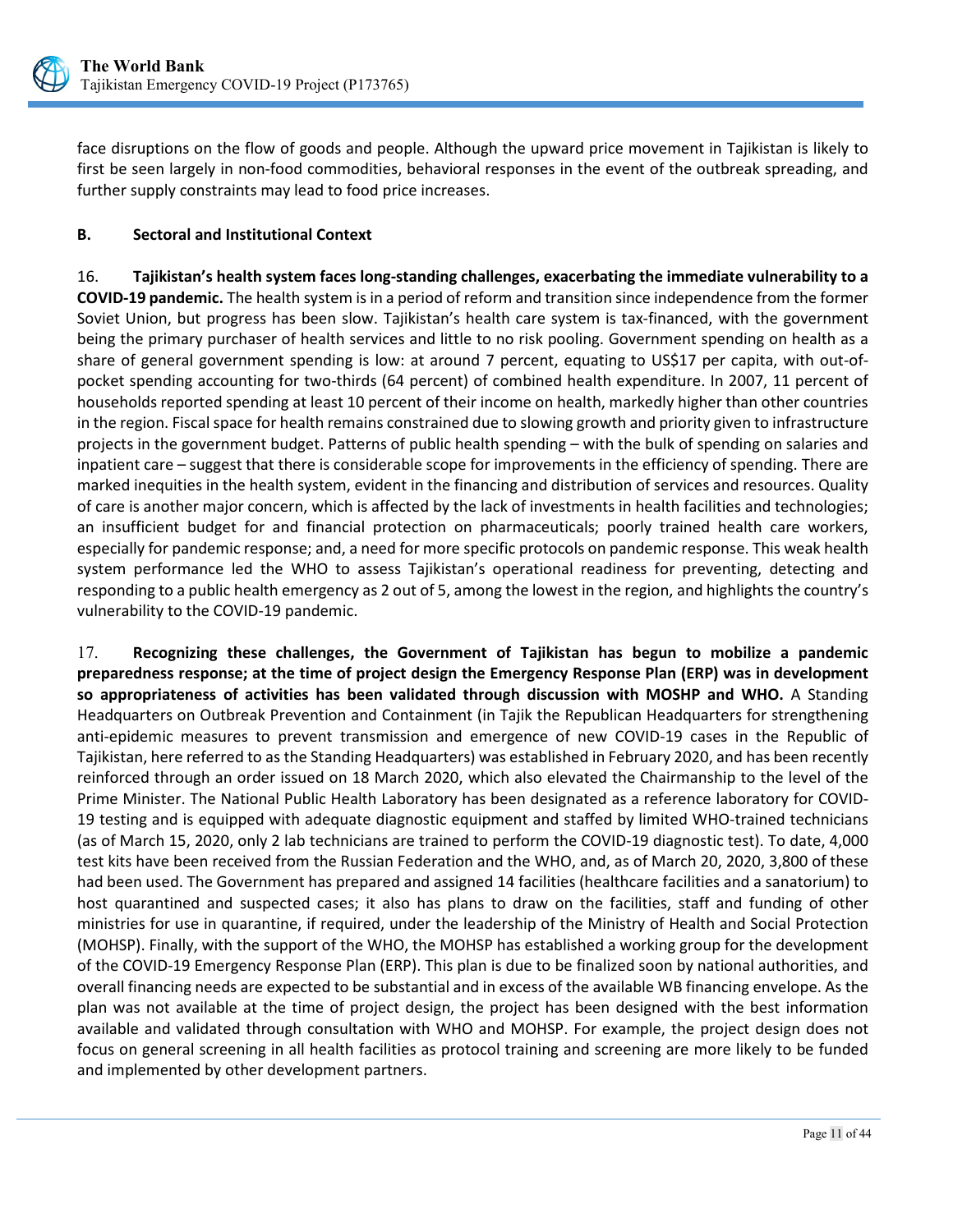face disruptions on the flow of goods and people. Although the upward price movement in Tajikistan is likely to first be seen largely in non-food commodities, behavioral responses in the event of the outbreak spreading, and further supply constraints may lead to food price increases.

### B. Sectoral and Institutional Context

16. **Tajikistan's health system faces long-standing challenges, exacerbating the immediate vulnerability to a COVID-19 pandemic.** The health system is in a period of reform and transition since independence from the former Soviet Union, but progress has been slow. Tajikistan's health care system is tax-financed, with the government being the primary purchaser of health services and little to no risk pooling. Government spending on health as a share of general government spending is low: at around 7 percent, equating to US$17 per capita, with out-of-pocket spending accounting for two-thirds (64 percent) of combined health expenditure. In 2007, 11 percent of households reported spending at least 10 percent of their income on health, markedly higher than other countries in the region. Fiscal space for health remains constrained due to slowing growth and priority given to infrastructure projects in the government budget. Patterns of public health spending – with the bulk of spending on salaries and inpatient care – suggest that there is considerable scope for improvements in the efficiency of spending. There are marked inequities in the health system, evident in the financing and distribution of services and resources. Quality of care is another major concern, which is affected by the lack of investments in health facilities and technologies; an insufficient budget for and financial protection on pharmaceuticals; poorly trained health care workers, especially for pandemic response; and, a need for more specific protocols on pandemic response. This weak health system performance led the WHO to assess Tajikistan's operational readiness for preventing, detecting and responding to a public health emergency as 2 out of 5, among the lowest in the region, and highlights the country's vulnerability to the COVID-19 pandemic.

17. **Recognizing these challenges, the Government of Tajikistan has begun to mobilize a pandemic preparedness response; at the time of project design the Emergency Response Plan (ERP) was in development so appropriateness of activities has been validated through discussion with MOSHP and WHO.** A Standing Headquarters on Outbreak Prevention and Containment (in Tajik the Republican Headquarters for strengthening anti-epidemic measures to prevent transmission and emergence of new COVID-19 cases in the Republic of Tajikistan, here referred to as the Standing Headquarters) was established in February 2020, and has been recently reinforced through an order issued on 18 March 2020, which also elevated the Chairmanship to the level of the Prime Minister. The National Public Health Laboratory has been designated as a reference laboratory for COVID-19 testing and is equipped with adequate diagnostic equipment and staffed by limited WHO-trained technicians (as of March 15, 2020, only 2 lab technicians are trained to perform the COVID-19 diagnostic test). To date, 4,000 test kits have been received from the Russian Federation and the WHO, and, as of March 20, 2020, 3,800 of these had been used. The Government has prepared and assigned 14 facilities (healthcare facilities and a sanatorium) to host quarantined and suspected cases; it also has plans to draw on the facilities, staff and funding of other ministries for use in quarantine, if required, under the leadership of the Ministry of Health and Social Protection (MOHSP). Finally, with the support of the WHO, the MOHSP has established a working group for the development of the COVID-19 Emergency Response Plan (ERP). This plan is due to be finalized soon by national authorities, and overall financing needs are expected to be substantial and in excess of the available WB financing envelope. As the plan was not available at the time of project design, the project has been designed with the best information available and validated through consultation with WHO and MOHSP. For example, the project design does not focus on general screening in all health facilities as protocol training and screening are more likely to be funded and implemented by other development partners.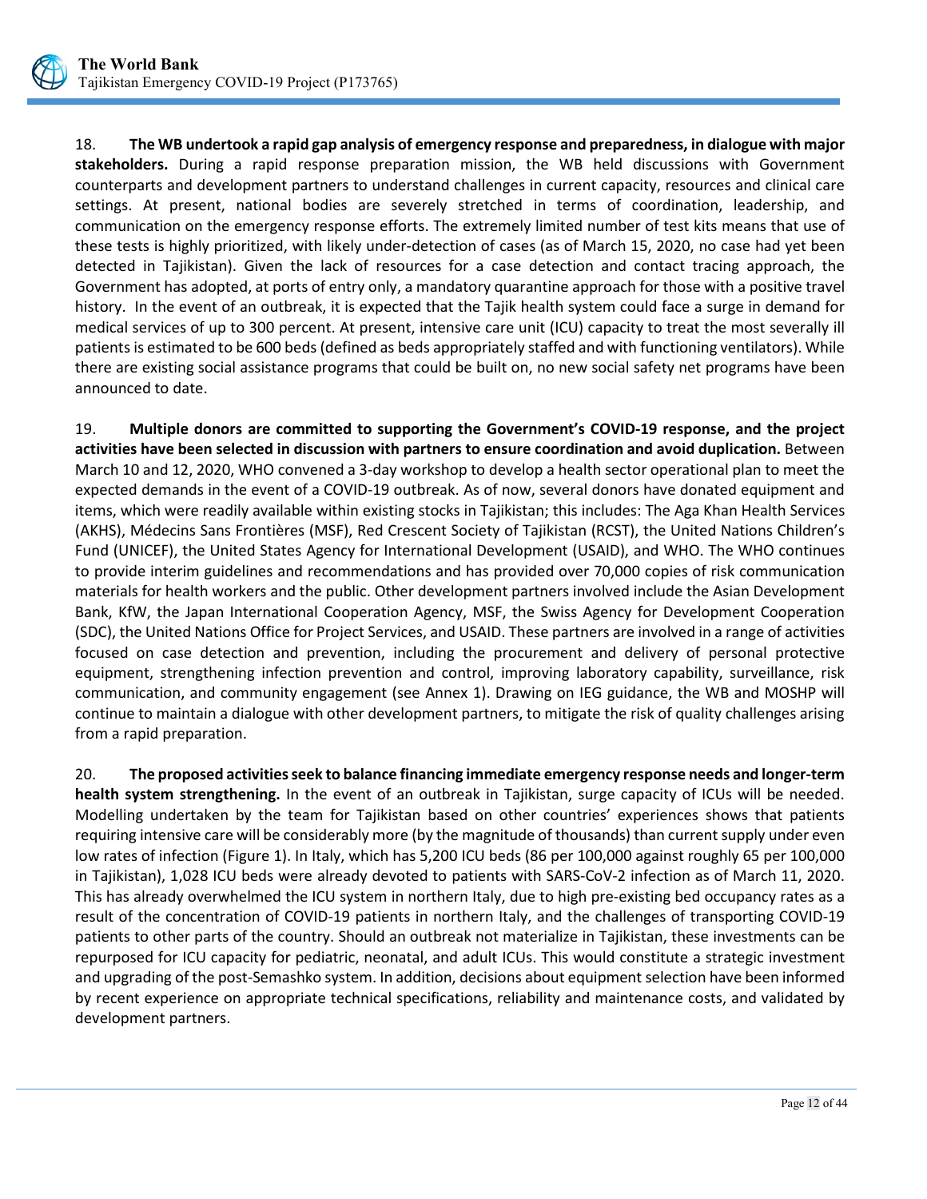18. **The WB undertook a rapid gap analysis of emergency response and preparedness, in dialogue with major stakeholders.** During a rapid response preparation mission, the WB held discussions with Government counterparts and development partners to understand challenges in current capacity, resources and clinical care settings. At present, national bodies are severely stretched in terms of coordination, leadership, and communication on the emergency response efforts. The extremely limited number of test kits means that use of these tests is highly prioritized, with likely under-detection of cases (as of March 15, 2020, no case had yet been detected in Tajikistan). Given the lack of resources for a case detection and contact tracing approach, the Government has adopted, at ports of entry only, a mandatory quarantine approach for those with a positive travel history. In the event of an outbreak, it is expected that the Tajik health system could face a surge in demand for medical services of up to 300 percent. At present, intensive care unit (ICU) capacity to treat the most severally ill patients is estimated to be 600 beds (defined as beds appropriately staffed and with functioning ventilators). While there are existing social assistance programs that could be built on, no new social safety net programs have been announced to date.

19. **Multiple donors are committed to supporting the Government's COVID-19 response, and the project activities have been selected in discussion with partners to ensure coordination and avoid duplication.** Between March 10 and 12, 2020, WHO convened a 3-day workshop to develop a health sector operational plan to meet the expected demands in the event of a COVID-19 outbreak. As of now, several donors have donated equipment and items, which were readily available within existing stocks in Tajikistan; this includes: The Aga Khan Health Services (AKHS), Médecins Sans Frontières (MSF), Red Crescent Society of Tajikistan (RCST), the United Nations Children's Fund (UNICEF), the United States Agency for International Development (USAID), and WHO. The WHO continues to provide interim guidelines and recommendations and has provided over 70,000 copies of risk communication materials for health workers and the public. Other development partners involved include the Asian Development Bank, KfW, the Japan International Cooperation Agency, MSF, the Swiss Agency for Development Cooperation (SDC), the United Nations Office for Project Services, and USAID. These partners are involved in a range of activities focused on case detection and prevention, including the procurement and delivery of personal protective equipment, strengthening infection prevention and control, improving laboratory capability, surveillance, risk communication, and community engagement (see Annex 1). Drawing on IEG guidance, the WB and MOSHP will continue to maintain a dialogue with other development partners, to mitigate the risk of quality challenges arising from a rapid preparation.

20. **The proposed activities seek to balance financing immediate emergency response needs and longer-term health system strengthening.** In the event of an outbreak in Tajikistan, surge capacity of ICUs will be needed. Modelling undertaken by the team for Tajikistan based on other countries' experiences shows that patients requiring intensive care will be considerably more (by the magnitude of thousands) than current supply under even low rates of infection (Figure 1). In Italy, which has 5,200 ICU beds (86 per 100,000 against roughly 65 per 100,000 in Tajikistan), 1,028 ICU beds were already devoted to patients with SARS-CoV-2 infection as of March 11, 2020. This has already overwhelmed the ICU system in northern Italy, due to high pre-existing bed occupancy rates as a result of the concentration of COVID-19 patients in northern Italy, and the challenges of transporting COVID-19 patients to other parts of the country. Should an outbreak not materialize in Tajikistan, these investments can be repurposed for ICU capacity for pediatric, neonatal, and adult ICUs. This would constitute a strategic investment and upgrading of the post-Semashko system. In addition, decisions about equipment selection have been informed by recent experience on appropriate technical specifications, reliability and maintenance costs, and validated by development partners.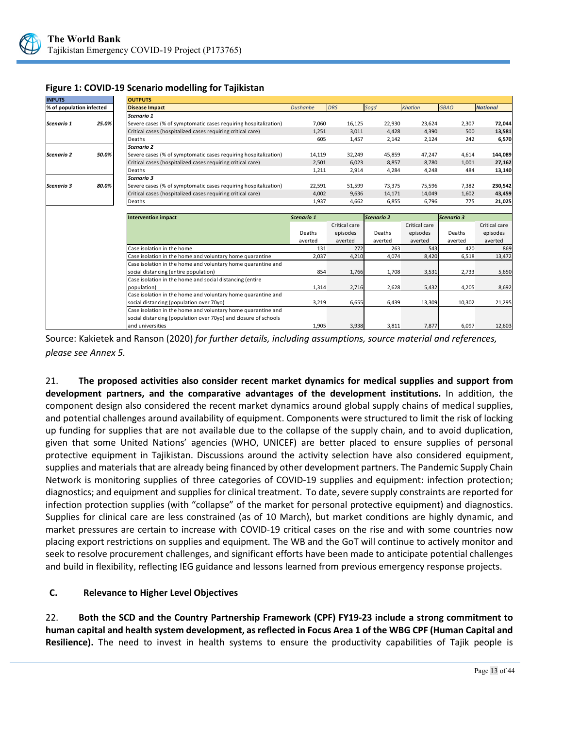**Figure 1: COVID-19 Scenario modelling for Tajikistan**

| INPUTS | | OUTPUTS | | | | | | |
|---|---|---|---|---|---|---|---|---|
| % of population infected | | Disease Impact | *Dushanbe* | *DRS* | *Sogd* | *Khatlon* | *GBAO* | *National* |
| | | *Scenario 1* | | | | | | |
| *Scenario 1* | *25.0%* | Severe cases (% of symptomatic cases requiring hospitalization) | 7,060 | 16,125 | 22,930 | 23,624 | 2,307 | **72,044** |
| | | Critical cases (hospitalized cases requiring critical care) | 1,251 | 3,011 | 4,428 | 4,390 | 500 | **13,581** |
| | | Deaths | 605 | 1,457 | 2,142 | 2,124 | 242 | **6,570** |
| | | *Scenario 2* | | | | | | |
| *Scenario 2* | *50.0%* | Severe cases (% of symptomatic cases requiring hospitalization) | 14,119 | 32,249 | 45,859 | 47,247 | 4,614 | **144,089** |
| | | Critical cases (hospitalized cases requiring critical care) | 2,501 | 6,023 | 8,857 | 8,780 | 1,001 | **27,162** |
| | | Deaths | 1,211 | 2,914 | 4,284 | 4,248 | 484 | **13,140** |
| | | *Scenario 3* | | | | | | |
| *Scenario 3* | *80.0%* | Severe cases (% of symptomatic cases requiring hospitalization) | 22,591 | 51,599 | 73,375 | 75,596 | 7,382 | **230,542** |
| | | Critical cases (hospitalized cases requiring critical care) | 4,002 | 9,636 | 14,171 | 14,049 | 1,602 | **43,459** |
| | | Deaths | 1,937 | 4,662 | 6,855 | 6,796 | 775 | **21,025** |

| Intervention impact | *Scenario 1* | | *Scenario 2* | | *Scenario 3* | |
|---|---|---|---|---|---|---|
| | Deaths averted | Critical care episodes averted | Deaths averted | Critical care episodes averted | Deaths averted | Critical care episodes averted |
| Case isolation in the home | 131 | 272 | 263 | 543 | 420 | 869 |
| Case isolation in the home and voluntary home quarantine | 2,037 | 4,210 | 4,074 | 8,420 | 6,518 | 13,472 |
| Case isolation in the home and voluntary home quarantine and social distancing (entire population) | 854 | 1,766 | 1,708 | 3,531 | 2,733 | 5,650 |
| Case isolation in the home and social distancing (entire population) | 1,314 | 2,716 | 2,628 | 5,432 | 4,205 | 8,692 |
| Case isolation in the home and voluntary home quarantine and social distancing (population over 70yo) | 3,219 | 6,655 | 6,439 | 13,309 | 10,302 | 21,295 |
| Case isolation in the home and voluntary home quarantine and social distancing (population over 70yo) and closure of schools and universities | 1,905 | 3,938 | 3,811 | 7,877 | 6,097 | 12,603 |

Source: Kakietek and Ranson (2020) *for further details, including assumptions, source material and references, please see Annex 5.*

21. **The proposed activities also consider recent market dynamics for medical supplies and support from development partners, and the comparative advantages of the development institutions.** In addition, the component design also considered the recent market dynamics around global supply chains of medical supplies, and potential challenges around availability of equipment. Components were structured to limit the risk of locking up funding for supplies that are not available due to the collapse of the supply chain, and to avoid duplication, given that some United Nations' agencies (WHO, UNICEF) are better placed to ensure supplies of personal protective equipment in Tajikistan. Discussions around the activity selection have also considered equipment, supplies and materials that are already being financed by other development partners. The Pandemic Supply Chain Network is monitoring supplies of three categories of COVID-19 supplies and equipment: infection protection; diagnostics; and equipment and supplies for clinical treatment. To date, severe supply constraints are reported for infection protection supplies (with "collapse" of the market for personal protective equipment) and diagnostics. Supplies for clinical care are less constrained (as of 10 March), but market conditions are highly dynamic, and market pressures are certain to increase with COVID-19 critical cases on the rise and with some countries now placing export restrictions on supplies and equipment. The WB and the GoT will continue to actively monitor and seek to resolve procurement challenges, and significant efforts have been made to anticipate potential challenges and build in flexibility, reflecting IEG guidance and lessons learned from previous emergency response projects.

### C. Relevance to Higher Level Objectives

22. **Both the SCD and the Country Partnership Framework (CPF) FY19-23 include a strong commitment to human capital and health system development, as reflected in Focus Area 1 of the WBG CPF (Human Capital and Resilience).** The need to invest in health systems to ensure the productivity capabilities of Tajik people is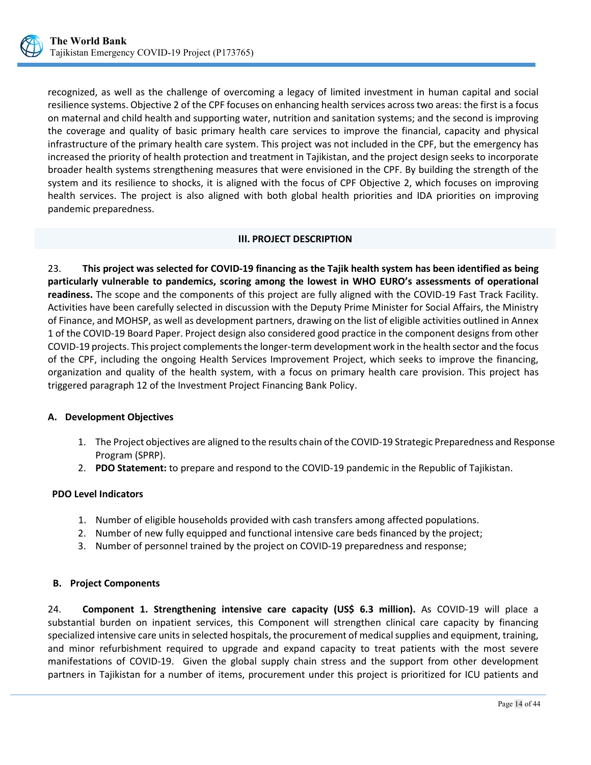recognized, as well as the challenge of overcoming a legacy of limited investment in human capital and social resilience systems. Objective 2 of the CPF focuses on enhancing health services across two areas: the first is a focus on maternal and child health and supporting water, nutrition and sanitation systems; and the second is improving the coverage and quality of basic primary health care services to improve the financial, capacity and physical infrastructure of the primary health care system. This project was not included in the CPF, but the emergency has increased the priority of health protection and treatment in Tajikistan, and the project design seeks to incorporate broader health systems strengthening measures that were envisioned in the CPF. By building the strength of the system and its resilience to shocks, it is aligned with the focus of CPF Objective 2, which focuses on improving health services. The project is also aligned with both global health priorities and IDA priorities on improving pandemic preparedness.

## III. PROJECT DESCRIPTION

23. **This project was selected for COVID-19 financing as the Tajik health system has been identified as being particularly vulnerable to pandemics, scoring among the lowest in WHO EURO's assessments of operational readiness.** The scope and the components of this project are fully aligned with the COVID-19 Fast Track Facility. Activities have been carefully selected in discussion with the Deputy Prime Minister for Social Affairs, the Ministry of Finance, and MOHSP, as well as development partners, drawing on the list of eligible activities outlined in Annex 1 of the COVID-19 Board Paper. Project design also considered good practice in the component designs from other COVID-19 projects. This project complements the longer-term development work in the health sector and the focus of the CPF, including the ongoing Health Services Improvement Project, which seeks to improve the financing, organization and quality of the health system, with a focus on primary health care provision. This project has triggered paragraph 12 of the Investment Project Financing Bank Policy.

### A. Development Objectives

1. The Project objectives are aligned to the results chain of the COVID-19 Strategic Preparedness and Response Program (SPRP).
2. **PDO Statement:** to prepare and respond to the COVID-19 pandemic in the Republic of Tajikistan.

### PDO Level Indicators

1. Number of eligible households provided with cash transfers among affected populations.
2. Number of new fully equipped and functional intensive care beds financed by the project;
3. Number of personnel trained by the project on COVID-19 preparedness and response;

### B. Project Components

24. **Component 1. Strengthening intensive care capacity (US$ 6.3 million).** As COVID-19 will place a substantial burden on inpatient services, this Component will strengthen clinical care capacity by financing specialized intensive care units in selected hospitals, the procurement of medical supplies and equipment, training, and minor refurbishment required to upgrade and expand capacity to treat patients with the most severe manifestations of COVID-19. Given the global supply chain stress and the support from other development partners in Tajikistan for a number of items, procurement under this project is prioritized for ICU patients and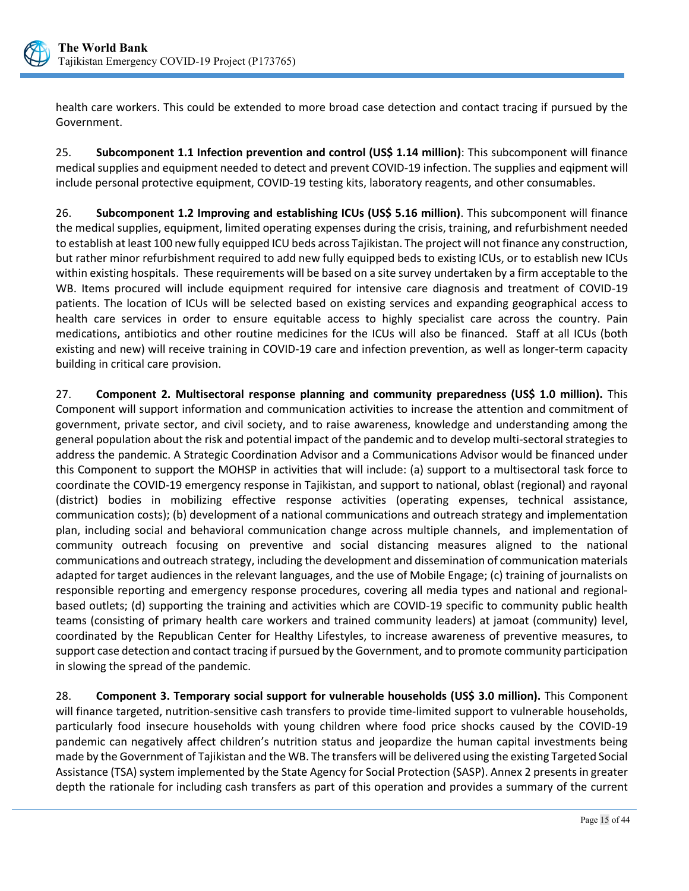health care workers. This could be extended to more broad case detection and contact tracing if pursued by the Government.

25. **Subcomponent 1.1 Infection prevention and control (US$ 1.14 million)**: This subcomponent will finance medical supplies and equipment needed to detect and prevent COVID-19 infection. The supplies and eqipment will include personal protective equipment, COVID-19 testing kits, laboratory reagents, and other consumables.

26. **Subcomponent 1.2 Improving and establishing ICUs (US$ 5.16 million)**. This subcomponent will finance the medical supplies, equipment, limited operating expenses during the crisis, training, and refurbishment needed to establish at least 100 new fully equipped ICU beds across Tajikistan. The project will not finance any construction, but rather minor refurbishment required to add new fully equipped beds to existing ICUs, or to establish new ICUs within existing hospitals. These requirements will be based on a site survey undertaken by a firm acceptable to the WB. Items procured will include equipment required for intensive care diagnosis and treatment of COVID-19 patients. The location of ICUs will be selected based on existing services and expanding geographical access to health care services in order to ensure equitable access to highly specialist care across the country. Pain medications, antibiotics and other routine medicines for the ICUs will also be financed. Staff at all ICUs (both existing and new) will receive training in COVID-19 care and infection prevention, as well as longer-term capacity building in critical care provision.

27. **Component 2. Multisectoral response planning and community preparedness (US$ 1.0 million).** This Component will support information and communication activities to increase the attention and commitment of government, private sector, and civil society, and to raise awareness, knowledge and understanding among the general population about the risk and potential impact of the pandemic and to develop multi-sectoral strategies to address the pandemic. A Strategic Coordination Advisor and a Communications Advisor would be financed under this Component to support the MOHSP in activities that will include: (a) support to a multisectoral task force to coordinate the COVID-19 emergency response in Tajikistan, and support to national, oblast (regional) and rayonal (district) bodies in mobilizing effective response activities (operating expenses, technical assistance, communication costs); (b) development of a national communications and outreach strategy and implementation plan, including social and behavioral communication change across multiple channels, and implementation of community outreach focusing on preventive and social distancing measures aligned to the national communications and outreach strategy, including the development and dissemination of communication materials adapted for target audiences in the relevant languages, and the use of Mobile Engage; (c) training of journalists on responsible reporting and emergency response procedures, covering all media types and national and regional-based outlets; (d) supporting the training and activities which are COVID-19 specific to community public health teams (consisting of primary health care workers and trained community leaders) at jamoat (community) level, coordinated by the Republican Center for Healthy Lifestyles, to increase awareness of preventive measures, to support case detection and contact tracing if pursued by the Government, and to promote community participation in slowing the spread of the pandemic.

28. **Component 3. Temporary social support for vulnerable households (US$ 3.0 million).** This Component will finance targeted, nutrition-sensitive cash transfers to provide time-limited support to vulnerable households, particularly food insecure households with young children where food price shocks caused by the COVID-19 pandemic can negatively affect children's nutrition status and jeopardize the human capital investments being made by the Government of Tajikistan and the WB. The transfers will be delivered using the existing Targeted Social Assistance (TSA) system implemented by the State Agency for Social Protection (SASP). Annex 2 presents in greater depth the rationale for including cash transfers as part of this operation and provides a summary of the current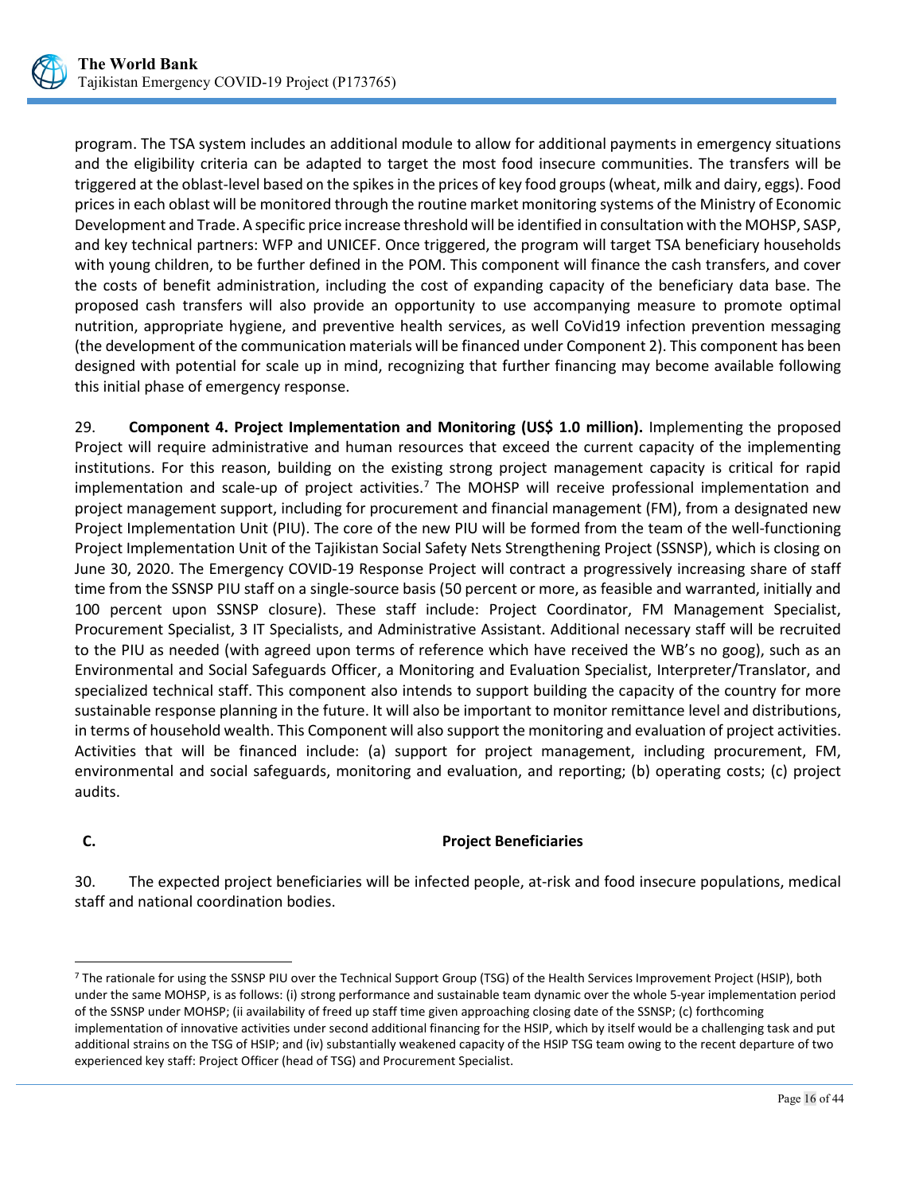program. The TSA system includes an additional module to allow for additional payments in emergency situations and the eligibility criteria can be adapted to target the most food insecure communities. The transfers will be triggered at the oblast-level based on the spikes in the prices of key food groups (wheat, milk and dairy, eggs). Food prices in each oblast will be monitored through the routine market monitoring systems of the Ministry of Economic Development and Trade. A specific price increase threshold will be identified in consultation with the MOHSP, SASP, and key technical partners: WFP and UNICEF. Once triggered, the program will target TSA beneficiary households with young children, to be further defined in the POM. This component will finance the cash transfers, and cover the costs of benefit administration, including the cost of expanding capacity of the beneficiary data base. The proposed cash transfers will also provide an opportunity to use accompanying measure to promote optimal nutrition, appropriate hygiene, and preventive health services, as well CoVid19 infection prevention messaging (the development of the communication materials will be financed under Component 2). This component has been designed with potential for scale up in mind, recognizing that further financing may become available following this initial phase of emergency response.

29. **Component 4. Project Implementation and Monitoring (US$ 1.0 million).** Implementing the proposed Project will require administrative and human resources that exceed the current capacity of the implementing institutions. For this reason, building on the existing strong project management capacity is critical for rapid implementation and scale-up of project activities.[7] The MOHSP will receive professional implementation and project management support, including for procurement and financial management (FM), from a designated new Project Implementation Unit (PIU). The core of the new PIU will be formed from the team of the well-functioning Project Implementation Unit of the Tajikistan Social Safety Nets Strengthening Project (SSNSP), which is closing on June 30, 2020. The Emergency COVID-19 Response Project will contract a progressively increasing share of staff time from the SSNSP PIU staff on a single-source basis (50 percent or more, as feasible and warranted, initially and 100 percent upon SSNSP closure). These staff include: Project Coordinator, FM Management Specialist, Procurement Specialist, 3 IT Specialists, and Administrative Assistant. Additional necessary staff will be recruited to the PIU as needed (with agreed upon terms of reference which have received the WB's no goog), such as an Environmental and Social Safeguards Officer, a Monitoring and Evaluation Specialist, Interpreter/Translator, and specialized technical staff. This component also intends to support building the capacity of the country for more sustainable response planning in the future. It will also be important to monitor remittance level and distributions, in terms of household wealth. This Component will also support the monitoring and evaluation of project activities. Activities that will be financed include: (a) support for project management, including procurement, FM, environmental and social safeguards, monitoring and evaluation, and reporting; (b) operating costs; (c) project audits.

## C. Project Beneficiaries

30. The expected project beneficiaries will be infected people, at-risk and food insecure populations, medical staff and national coordination bodies.

---

[7] The rationale for using the SSNSP PIU over the Technical Support Group (TSG) of the Health Services Improvement Project (HSIP), both under the same MOHSP, is as follows: (i) strong performance and sustainable team dynamic over the whole 5-year implementation period of the SSNSP under MOHSP; (ii availability of freed up staff time given approaching closing date of the SSNSP; (c) forthcoming implementation of innovative activities under second additional financing for the HSIP, which by itself would be a challenging task and put additional strains on the TSG of HSIP; and (iv) substantially weakened capacity of the HSIP TSG team owing to the recent departure of two experienced key staff: Project Officer (head of TSG) and Procurement Specialist.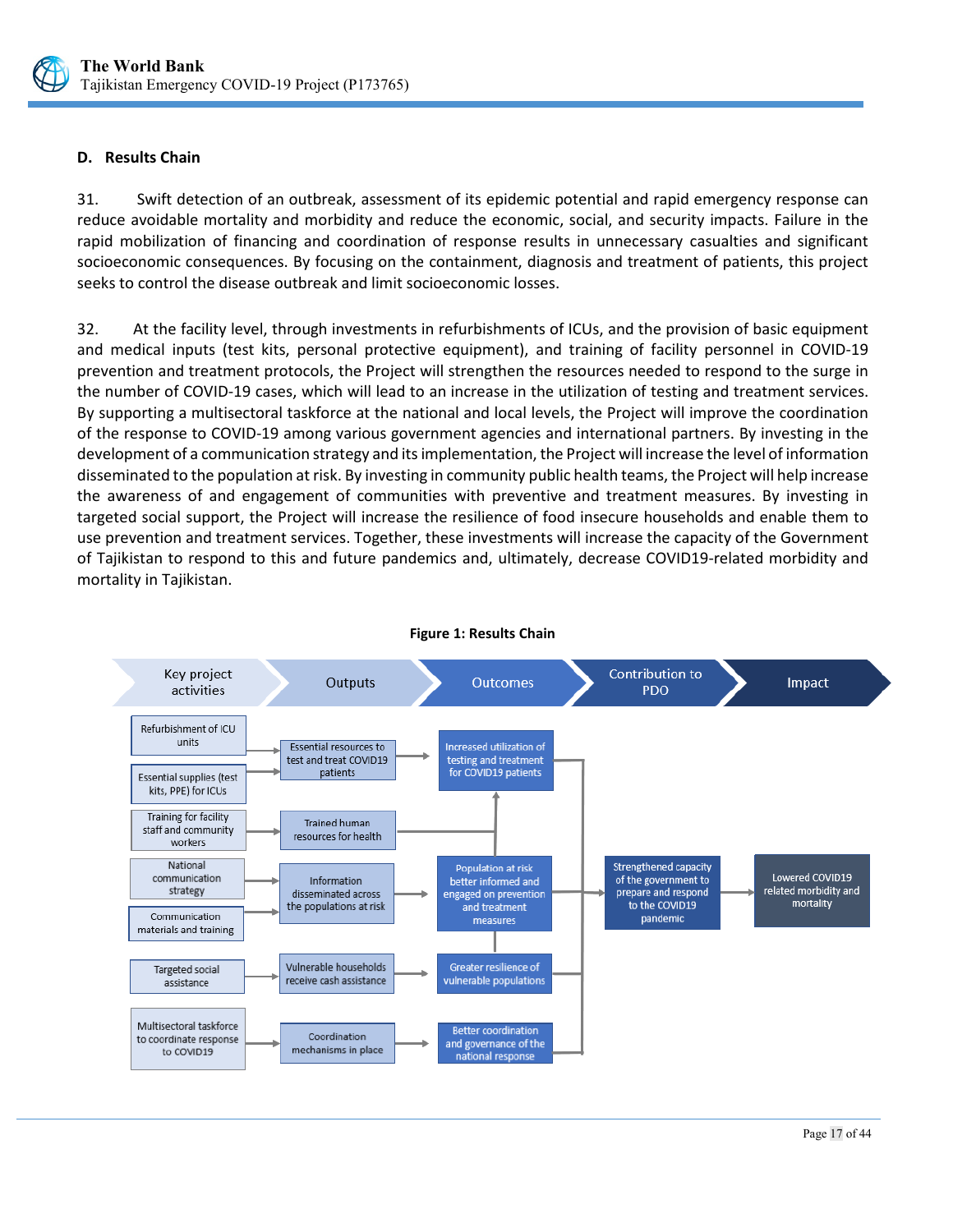## D. Results Chain

31. Swift detection of an outbreak, assessment of its epidemic potential and rapid emergency response can reduce avoidable mortality and morbidity and reduce the economic, social, and security impacts. Failure in the rapid mobilization of financing and coordination of response results in unnecessary casualties and significant socioeconomic consequences. By focusing on the containment, diagnosis and treatment of patients, this project seeks to control the disease outbreak and limit socioeconomic losses.

32. At the facility level, through investments in refurbishments of ICUs, and the provision of basic equipment and medical inputs (test kits, personal protective equipment), and training of facility personnel in COVID-19 prevention and treatment protocols, the Project will strengthen the resources needed to respond to the surge in the number of COVID-19 cases, which will lead to an increase in the utilization of testing and treatment services. By supporting a multisectoral taskforce at the national and local levels, the Project will improve the coordination of the response to COVID-19 among various government agencies and international partners. By investing in the development of a communication strategy and its implementation, the Project will increase the level of information disseminated to the population at risk. By investing in community public health teams, the Project will help increase the awareness of and engagement of communities with preventive and treatment measures. By investing in targeted social support, the Project will increase the resilience of food insecure households and enable them to use prevention and treatment services. Together, these investments will increase the capacity of the Government of Tajikistan to respond to this and future pandemics and, ultimately, decrease COVID19-related morbidity and mortality in Tajikistan.

**Figure 1: Results Chain**

| Key project activities | Outputs | Outcomes | Contribution to PDO | Impact |
| --- | --- | --- | --- | --- |
| Refurbishment of ICU units; Essential supplies (test kits, PPE) for ICUs | Essential resources to test and treat COVID19 patients | Increased utilization of testing and treatment for COVID19 patients | Strengthened capacity of the government to prepare and respond to the COVID19 pandemic | Lowered COVID19 related morbidity and mortality |
| Training for facility staff and community workers | Trained human resources for health | Increased utilization of testing and treatment for COVID19 patients; Population at risk better informed and engaged on prevention and treatment measures | | |
| National communication strategy; Communication materials and training | Information disseminated across the populations at risk | Population at risk better informed and engaged on prevention and treatment measures | | |
| Targeted social assistance | Vulnerable households receive cash assistance | Greater resilience of vulnerable populations | | |
| Multisectoral taskforce to coordinate response to COVID19 | Coordination mechanisms in place | Better coordination and governance of the national response | | |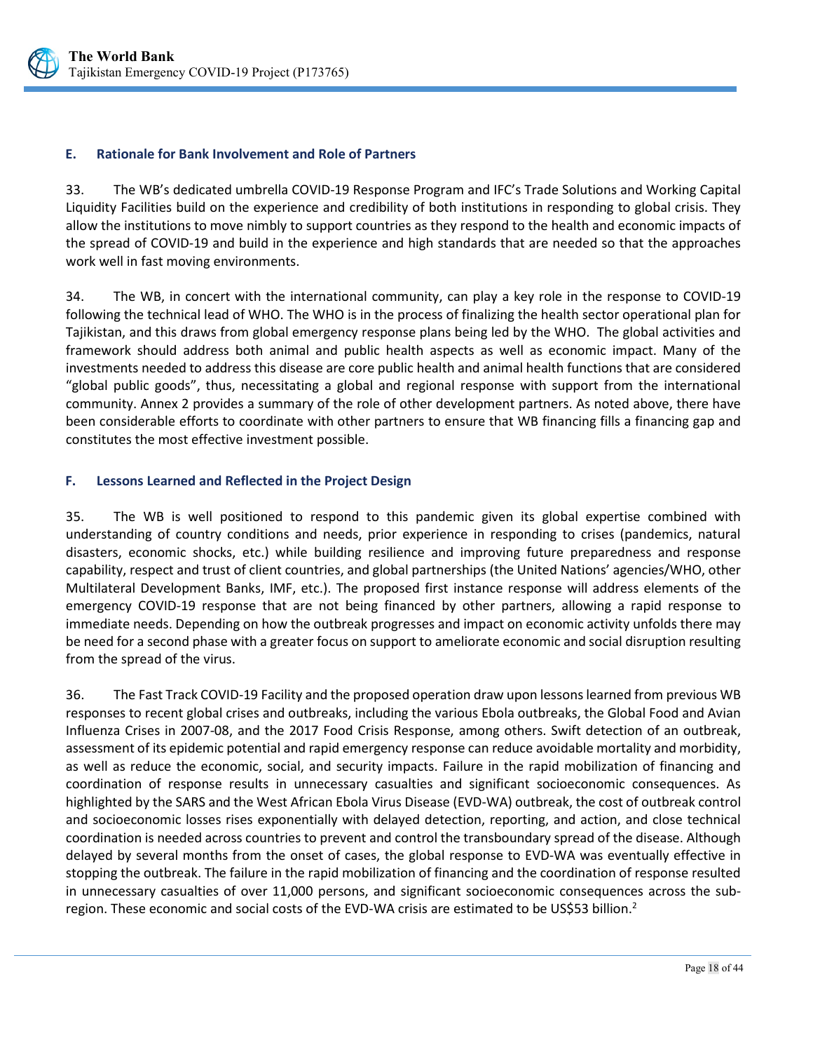### E. Rationale for Bank Involvement and Role of Partners

33. The WB's dedicated umbrella COVID-19 Response Program and IFC's Trade Solutions and Working Capital Liquidity Facilities build on the experience and credibility of both institutions in responding to global crisis. They allow the institutions to move nimbly to support countries as they respond to the health and economic impacts of the spread of COVID-19 and build in the experience and high standards that are needed so that the approaches work well in fast moving environments.

34. The WB, in concert with the international community, can play a key role in the response to COVID-19 following the technical lead of WHO. The WHO is in the process of finalizing the health sector operational plan for Tajikistan, and this draws from global emergency response plans being led by the WHO. The global activities and framework should address both animal and public health aspects as well as economic impact. Many of the investments needed to address this disease are core public health and animal health functions that are considered "global public goods", thus, necessitating a global and regional response with support from the international community. Annex 2 provides a summary of the role of other development partners. As noted above, there have been considerable efforts to coordinate with other partners to ensure that WB financing fills a financing gap and constitutes the most effective investment possible.

### F. Lessons Learned and Reflected in the Project Design

35. The WB is well positioned to respond to this pandemic given its global expertise combined with understanding of country conditions and needs, prior experience in responding to crises (pandemics, natural disasters, economic shocks, etc.) while building resilience and improving future preparedness and response capability, respect and trust of client countries, and global partnerships (the United Nations' agencies/WHO, other Multilateral Development Banks, IMF, etc.). The proposed first instance response will address elements of the emergency COVID-19 response that are not being financed by other partners, allowing a rapid response to immediate needs. Depending on how the outbreak progresses and impact on economic activity unfolds there may be need for a second phase with a greater focus on support to ameliorate economic and social disruption resulting from the spread of the virus.

36. The Fast Track COVID-19 Facility and the proposed operation draw upon lessons learned from previous WB responses to recent global crises and outbreaks, including the various Ebola outbreaks, the Global Food and Avian Influenza Crises in 2007-08, and the 2017 Food Crisis Response, among others. Swift detection of an outbreak, assessment of its epidemic potential and rapid emergency response can reduce avoidable mortality and morbidity, as well as reduce the economic, social, and security impacts. Failure in the rapid mobilization of financing and coordination of response results in unnecessary casualties and significant socioeconomic consequences. As highlighted by the SARS and the West African Ebola Virus Disease (EVD-WA) outbreak, the cost of outbreak control and socioeconomic losses rises exponentially with delayed detection, reporting, and action, and close technical coordination is needed across countries to prevent and control the transboundary spread of the disease. Although delayed by several months from the onset of cases, the global response to EVD-WA was eventually effective in stopping the outbreak. The failure in the rapid mobilization of financing and the coordination of response resulted in unnecessary casualties of over 11,000 persons, and significant socioeconomic consequences across the sub-region. These economic and social costs of the EVD-WA crisis are estimated to be US$53 billion.[2]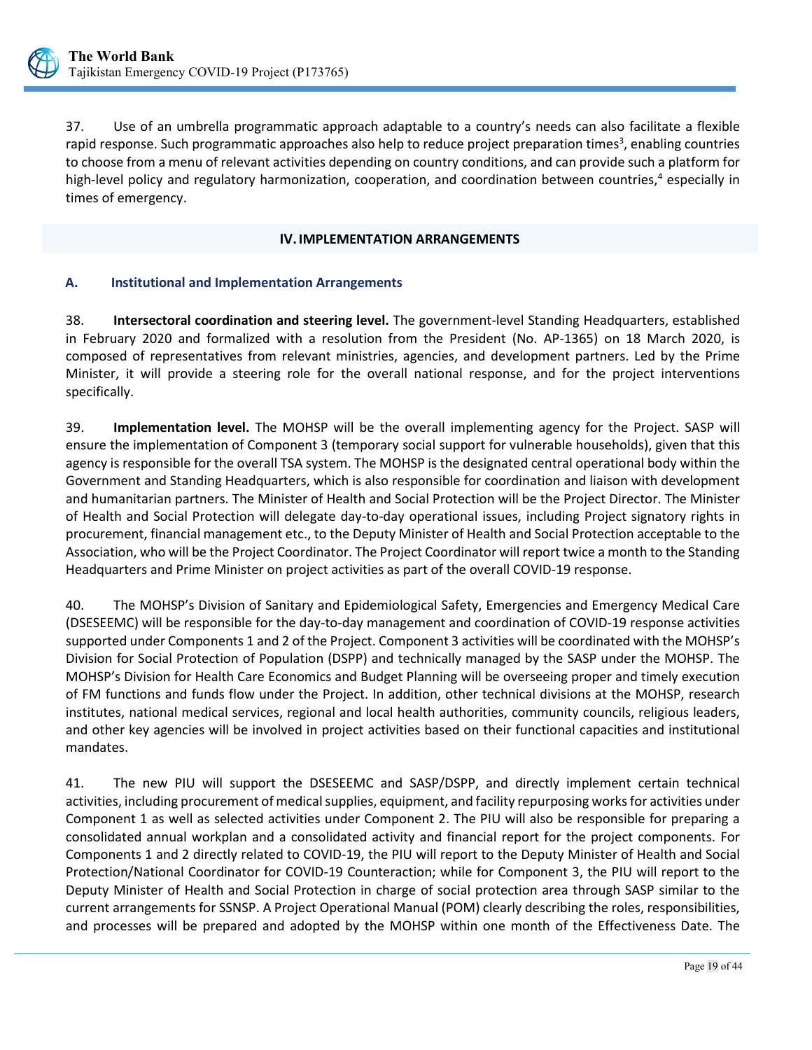37. Use of an umbrella programmatic approach adaptable to a country's needs can also facilitate a flexible rapid response. Such programmatic approaches also help to reduce project preparation times[3], enabling countries to choose from a menu of relevant activities depending on country conditions, and can provide such a platform for high-level policy and regulatory harmonization, cooperation, and coordination between countries,[4] especially in times of emergency.

## IV. IMPLEMENTATION ARRANGEMENTS

### A. Institutional and Implementation Arrangements

38. **Intersectoral coordination and steering level.** The government-level Standing Headquarters, established in February 2020 and formalized with a resolution from the President (No. AP-1365) on 18 March 2020, is composed of representatives from relevant ministries, agencies, and development partners. Led by the Prime Minister, it will provide a steering role for the overall national response, and for the project interventions specifically.

39. **Implementation level.** The MOHSP will be the overall implementing agency for the Project. SASP will ensure the implementation of Component 3 (temporary social support for vulnerable households), given that this agency is responsible for the overall TSA system. The MOHSP is the designated central operational body within the Government and Standing Headquarters, which is also responsible for coordination and liaison with development and humanitarian partners. The Minister of Health and Social Protection will be the Project Director. The Minister of Health and Social Protection will delegate day-to-day operational issues, including Project signatory rights in procurement, financial management etc., to the Deputy Minister of Health and Social Protection acceptable to the Association, who will be the Project Coordinator. The Project Coordinator will report twice a month to the Standing Headquarters and Prime Minister on project activities as part of the overall COVID-19 response.

40. The MOHSP's Division of Sanitary and Epidemiological Safety, Emergencies and Emergency Medical Care (DSESEEMC) will be responsible for the day-to-day management and coordination of COVID-19 response activities supported under Components 1 and 2 of the Project. Component 3 activities will be coordinated with the MOHSP's Division for Social Protection of Population (DSPP) and technically managed by the SASP under the MOHSP. The MOHSP's Division for Health Care Economics and Budget Planning will be overseeing proper and timely execution of FM functions and funds flow under the Project. In addition, other technical divisions at the MOHSP, research institutes, national medical services, regional and local health authorities, community councils, religious leaders, and other key agencies will be involved in project activities based on their functional capacities and institutional mandates.

41. The new PIU will support the DSESEEMC and SASP/DSPP, and directly implement certain technical activities, including procurement of medical supplies, equipment, and facility repurposing works for activities under Component 1 as well as selected activities under Component 2. The PIU will also be responsible for preparing a consolidated annual workplan and a consolidated activity and financial report for the project components. For Components 1 and 2 directly related to COVID-19, the PIU will report to the Deputy Minister of Health and Social Protection/National Coordinator for COVID-19 Counteraction; while for Component 3, the PIU will report to the Deputy Minister of Health and Social Protection in charge of social protection area through SASP similar to the current arrangements for SSNSP. A Project Operational Manual (POM) clearly describing the roles, responsibilities, and processes will be prepared and adopted by the MOHSP within one month of the Effectiveness Date. The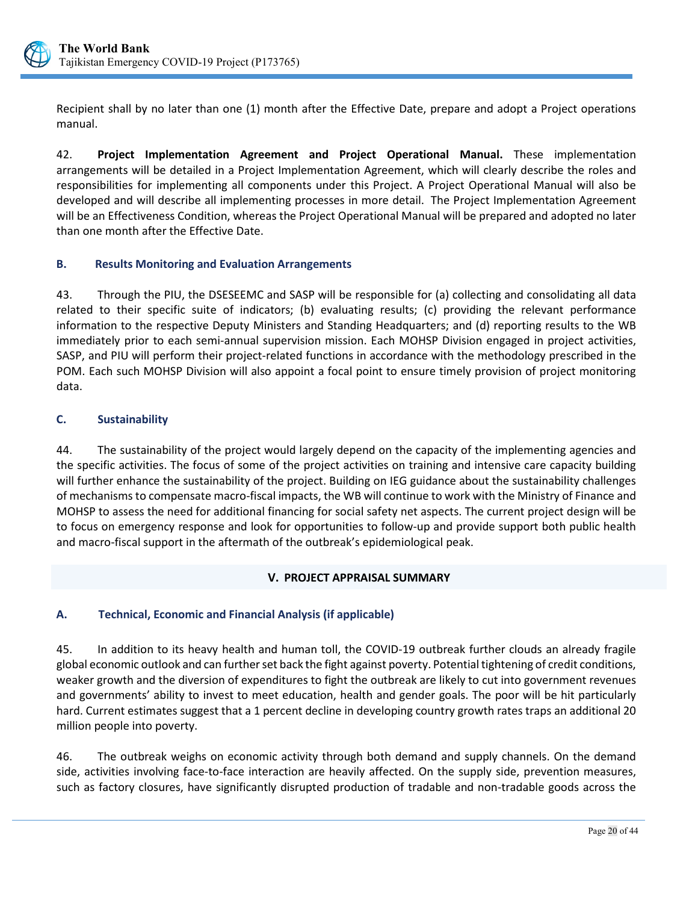Recipient shall by no later than one (1) month after the Effective Date, prepare and adopt a Project operations manual.

42. **Project Implementation Agreement and Project Operational Manual.** These implementation arrangements will be detailed in a Project Implementation Agreement, which will clearly describe the roles and responsibilities for implementing all components under this Project. A Project Operational Manual will also be developed and will describe all implementing processes in more detail. The Project Implementation Agreement will be an Effectiveness Condition, whereas the Project Operational Manual will be prepared and adopted no later than one month after the Effective Date.

### B. Results Monitoring and Evaluation Arrangements

43. Through the PIU, the DSESEEMC and SASP will be responsible for (a) collecting and consolidating all data related to their specific suite of indicators; (b) evaluating results; (c) providing the relevant performance information to the respective Deputy Ministers and Standing Headquarters; and (d) reporting results to the WB immediately prior to each semi-annual supervision mission. Each MOHSP Division engaged in project activities, SASP, and PIU will perform their project-related functions in accordance with the methodology prescribed in the POM. Each such MOHSP Division will also appoint a focal point to ensure timely provision of project monitoring data.

### C. Sustainability

44. The sustainability of the project would largely depend on the capacity of the implementing agencies and the specific activities. The focus of some of the project activities on training and intensive care capacity building will further enhance the sustainability of the project. Building on IEG guidance about the sustainability challenges of mechanisms to compensate macro-fiscal impacts, the WB will continue to work with the Ministry of Finance and MOHSP to assess the need for additional financing for social safety net aspects. The current project design will be to focus on emergency response and look for opportunities to follow-up and provide support both public health and macro-fiscal support in the aftermath of the outbreak's epidemiological peak.

## V. PROJECT APPRAISAL SUMMARY

### A. Technical, Economic and Financial Analysis (if applicable)

45. In addition to its heavy health and human toll, the COVID-19 outbreak further clouds an already fragile global economic outlook and can further set back the fight against poverty. Potential tightening of credit conditions, weaker growth and the diversion of expenditures to fight the outbreak are likely to cut into government revenues and governments' ability to invest to meet education, health and gender goals. The poor will be hit particularly hard. Current estimates suggest that a 1 percent decline in developing country growth rates traps an additional 20 million people into poverty.

46. The outbreak weighs on economic activity through both demand and supply channels. On the demand side, activities involving face-to-face interaction are heavily affected. On the supply side, prevention measures, such as factory closures, have significantly disrupted production of tradable and non-tradable goods across the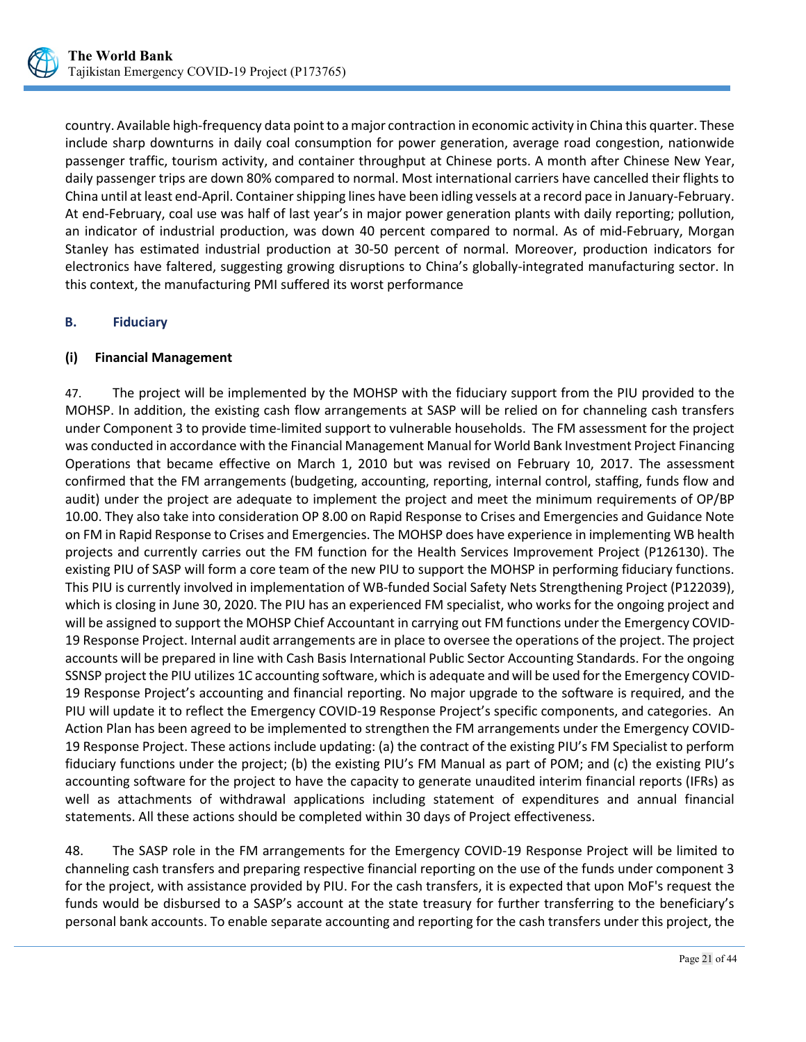country. Available high-frequency data point to a major contraction in economic activity in China this quarter. These include sharp downturns in daily coal consumption for power generation, average road congestion, nationwide passenger traffic, tourism activity, and container throughput at Chinese ports. A month after Chinese New Year, daily passenger trips are down 80% compared to normal. Most international carriers have cancelled their flights to China until at least end-April. Container shipping lines have been idling vessels at a record pace in January-February. At end-February, coal use was half of last year's in major power generation plants with daily reporting; pollution, an indicator of industrial production, was down 40 percent compared to normal. As of mid-February, Morgan Stanley has estimated industrial production at 30-50 percent of normal. Moreover, production indicators for electronics have faltered, suggesting growing disruptions to China's globally-integrated manufacturing sector. In this context, the manufacturing PMI suffered its worst performance

### B. Fiduciary

#### (i) Financial Management

47. The project will be implemented by the MOHSP with the fiduciary support from the PIU provided to the MOHSP. In addition, the existing cash flow arrangements at SASP will be relied on for channeling cash transfers under Component 3 to provide time-limited support to vulnerable households. The FM assessment for the project was conducted in accordance with the Financial Management Manual for World Bank Investment Project Financing Operations that became effective on March 1, 2010 but was revised on February 10, 2017. The assessment confirmed that the FM arrangements (budgeting, accounting, reporting, internal control, staffing, funds flow and audit) under the project are adequate to implement the project and meet the minimum requirements of OP/BP 10.00. They also take into consideration OP 8.00 on Rapid Response to Crises and Emergencies and Guidance Note on FM in Rapid Response to Crises and Emergencies. The MOHSP does have experience in implementing WB health projects and currently carries out the FM function for the Health Services Improvement Project (P126130). The existing PIU of SASP will form a core team of the new PIU to support the MOHSP in performing fiduciary functions. This PIU is currently involved in implementation of WB-funded Social Safety Nets Strengthening Project (P122039), which is closing in June 30, 2020. The PIU has an experienced FM specialist, who works for the ongoing project and will be assigned to support the MOHSP Chief Accountant in carrying out FM functions under the Emergency COVID-19 Response Project. Internal audit arrangements are in place to oversee the operations of the project. The project accounts will be prepared in line with Cash Basis International Public Sector Accounting Standards. For the ongoing SSNSP project the PIU utilizes 1C accounting software, which is adequate and will be used for the Emergency COVID-19 Response Project's accounting and financial reporting. No major upgrade to the software is required, and the PIU will update it to reflect the Emergency COVID-19 Response Project's specific components, and categories. An Action Plan has been agreed to be implemented to strengthen the FM arrangements under the Emergency COVID-19 Response Project. These actions include updating: (a) the contract of the existing PIU's FM Specialist to perform fiduciary functions under the project; (b) the existing PIU's FM Manual as part of POM; and (c) the existing PIU's accounting software for the project to have the capacity to generate unaudited interim financial reports (IFRs) as well as attachments of withdrawal applications including statement of expenditures and annual financial statements. All these actions should be completed within 30 days of Project effectiveness.

48. The SASP role in the FM arrangements for the Emergency COVID-19 Response Project will be limited to channeling cash transfers and preparing respective financial reporting on the use of the funds under component 3 for the project, with assistance provided by PIU. For the cash transfers, it is expected that upon MoF's request the funds would be disbursed to a SASP's account at the state treasury for further transferring to the beneficiary's personal bank accounts. To enable separate accounting and reporting for the cash transfers under this project, the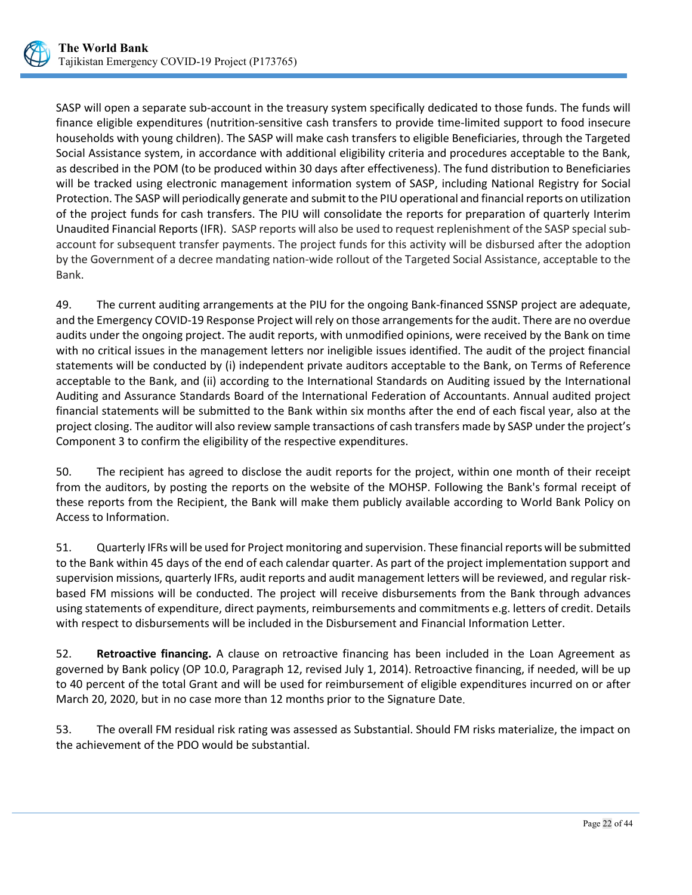SASP will open a separate sub-account in the treasury system specifically dedicated to those funds. The funds will finance eligible expenditures (nutrition-sensitive cash transfers to provide time-limited support to food insecure households with young children). The SASP will make cash transfers to eligible Beneficiaries, through the Targeted Social Assistance system, in accordance with additional eligibility criteria and procedures acceptable to the Bank, as described in the POM (to be produced within 30 days after effectiveness). The fund distribution to Beneficiaries will be tracked using electronic management information system of SASP, including National Registry for Social Protection. The SASP will periodically generate and submit to the PIU operational and financial reports on utilization of the project funds for cash transfers. The PIU will consolidate the reports for preparation of quarterly Interim Unaudited Financial Reports (IFR). SASP reports will also be used to request replenishment of the SASP special sub-account for subsequent transfer payments. The project funds for this activity will be disbursed after the adoption by the Government of a decree mandating nation-wide rollout of the Targeted Social Assistance, acceptable to the Bank.

49. The current auditing arrangements at the PIU for the ongoing Bank-financed SSNSP project are adequate, and the Emergency COVID-19 Response Project will rely on those arrangements for the audit. There are no overdue audits under the ongoing project. The audit reports, with unmodified opinions, were received by the Bank on time with no critical issues in the management letters nor ineligible issues identified. The audit of the project financial statements will be conducted by (i) independent private auditors acceptable to the Bank, on Terms of Reference acceptable to the Bank, and (ii) according to the International Standards on Auditing issued by the International Auditing and Assurance Standards Board of the International Federation of Accountants. Annual audited project financial statements will be submitted to the Bank within six months after the end of each fiscal year, also at the project closing. The auditor will also review sample transactions of cash transfers made by SASP under the project's Component 3 to confirm the eligibility of the respective expenditures.

50. The recipient has agreed to disclose the audit reports for the project, within one month of their receipt from the auditors, by posting the reports on the website of the MOHSP. Following the Bank's formal receipt of these reports from the Recipient, the Bank will make them publicly available according to World Bank Policy on Access to Information.

51. Quarterly IFRs will be used for Project monitoring and supervision. These financial reports will be submitted to the Bank within 45 days of the end of each calendar quarter. As part of the project implementation support and supervision missions, quarterly IFRs, audit reports and audit management letters will be reviewed, and regular risk-based FM missions will be conducted. The project will receive disbursements from the Bank through advances using statements of expenditure, direct payments, reimbursements and commitments e.g. letters of credit. Details with respect to disbursements will be included in the Disbursement and Financial Information Letter.

52. **Retroactive financing.** A clause on retroactive financing has been included in the Loan Agreement as governed by Bank policy (OP 10.0, Paragraph 12, revised July 1, 2014). Retroactive financing, if needed, will be up to 40 percent of the total Grant and will be used for reimbursement of eligible expenditures incurred on or after March 20, 2020, but in no case more than 12 months prior to the Signature Date.

53. The overall FM residual risk rating was assessed as Substantial. Should FM risks materialize, the impact on the achievement of the PDO would be substantial.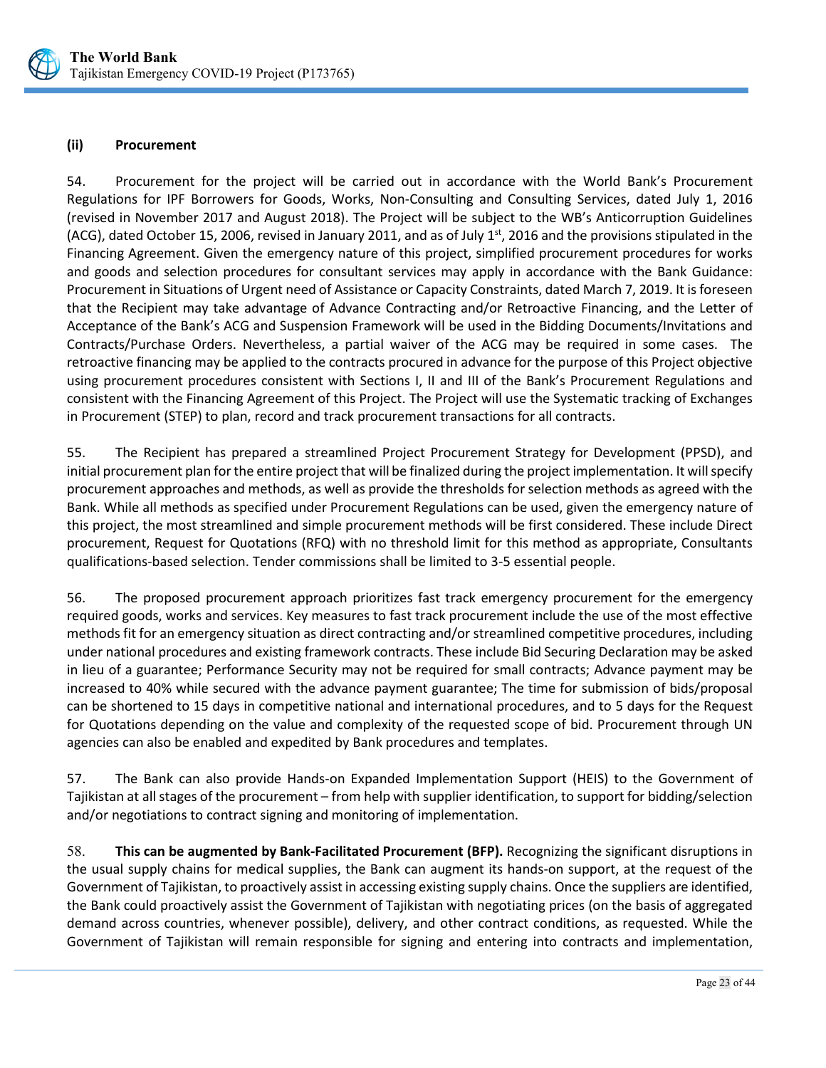### (ii) Procurement

54. Procurement for the project will be carried out in accordance with the World Bank's Procurement Regulations for IPF Borrowers for Goods, Works, Non-Consulting and Consulting Services, dated July 1, 2016 (revised in November 2017 and August 2018). The Project will be subject to the WB's Anticorruption Guidelines (ACG), dated October 15, 2006, revised in January 2011, and as of July 1st, 2016 and the provisions stipulated in the Financing Agreement. Given the emergency nature of this project, simplified procurement procedures for works and goods and selection procedures for consultant services may apply in accordance with the Bank Guidance: Procurement in Situations of Urgent need of Assistance or Capacity Constraints, dated March 7, 2019. It is foreseen that the Recipient may take advantage of Advance Contracting and/or Retroactive Financing, and the Letter of Acceptance of the Bank's ACG and Suspension Framework will be used in the Bidding Documents/Invitations and Contracts/Purchase Orders. Nevertheless, a partial waiver of the ACG may be required in some cases. The retroactive financing may be applied to the contracts procured in advance for the purpose of this Project objective using procurement procedures consistent with Sections I, II and III of the Bank's Procurement Regulations and consistent with the Financing Agreement of this Project. The Project will use the Systematic tracking of Exchanges in Procurement (STEP) to plan, record and track procurement transactions for all contracts.

55. The Recipient has prepared a streamlined Project Procurement Strategy for Development (PPSD), and initial procurement plan for the entire project that will be finalized during the project implementation. It will specify procurement approaches and methods, as well as provide the thresholds for selection methods as agreed with the Bank. While all methods as specified under Procurement Regulations can be used, given the emergency nature of this project, the most streamlined and simple procurement methods will be first considered. These include Direct procurement, Request for Quotations (RFQ) with no threshold limit for this method as appropriate, Consultants qualifications-based selection. Tender commissions shall be limited to 3-5 essential people.

56. The proposed procurement approach prioritizes fast track emergency procurement for the emergency required goods, works and services. Key measures to fast track procurement include the use of the most effective methods fit for an emergency situation as direct contracting and/or streamlined competitive procedures, including under national procedures and existing framework contracts. These include Bid Securing Declaration may be asked in lieu of a guarantee; Performance Security may not be required for small contracts; Advance payment may be increased to 40% while secured with the advance payment guarantee; The time for submission of bids/proposal can be shortened to 15 days in competitive national and international procedures, and to 5 days for the Request for Quotations depending on the value and complexity of the requested scope of bid. Procurement through UN agencies can also be enabled and expedited by Bank procedures and templates.

57. The Bank can also provide Hands-on Expanded Implementation Support (HEIS) to the Government of Tajikistan at all stages of the procurement – from help with supplier identification, to support for bidding/selection and/or negotiations to contract signing and monitoring of implementation.

58. **This can be augmented by Bank-Facilitated Procurement (BFP).** Recognizing the significant disruptions in the usual supply chains for medical supplies, the Bank can augment its hands-on support, at the request of the Government of Tajikistan, to proactively assist in accessing existing supply chains. Once the suppliers are identified, the Bank could proactively assist the Government of Tajikistan with negotiating prices (on the basis of aggregated demand across countries, whenever possible), delivery, and other contract conditions, as requested. While the Government of Tajikistan will remain responsible for signing and entering into contracts and implementation,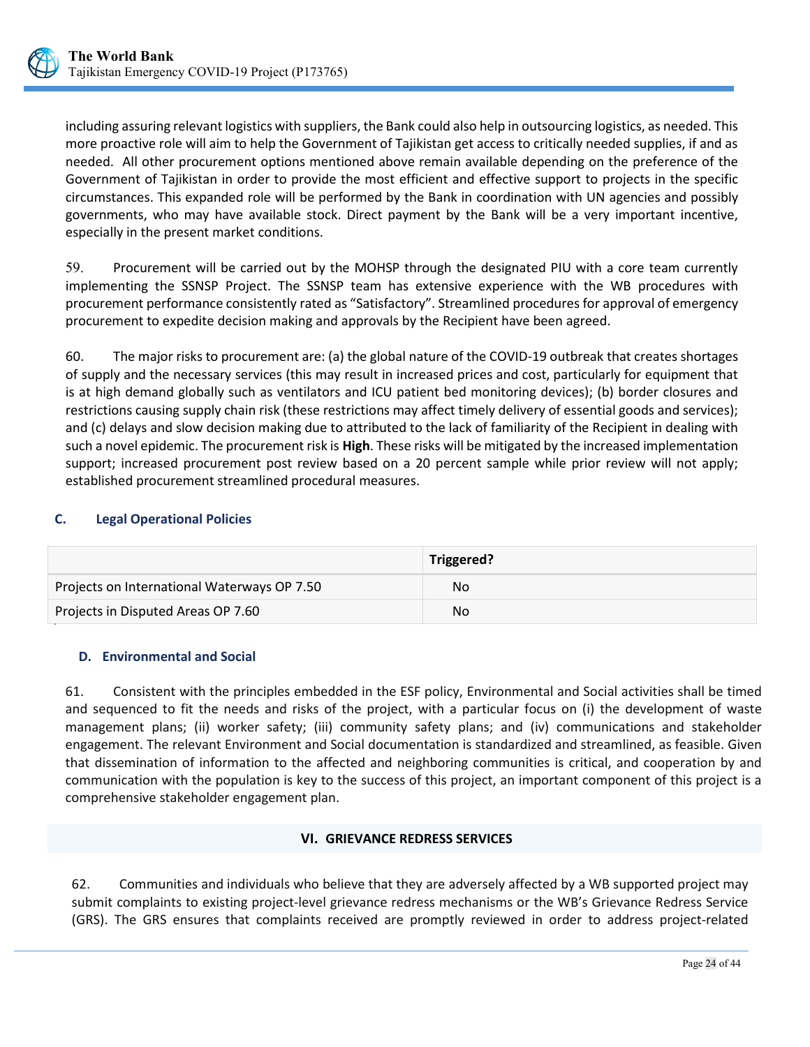including assuring relevant logistics with suppliers, the Bank could also help in outsourcing logistics, as needed. This more proactive role will aim to help the Government of Tajikistan get access to critically needed supplies, if and as needed. All other procurement options mentioned above remain available depending on the preference of the Government of Tajikistan in order to provide the most efficient and effective support to projects in the specific circumstances. This expanded role will be performed by the Bank in coordination with UN agencies and possibly governments, who may have available stock. Direct payment by the Bank will be a very important incentive, especially in the present market conditions.

59. Procurement will be carried out by the MOHSP through the designated PIU with a core team currently implementing the SSNSP Project. The SSNSP team has extensive experience with the WB procedures with procurement performance consistently rated as "Satisfactory". Streamlined procedures for approval of emergency procurement to expedite decision making and approvals by the Recipient have been agreed.

60. The major risks to procurement are: (a) the global nature of the COVID-19 outbreak that creates shortages of supply and the necessary services (this may result in increased prices and cost, particularly for equipment that is at high demand globally such as ventilators and ICU patient bed monitoring devices); (b) border closures and restrictions causing supply chain risk (these restrictions may affect timely delivery of essential goods and services); and (c) delays and slow decision making due to attributed to the lack of familiarity of the Recipient in dealing with such a novel epidemic. The procurement risk is **High**. These risks will be mitigated by the increased implementation support; increased procurement post review based on a 20 percent sample while prior review will not apply; established procurement streamlined procedural measures.

### C. Legal Operational Policies

| | Triggered? |
|---|---|
| Projects on International Waterways OP 7.50 | No |
| Projects in Disputed Areas OP 7.60 | No |

### D. Environmental and Social

61. Consistent with the principles embedded in the ESF policy, Environmental and Social activities shall be timed and sequenced to fit the needs and risks of the project, with a particular focus on (i) the development of waste management plans; (ii) worker safety; (iii) community safety plans; and (iv) communications and stakeholder engagement. The relevant Environment and Social documentation is standardized and streamlined, as feasible. Given that dissemination of information to the affected and neighboring communities is critical, and cooperation by and communication with the population is key to the success of this project, an important component of this project is a comprehensive stakeholder engagement plan.

## VI. GRIEVANCE REDRESS SERVICES

62. Communities and individuals who believe that they are adversely affected by a WB supported project may submit complaints to existing project-level grievance redress mechanisms or the WB's Grievance Redress Service (GRS). The GRS ensures that complaints received are promptly reviewed in order to address project-related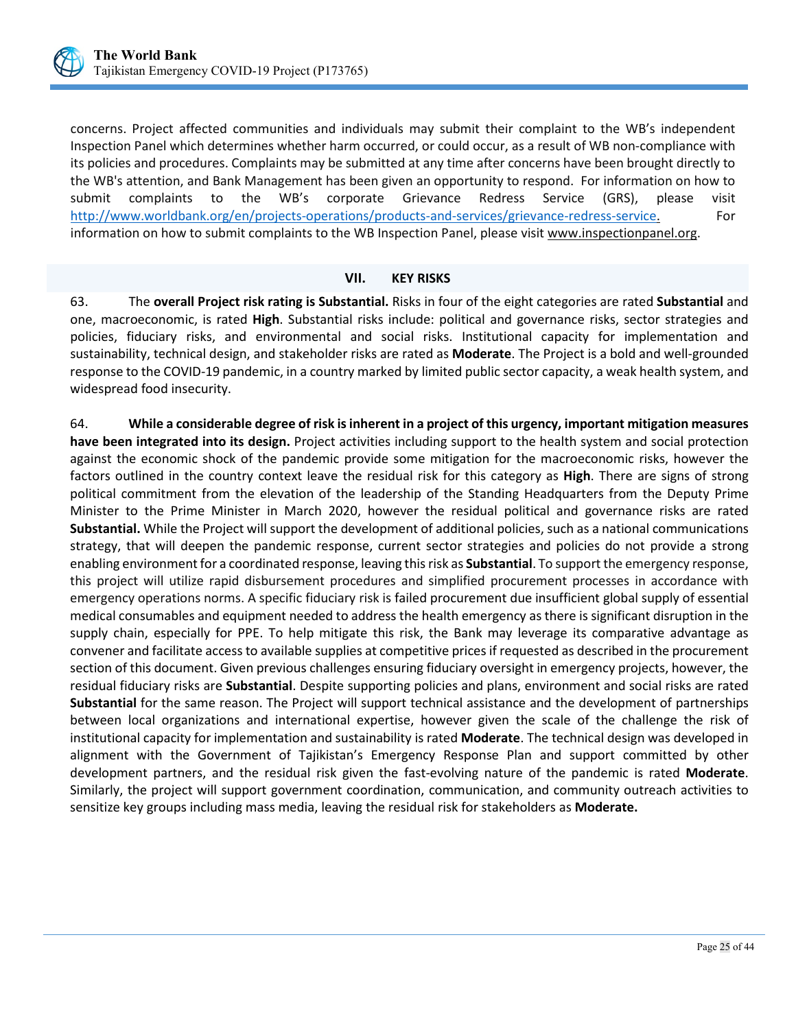concerns. Project affected communities and individuals may submit their complaint to the WB's independent Inspection Panel which determines whether harm occurred, or could occur, as a result of WB non-compliance with its policies and procedures. Complaints may be submitted at any time after concerns have been brought directly to the WB's attention, and Bank Management has been given an opportunity to respond. For information on how to submit complaints to the WB's corporate Grievance Redress Service (GRS), please visit http://www.worldbank.org/en/projects-operations/products-and-services/grievance-redress-service. For information on how to submit complaints to the WB Inspection Panel, please visit www.inspectionpanel.org.

## VII. KEY RISKS

63. The **overall Project risk rating is Substantial.** Risks in four of the eight categories are rated **Substantial** and one, macroeconomic, is rated **High**. Substantial risks include: political and governance risks, sector strategies and policies, fiduciary risks, and environmental and social risks. Institutional capacity for implementation and sustainability, technical design, and stakeholder risks are rated as **Moderate**. The Project is a bold and well-grounded response to the COVID-19 pandemic, in a country marked by limited public sector capacity, a weak health system, and widespread food insecurity.

64. **While a considerable degree of risk is inherent in a project of this urgency, important mitigation measures have been integrated into its design.** Project activities including support to the health system and social protection against the economic shock of the pandemic provide some mitigation for the macroeconomic risks, however the factors outlined in the country context leave the residual risk for this category as **High**. There are signs of strong political commitment from the elevation of the leadership of the Standing Headquarters from the Deputy Prime Minister to the Prime Minister in March 2020, however the residual political and governance risks are rated **Substantial.** While the Project will support the development of additional policies, such as a national communications strategy, that will deepen the pandemic response, current sector strategies and policies do not provide a strong enabling environment for a coordinated response, leaving this risk as **Substantial**. To support the emergency response, this project will utilize rapid disbursement procedures and simplified procurement processes in accordance with emergency operations norms. A specific fiduciary risk is failed procurement due insufficient global supply of essential medical consumables and equipment needed to address the health emergency as there is significant disruption in the supply chain, especially for PPE. To help mitigate this risk, the Bank may leverage its comparative advantage as convener and facilitate access to available supplies at competitive prices if requested as described in the procurement section of this document. Given previous challenges ensuring fiduciary oversight in emergency projects, however, the residual fiduciary risks are **Substantial**. Despite supporting policies and plans, environment and social risks are rated **Substantial** for the same reason. The Project will support technical assistance and the development of partnerships between local organizations and international expertise, however given the scale of the challenge the risk of institutional capacity for implementation and sustainability is rated **Moderate**. The technical design was developed in alignment with the Government of Tajikistan's Emergency Response Plan and support committed by other development partners, and the residual risk given the fast-evolving nature of the pandemic is rated **Moderate**. Similarly, the project will support government coordination, communication, and community outreach activities to sensitize key groups including mass media, leaving the residual risk for stakeholders as **Moderate.**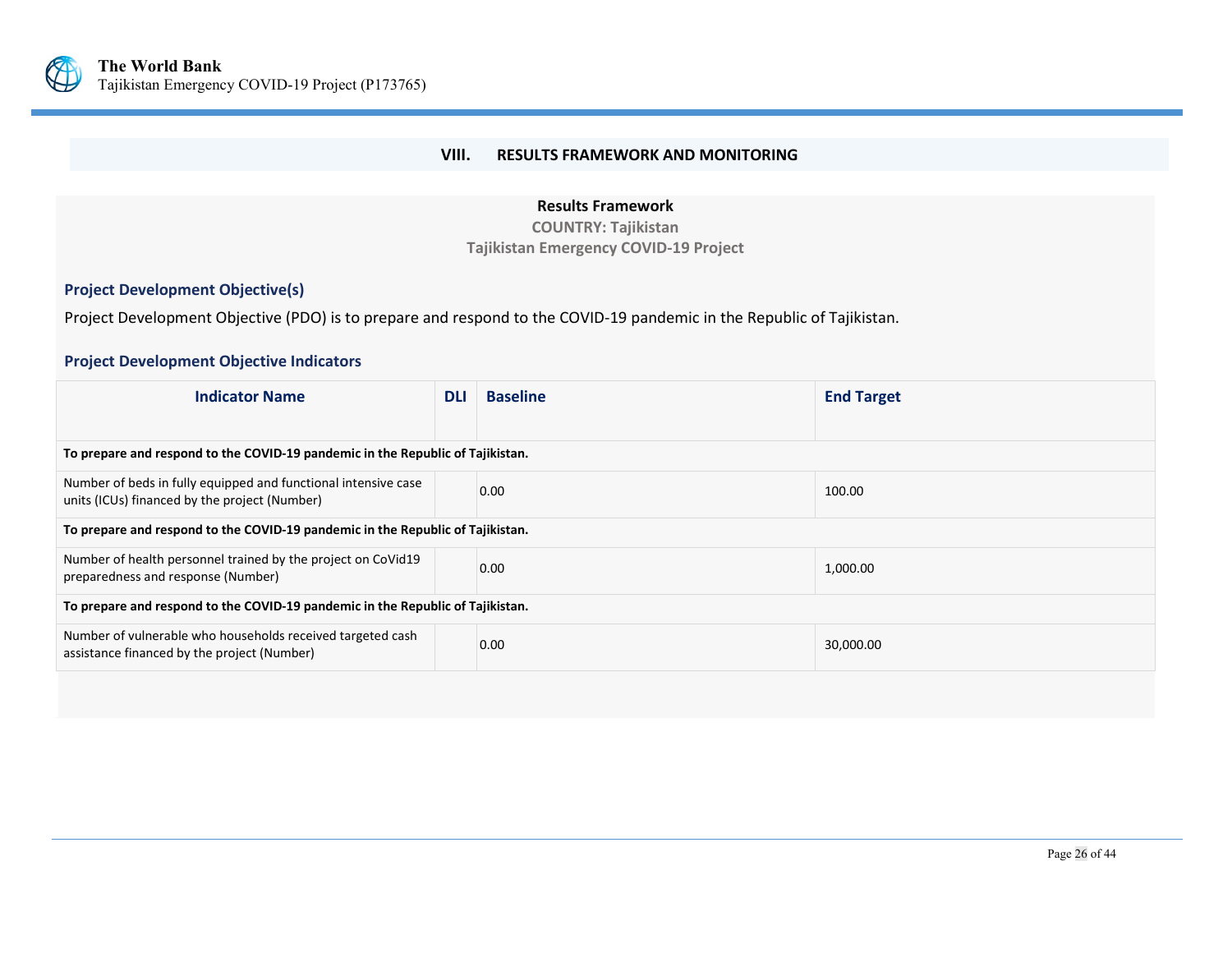## VIII. RESULTS FRAMEWORK AND MONITORING

**Results Framework**
**COUNTRY: Tajikistan**
**Tajikistan Emergency COVID-19 Project**

### Project Development Objective(s)

Project Development Objective (PDO) is to prepare and respond to the COVID-19 pandemic in the Republic of Tajikistan.

### Project Development Objective Indicators

| Indicator Name | DLI | Baseline | End Target |
|---|---|---|---|
| **To prepare and respond to the COVID-19 pandemic in the Republic of Tajikistan.** | | | |
| Number of beds in fully equipped and functional intensive case units (ICUs) financed by the project (Number) | | 0.00 | 100.00 |
| **To prepare and respond to the COVID-19 pandemic in the Republic of Tajikistan.** | | | |
| Number of health personnel trained by the project on CoVid19 preparedness and response (Number) | | 0.00 | 1,000.00 |
| **To prepare and respond to the COVID-19 pandemic in the Republic of Tajikistan.** | | | |
| Number of vulnerable who households received targeted cash assistance financed by the project (Number) | | 0.00 | 30,000.00 |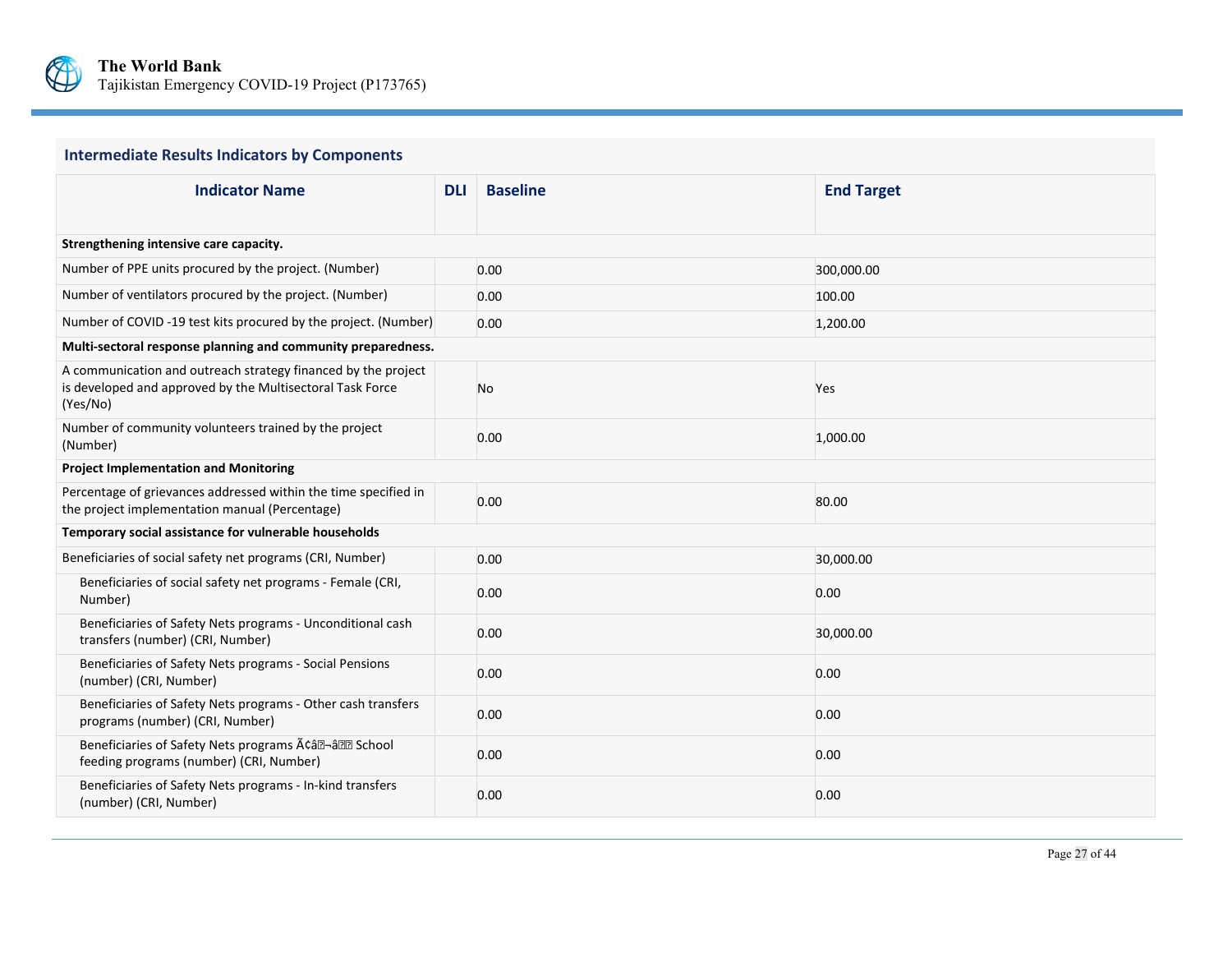### Intermediate Results Indicators by Components

| Indicator Name | DLI | Baseline | End Target |
|---|---|---|---|
| **Strengthening intensive care capacity.** | | | |
| Number of PPE units procured by the project. (Number) | | 0.00 | 300,000.00 |
| Number of ventilators procured by the project. (Number) | | 0.00 | 100.00 |
| Number of COVID -19 test kits procured by the project. (Number) | | 0.00 | 1,200.00 |
| **Multi-sectoral response planning and community preparedness.** | | | |
| A communication and outreach strategy financed by the project is developed and approved by the Multisectoral Task Force (Yes/No) | | No | Yes |
| Number of community volunteers trained by the project (Number) | | 0.00 | 1,000.00 |
| **Project Implementation and Monitoring** | | | |
| Percentage of grievances addressed within the time specified in the project implementation manual (Percentage) | | 0.00 | 80.00 |
| **Temporary social assistance for vulnerable households** | | | |
| Beneficiaries of social safety net programs (CRI, Number) | | 0.00 | 30,000.00 |
| Beneficiaries of social safety net programs - Female (CRI, Number) | | 0.00 | 0.00 |
| Beneficiaries of Safety Nets programs - Unconditional cash transfers (number) (CRI, Number) | | 0.00 | 30,000.00 |
| Beneficiaries of Safety Nets programs - Social Pensions (number) (CRI, Number) | | 0.00 | 0.00 |
| Beneficiaries of Safety Nets programs - Other cash transfers programs (number) (CRI, Number) | | 0.00 | 0.00 |
| Beneficiaries of Safety Nets programs Ã¢â�¬â�� School feeding programs (number) (CRI, Number) | | 0.00 | 0.00 |
| Beneficiaries of Safety Nets programs - In-kind transfers (number) (CRI, Number) | | 0.00 | 0.00 |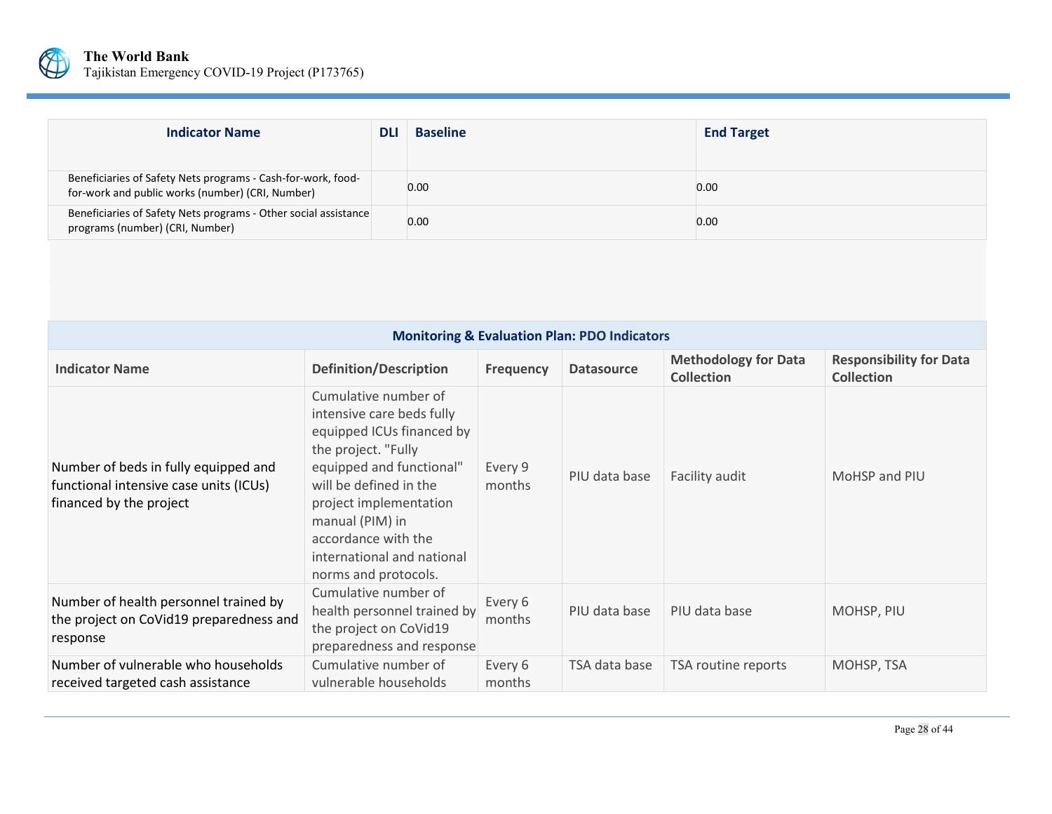| Indicator Name | DLI | Baseline | End Target |
| --- | --- | --- | --- |
| Beneficiaries of Safety Nets programs - Cash-for-work, food-for-work and public works (number) (CRI, Number) | | 0.00 | 0.00 |
| Beneficiaries of Safety Nets programs - Other social assistance programs (number) (CRI, Number) | | 0.00 | 0.00 |

| Monitoring & Evaluation Plan: PDO Indicators | | | | | |
| --- | --- | --- | --- | --- | --- |
| **Indicator Name** | **Definition/Description** | **Frequency** | **Datasource** | **Methodology for Data Collection** | **Responsibility for Data Collection** |
| Number of beds in fully equipped and functional intensive case units (ICUs) financed by the project | Cumulative number of intensive care beds fully equipped ICUs financed by the project. "Fully equipped and functional" will be defined in the project implementation manual (PIM) in accordance with the international and national norms and protocols. | Every 9 months | PIU data base | Facility audit | MoHSP and PIU |
| Number of health personnel trained by the project on CoVid19 preparedness and response | Cumulative number of health personnel trained by the project on CoVid19 preparedness and response | Every 6 months | PIU data base | PIU data base | MOHSP, PIU |
| Number of vulnerable who households received targeted cash assistance | Cumulative number of vulnerable households | Every 6 months | TSA data base | TSA routine reports | MOHSP, TSA |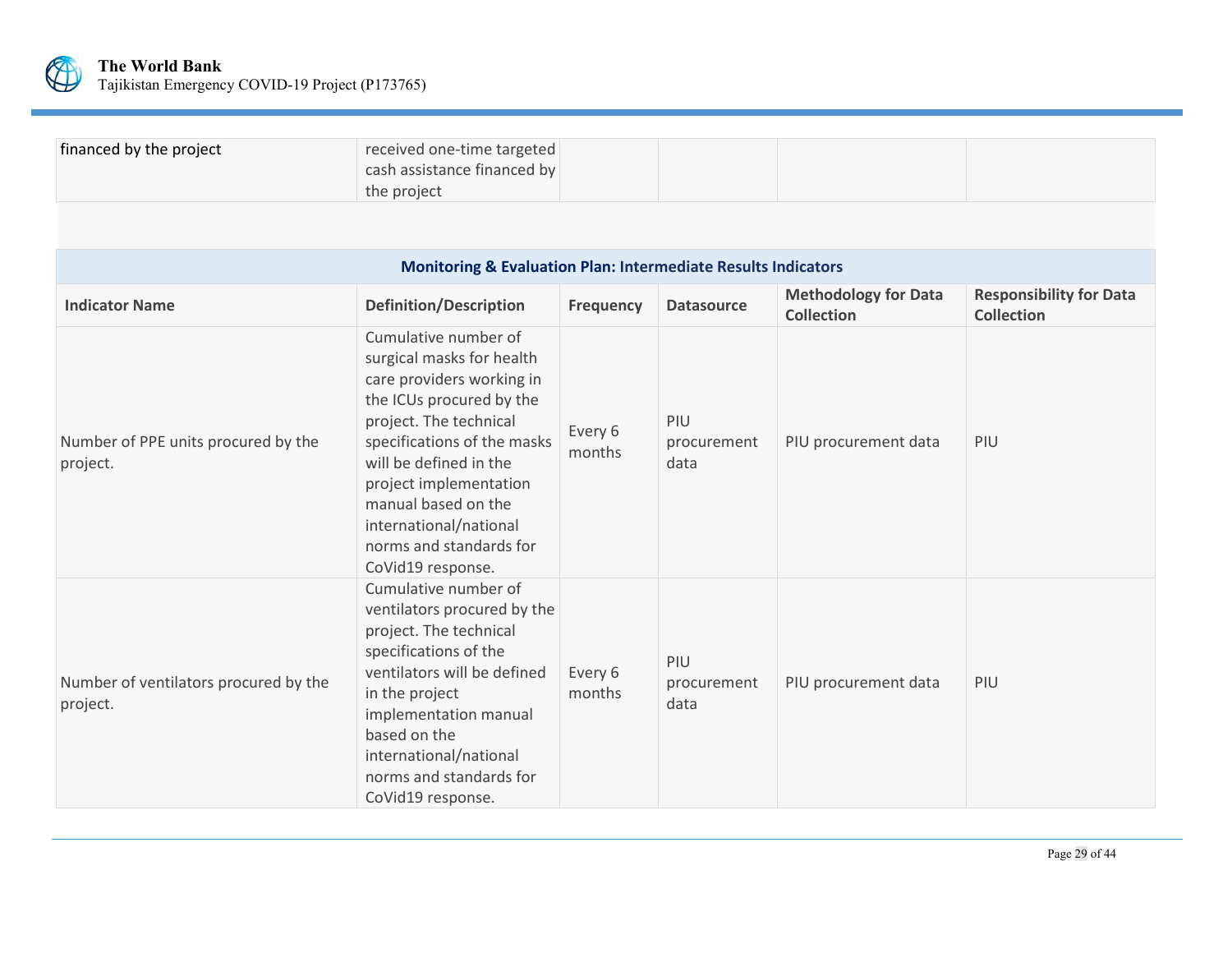| | | | | | |
|---|---|---|---|---|---|
| financed by the project | received one-time targeted cash assistance financed by the project | | | | |

| Monitoring & Evaluation Plan: Intermediate Results Indicators | | | | | |
|---|---|---|---|---|---|
| **Indicator Name** | **Definition/Description** | **Frequency** | **Datasource** | **Methodology for Data Collection** | **Responsibility for Data Collection** |
| Number of PPE units procured by the project. | Cumulative number of surgical masks for health care providers working in the ICUs procured by the project. The technical specifications of the masks will be defined in the project implementation manual based on the international/national norms and standards for CoVid19 response. | Every 6 months | PIU procurement data | PIU procurement data | PIU |
| Number of ventilators procured by the project. | Cumulative number of ventilators procured by the project. The technical specifications of the ventilators will be defined in the project implementation manual based on the international/national norms and standards for CoVid19 response. | Every 6 months | PIU procurement data | PIU procurement data | PIU |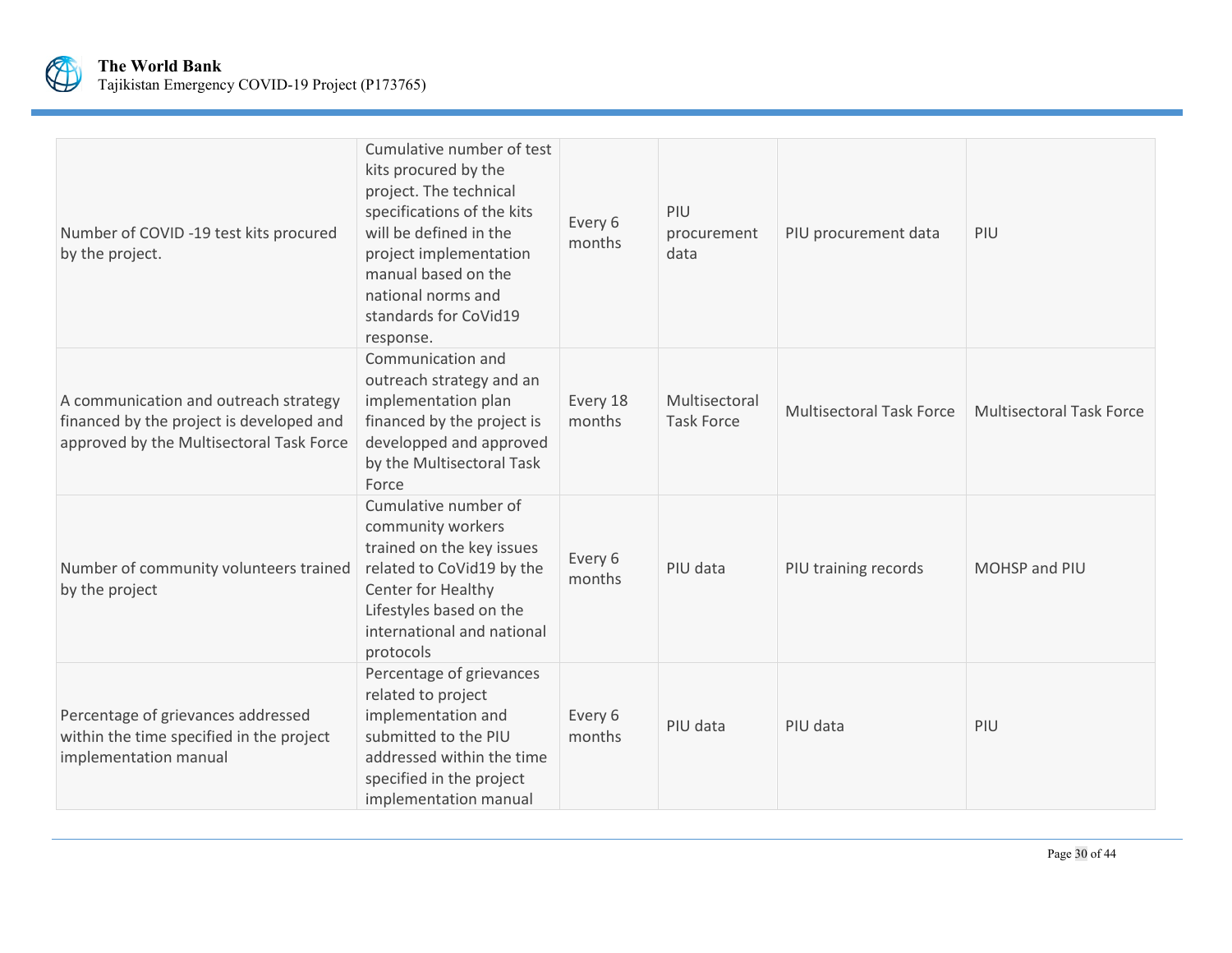| | | | | | |
|---|---|---|---|---|---|
| Number of COVID -19 test kits procured by the project. | Cumulative number of test kits procured by the project. The technical specifications of the kits will be defined in the project implementation manual based on the national norms and standards for CoVid19 response. | Every 6 months | PIU procurement data | PIU procurement data | PIU |
| A communication and outreach strategy financed by the project is developed and approved by the Multisectoral Task Force | Communication and outreach strategy and an implementation plan financed by the project is developped and approved by the Multisectoral Task Force | Every 18 months | Multisectoral Task Force | Multisectoral Task Force | Multisectoral Task Force |
| Number of community volunteers trained by the project | Cumulative number of community workers trained on the key issues related to CoVid19 by the Center for Healthy Lifestyles based on the international and national protocols | Every 6 months | PIU data | PIU training records | MOHSP and PIU |
| Percentage of grievances addressed within the time specified in the project implementation manual | Percentage of grievances related to project implementation and submitted to the PIU addressed within the time specified in the project implementation manual | Every 6 months | PIU data | PIU data | PIU |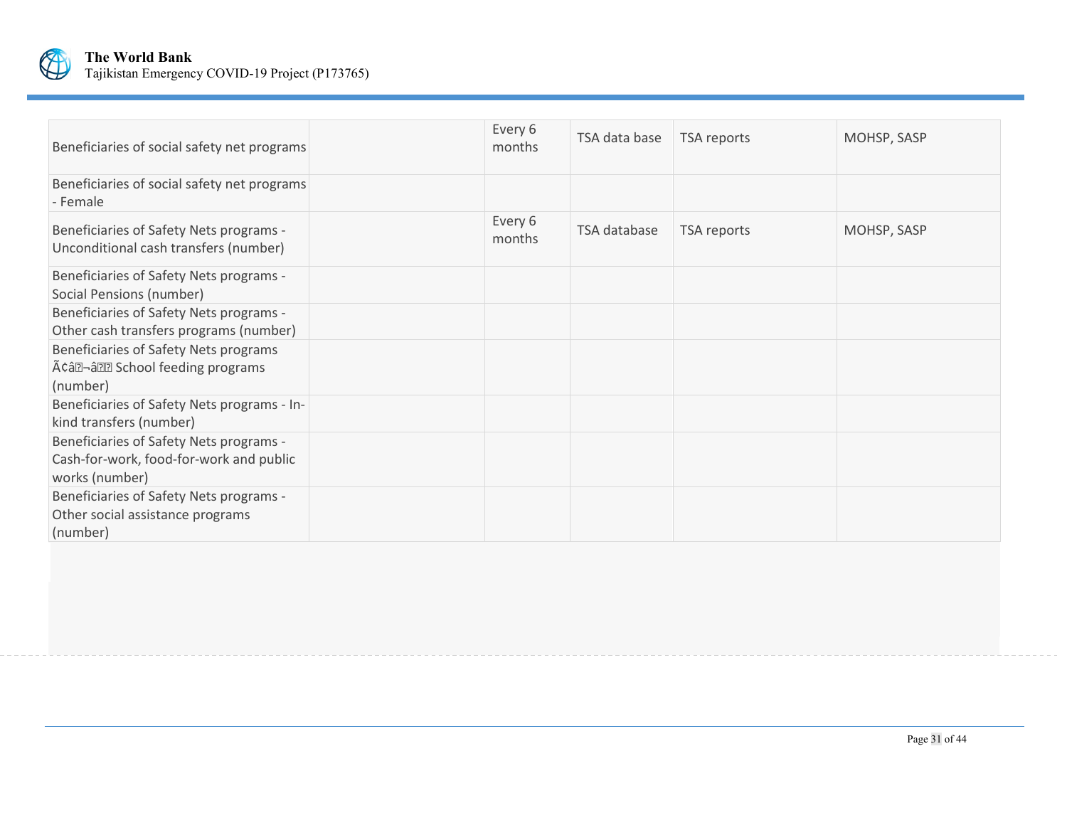| | | | | | |
|---|---|---|---|---|---|
| Beneficiaries of social safety net programs | | Every 6 months | TSA data base | TSA reports | MOHSP, SASP |
| Beneficiaries of social safety net programs - Female | | | | | |
| Beneficiaries of Safety Nets programs - Unconditional cash transfers (number) | | Every 6 months | TSA database | TSA reports | MOHSP, SASP |
| Beneficiaries of Safety Nets programs - Social Pensions (number) | | | | | |
| Beneficiaries of Safety Nets programs - Other cash transfers programs (number) | | | | | |
| Beneficiaries of Safety Nets programs Ã¢â¬â School feeding programs (number) | | | | | |
| Beneficiaries of Safety Nets programs - In-kind transfers (number) | | | | | |
| Beneficiaries of Safety Nets programs - Cash-for-work, food-for-work and public works (number) | | | | | |
| Beneficiaries of Safety Nets programs - Other social assistance programs (number) | | | | | |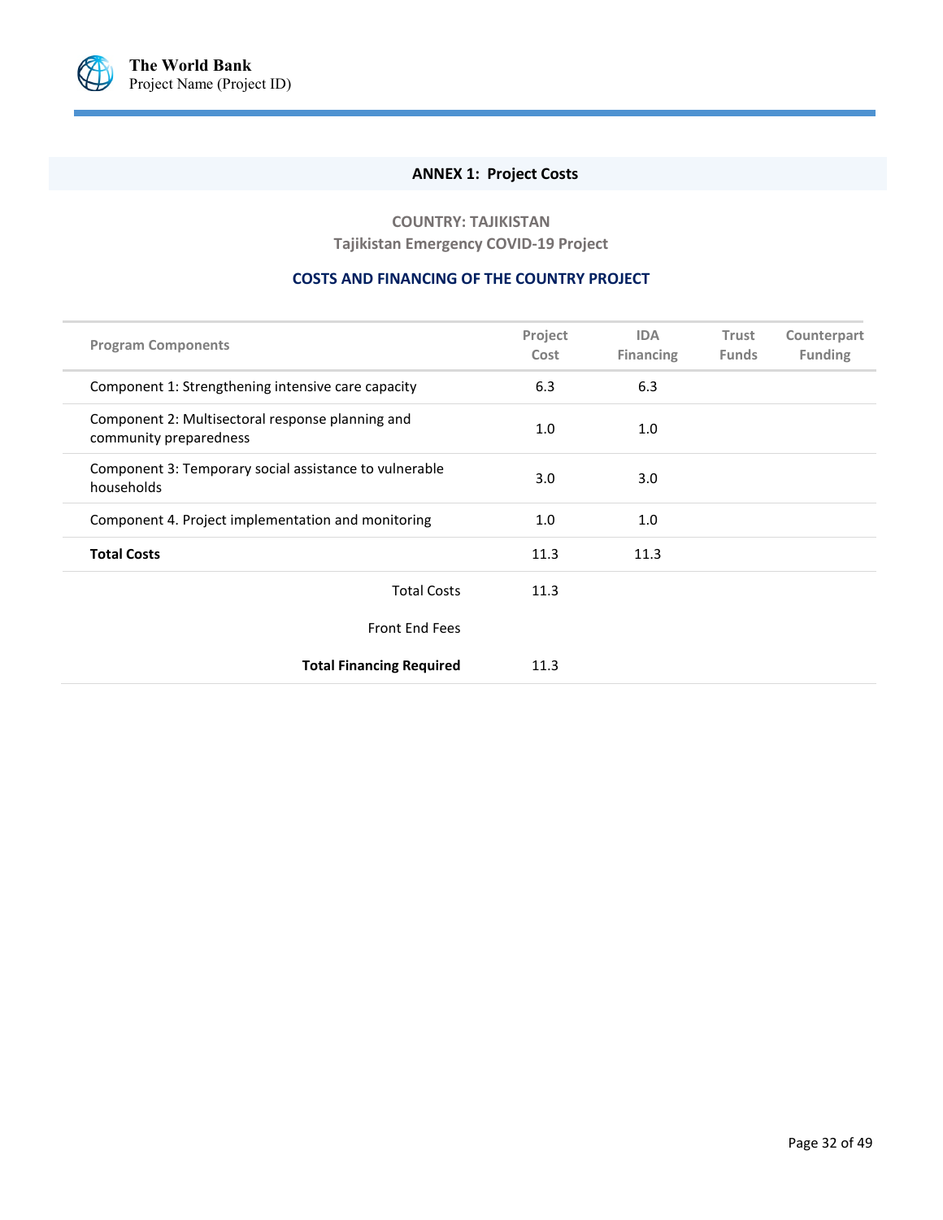## ANNEX 1: Project Costs

**COUNTRY: TAJIKISTAN**
**Tajikistan Emergency COVID-19 Project**

### COSTS AND FINANCING OF THE COUNTRY PROJECT

| Program Components | Project Cost | IDA Financing | Trust Funds | Counterpart Funding |
|---|---|---|---|---|
| Component 1: Strengthening intensive care capacity | 6.3 | 6.3 | | |
| Component 2: Multisectoral response planning and community preparedness | 1.0 | 1.0 | | |
| Component 3: Temporary social assistance to vulnerable households | 3.0 | 3.0 | | |
| Component 4. Project implementation and monitoring | 1.0 | 1.0 | | |
| **Total Costs** | 11.3 | 11.3 | | |
| Total Costs | 11.3 | | | |
| Front End Fees | | | | |
| **Total Financing Required** | 11.3 | | | |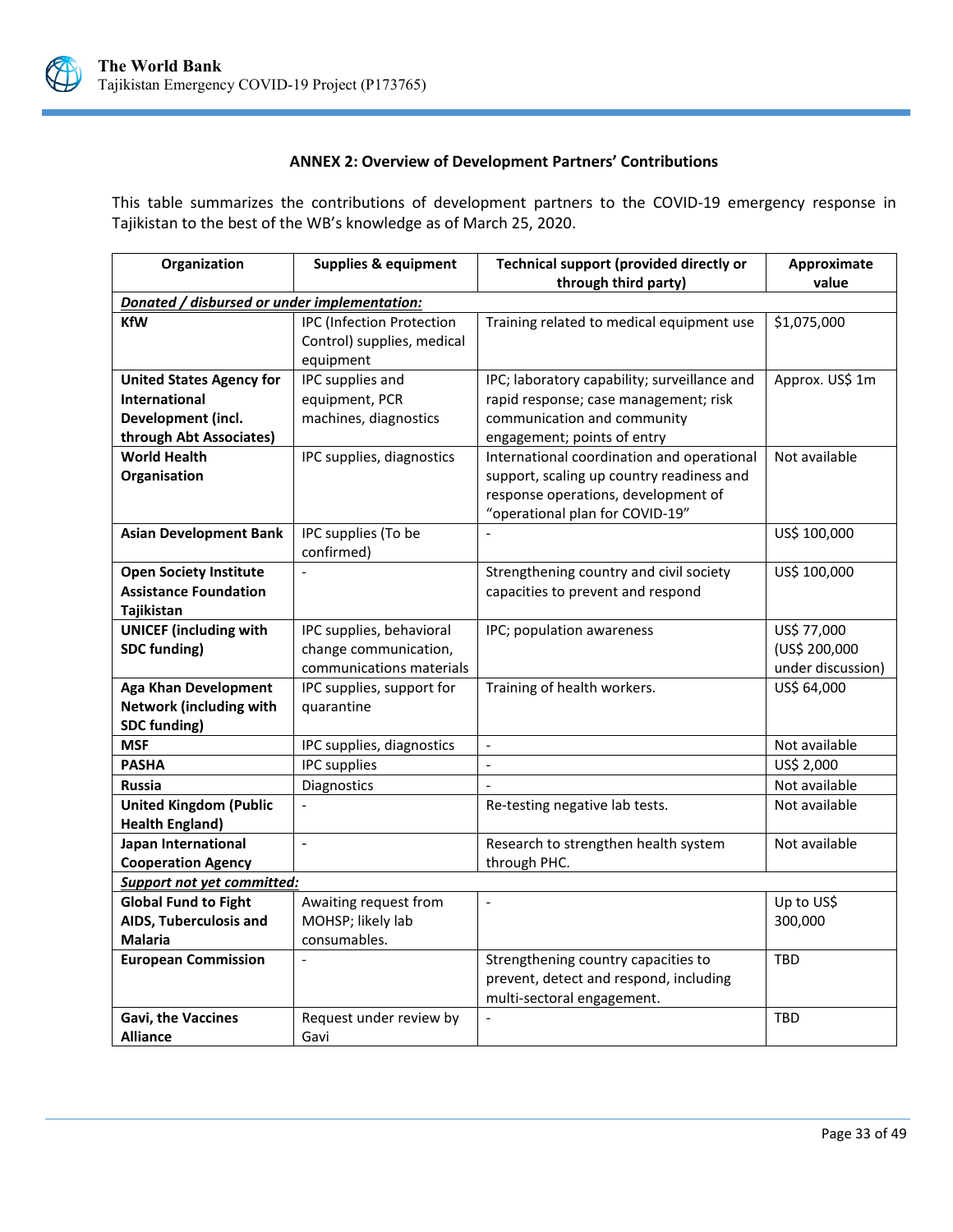## ANNEX 2: Overview of Development Partners' Contributions

This table summarizes the contributions of development partners to the COVID-19 emergency response in Tajikistan to the best of the WB's knowledge as of March 25, 2020.

| Organization | Supplies & equipment | Technical support (provided directly or through third party) | Approximate value |
|---|---|---|---|
| ***Donated / disbursed or under implementation:*** | | | |
| **KfW** | IPC (Infection Protection Control) supplies, medical equipment | Training related to medical equipment use | $1,075,000 |
| **United States Agency for International Development (incl. through Abt Associates)** | IPC supplies and equipment, PCR machines, diagnostics | IPC; laboratory capability; surveillance and rapid response; case management; risk communication and community engagement; points of entry | Approx. US$ 1m |
| **World Health Organisation** | IPC supplies, diagnostics | International coordination and operational support, scaling up country readiness and response operations, development of "operational plan for COVID-19" | Not available |
| **Asian Development Bank** | IPC supplies (To be confirmed) | - | US$ 100,000 |
| **Open Society Institute Assistance Foundation Tajikistan** | - | Strengthening country and civil society capacities to prevent and respond | US$ 100,000 |
| **UNICEF (including with SDC funding)** | IPC supplies, behavioral change communication, communications materials | IPC; population awareness | US$ 77,000 (US$ 200,000 under discussion) |
| **Aga Khan Development Network (including with SDC funding)** | IPC supplies, support for quarantine | Training of health workers. | US$ 64,000 |
| **MSF** | IPC supplies, diagnostics | - | Not available |
| **PASHA** | IPC supplies | - | US$ 2,000 |
| **Russia** | Diagnostics | - | Not available |
| **United Kingdom (Public Health England)** | - | Re-testing negative lab tests. | Not available |
| **Japan International Cooperation Agency** | - | Research to strengthen health system through PHC. | Not available |
| ***Support not yet committed:*** | | | |
| **Global Fund to Fight AIDS, Tuberculosis and Malaria** | Awaiting request from MOHSP; likely lab consumables. | - | Up to US$ 300,000 |
| **European Commission** | - | Strengthening country capacities to prevent, detect and respond, including multi-sectoral engagement. | TBD |
| **Gavi, the Vaccines Alliance** | Request under review by Gavi | - | TBD |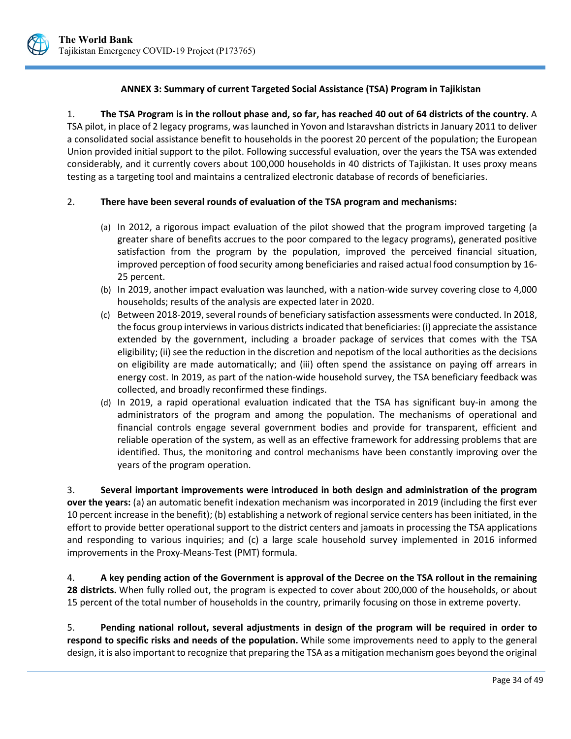## ANNEX 3: Summary of current Targeted Social Assistance (TSA) Program in Tajikistan

1. **The TSA Program is in the rollout phase and, so far, has reached 40 out of 64 districts of the country.** A TSA pilot, in place of 2 legacy programs, was launched in Yovon and Istaravshan districts in January 2011 to deliver a consolidated social assistance benefit to households in the poorest 20 percent of the population; the European Union provided initial support to the pilot. Following successful evaluation, over the years the TSA was extended considerably, and it currently covers about 100,000 households in 40 districts of Tajikistan. It uses proxy means testing as a targeting tool and maintains a centralized electronic database of records of beneficiaries.

2. **There have been several rounds of evaluation of the TSA program and mechanisms:**

   (a) In 2012, a rigorous impact evaluation of the pilot showed that the program improved targeting (a greater share of benefits accrues to the poor compared to the legacy programs), generated positive satisfaction from the program by the population, improved the perceived financial situation, improved perception of food security among beneficiaries and raised actual food consumption by 16-25 percent.

   (b) In 2019, another impact evaluation was launched, with a nation-wide survey covering close to 4,000 households; results of the analysis are expected later in 2020.

   (c) Between 2018-2019, several rounds of beneficiary satisfaction assessments were conducted. In 2018, the focus group interviews in various districts indicated that beneficiaries: (i) appreciate the assistance extended by the government, including a broader package of services that comes with the TSA eligibility; (ii) see the reduction in the discretion and nepotism of the local authorities as the decisions on eligibility are made automatically; and (iii) often spend the assistance on paying off arrears in energy cost. In 2019, as part of the nation-wide household survey, the TSA beneficiary feedback was collected, and broadly reconfirmed these findings.

   (d) In 2019, a rapid operational evaluation indicated that the TSA has significant buy-in among the administrators of the program and among the population. The mechanisms of operational and financial controls engage several government bodies and provide for transparent, efficient and reliable operation of the system, as well as an effective framework for addressing problems that are identified. Thus, the monitoring and control mechanisms have been constantly improving over the years of the program operation.

3. **Several important improvements were introduced in both design and administration of the program over the years:** (a) an automatic benefit indexation mechanism was incorporated in 2019 (including the first ever 10 percent increase in the benefit); (b) establishing a network of regional service centers has been initiated, in the effort to provide better operational support to the district centers and jamoats in processing the TSA applications and responding to various inquiries; and (c) a large scale household survey implemented in 2016 informed improvements in the Proxy-Means-Test (PMT) formula.

4. **A key pending action of the Government is approval of the Decree on the TSA rollout in the remaining 28 districts.** When fully rolled out, the program is expected to cover about 200,000 of the households, or about 15 percent of the total number of households in the country, primarily focusing on those in extreme poverty.

5. **Pending national rollout, several adjustments in design of the program will be required in order to respond to specific risks and needs of the population.** While some improvements need to apply to the general design, it is also important to recognize that preparing the TSA as a mitigation mechanism goes beyond the original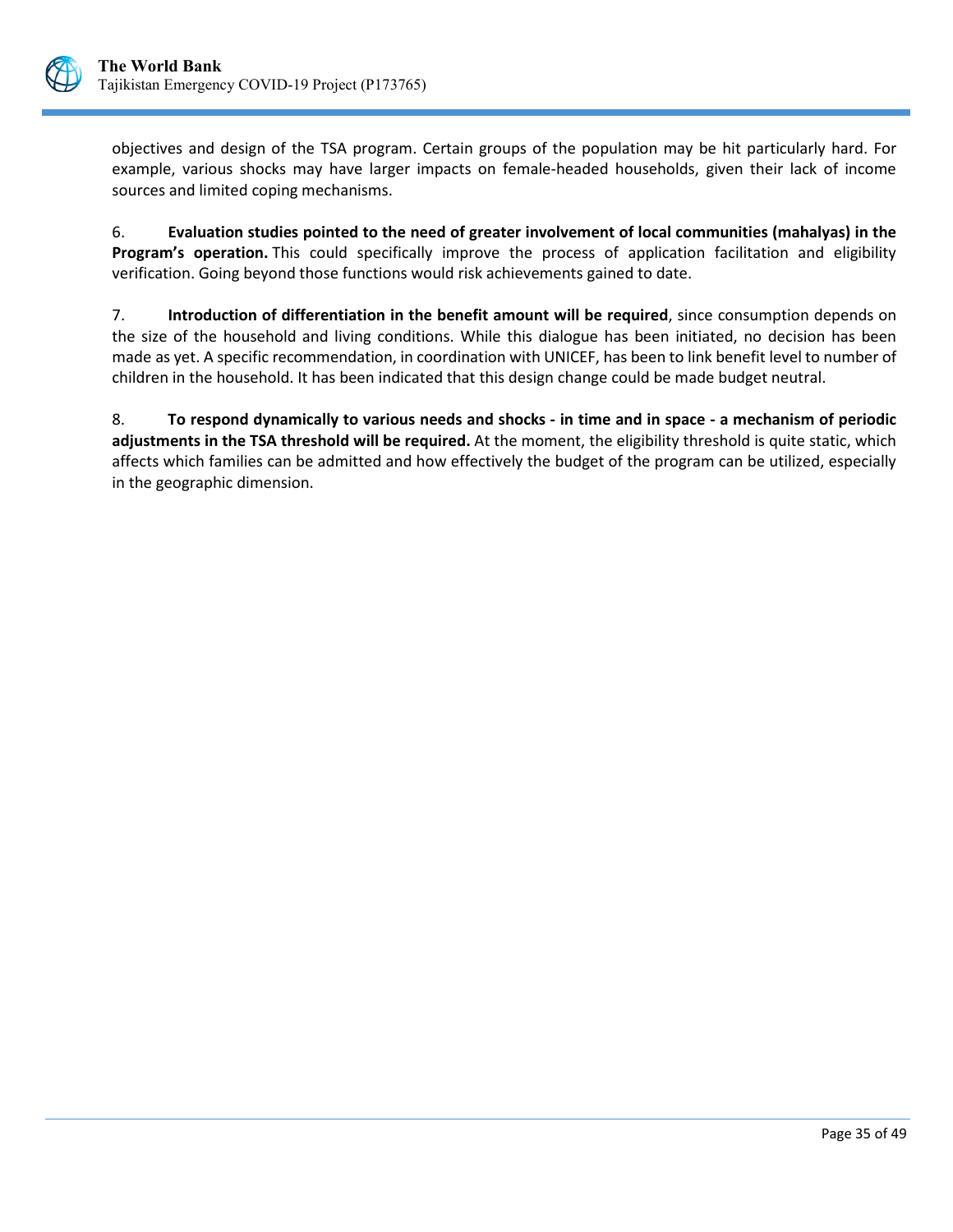objectives and design of the TSA program. Certain groups of the population may be hit particularly hard. For example, various shocks may have larger impacts on female-headed households, given their lack of income sources and limited coping mechanisms.

6. **Evaluation studies pointed to the need of greater involvement of local communities (mahalyas) in the Program's operation.** This could specifically improve the process of application facilitation and eligibility verification. Going beyond those functions would risk achievements gained to date.

7. **Introduction of differentiation in the benefit amount will be required**, since consumption depends on the size of the household and living conditions. While this dialogue has been initiated, no decision has been made as yet. A specific recommendation, in coordination with UNICEF, has been to link benefit level to number of children in the household. It has been indicated that this design change could be made budget neutral.

8. **To respond dynamically to various needs and shocks - in time and in space - a mechanism of periodic adjustments in the TSA threshold will be required.** At the moment, the eligibility threshold is quite static, which affects which families can be admitted and how effectively the budget of the program can be utilized, especially in the geographic dimension.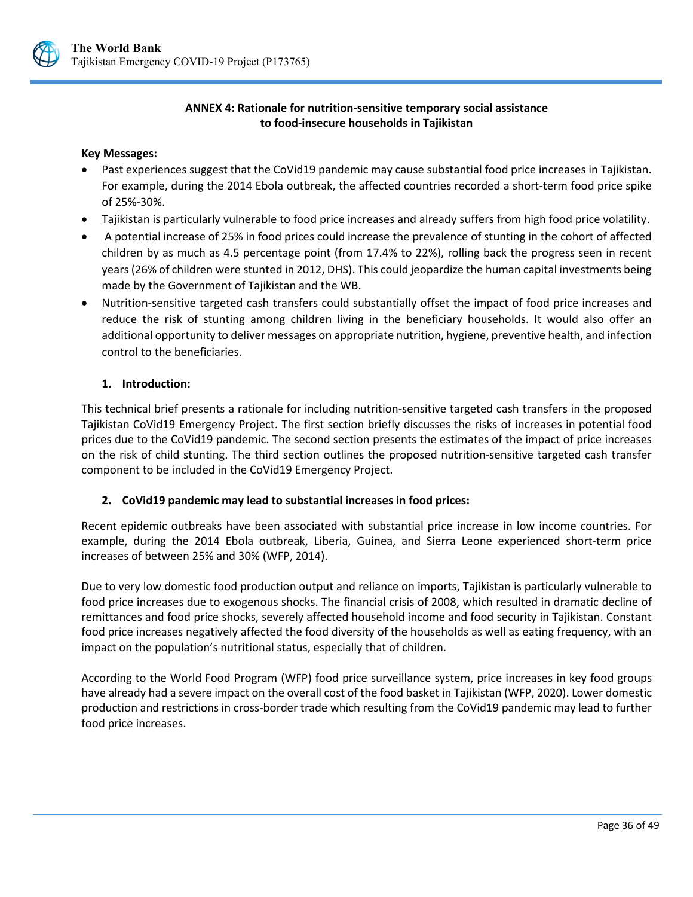## ANNEX 4: Rationale for nutrition-sensitive temporary social assistance to food-insecure households in Tajikistan

**Key Messages:**

- Past experiences suggest that the CoVid19 pandemic may cause substantial food price increases in Tajikistan. For example, during the 2014 Ebola outbreak, the affected countries recorded a short-term food price spike of 25%-30%.
- Tajikistan is particularly vulnerable to food price increases and already suffers from high food price volatility.
- A potential increase of 25% in food prices could increase the prevalence of stunting in the cohort of affected children by as much as 4.5 percentage point (from 17.4% to 22%), rolling back the progress seen in recent years (26% of children were stunted in 2012, DHS). This could jeopardize the human capital investments being made by the Government of Tajikistan and the WB.
- Nutrition-sensitive targeted cash transfers could substantially offset the impact of food price increases and reduce the risk of stunting among children living in the beneficiary households. It would also offer an additional opportunity to deliver messages on appropriate nutrition, hygiene, preventive health, and infection control to the beneficiaries.

### 1. Introduction:

This technical brief presents a rationale for including nutrition-sensitive targeted cash transfers in the proposed Tajikistan CoVid19 Emergency Project. The first section briefly discusses the risks of increases in potential food prices due to the CoVid19 pandemic. The second section presents the estimates of the impact of price increases on the risk of child stunting. The third section outlines the proposed nutrition-sensitive targeted cash transfer component to be included in the CoVid19 Emergency Project.

### 2. CoVid19 pandemic may lead to substantial increases in food prices:

Recent epidemic outbreaks have been associated with substantial price increase in low income countries. For example, during the 2014 Ebola outbreak, Liberia, Guinea, and Sierra Leone experienced short-term price increases of between 25% and 30% (WFP, 2014).

Due to very low domestic food production output and reliance on imports, Tajikistan is particularly vulnerable to food price increases due to exogenous shocks. The financial crisis of 2008, which resulted in dramatic decline of remittances and food price shocks, severely affected household income and food security in Tajikistan. Constant food price increases negatively affected the food diversity of the households as well as eating frequency, with an impact on the population's nutritional status, especially that of children.

According to the World Food Program (WFP) food price surveillance system, price increases in key food groups have already had a severe impact on the overall cost of the food basket in Tajikistan (WFP, 2020). Lower domestic production and restrictions in cross-border trade which resulting from the CoVid19 pandemic may lead to further food price increases.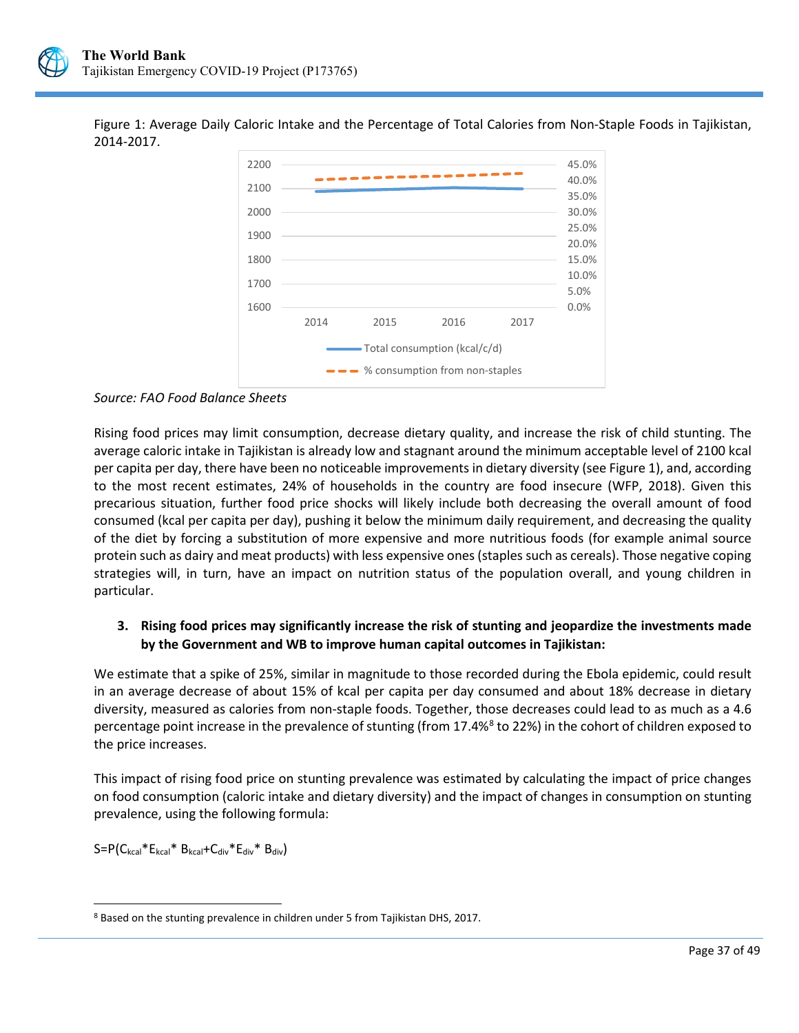Figure 1: Average Daily Caloric Intake and the Percentage of Total Calories from Non-Staple Foods in Tajikistan, 2014-2017.

*Source: FAO Food Balance Sheets*

Rising food prices may limit consumption, decrease dietary quality, and increase the risk of child stunting. The average caloric intake in Tajikistan is already low and stagnant around the minimum acceptable level of 2100 kcal per capita per day, there have been no noticeable improvements in dietary diversity (see Figure 1), and, according to the most recent estimates, 24% of households in the country are food insecure (WFP, 2018). Given this precarious situation, further food price shocks will likely include both decreasing the overall amount of food consumed (kcal per capita per day), pushing it below the minimum daily requirement, and decreasing the quality of the diet by forcing a substitution of more expensive and more nutritious foods (for example animal source protein such as dairy and meat products) with less expensive ones (staples such as cereals). Those negative coping strategies will, in turn, have an impact on nutrition status of the population overall, and young children in particular.

3. **Rising food prices may significantly increase the risk of stunting and jeopardize the investments made by the Government and WB to improve human capital outcomes in Tajikistan:**

We estimate that a spike of 25%, similar in magnitude to those recorded during the Ebola epidemic, could result in an average decrease of about 15% of kcal per capita per day consumed and about 18% decrease in dietary diversity, measured as calories from non-staple foods. Together, those decreases could lead to as much as a 4.6 percentage point increase in the prevalence of stunting (from 17.4%[8] to 22%) in the cohort of children exposed to the price increases.

This impact of rising food price on stunting prevalence was estimated by calculating the impact of price changes on food consumption (caloric intake and dietary diversity) and the impact of changes in consumption on stunting prevalence, using the following formula:

$$S=P(C_{kcal}*E_{kcal}*B_{kcal}+C_{div}*E_{div}*B_{div})$$

[8] Based on the stunting prevalence in children under 5 from Tajikistan DHS, 2017.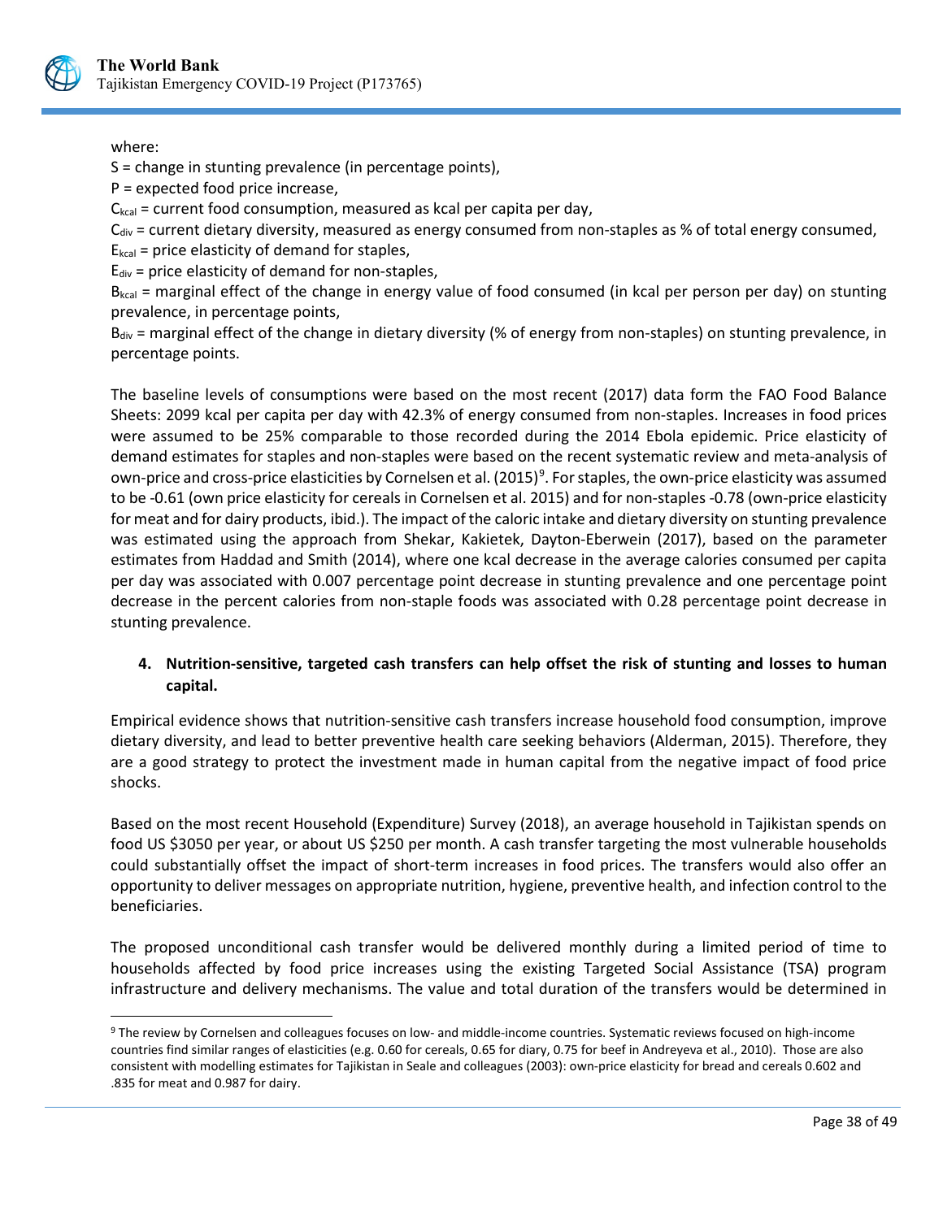where:

$S$ = change in stunting prevalence (in percentage points),

$P$ = expected food price increase,

$C_{kcal}$ = current food consumption, measured as kcal per capita per day,

$C_{div}$ = current dietary diversity, measured as energy consumed from non-staples as % of total energy consumed,

$E_{kcal}$ = price elasticity of demand for staples,

$E_{div}$ = price elasticity of demand for non-staples,

$B_{kcal}$ = marginal effect of the change in energy value of food consumed (in kcal per person per day) on stunting prevalence, in percentage points,

$B_{div}$ = marginal effect of the change in dietary diversity (% of energy from non-staples) on stunting prevalence, in percentage points.

The baseline levels of consumptions were based on the most recent (2017) data form the FAO Food Balance Sheets: 2099 kcal per capita per day with 42.3% of energy consumed from non-staples. Increases in food prices were assumed to be 25% comparable to those recorded during the 2014 Ebola epidemic. Price elasticity of demand estimates for staples and non-staples were based on the recent systematic review and meta-analysis of own-price and cross-price elasticities by Cornelsen et al. (2015)[9]. For staples, the own-price elasticity was assumed to be -0.61 (own price elasticity for cereals in Cornelsen et al. 2015) and for non-staples -0.78 (own-price elasticity for meat and for dairy products, ibid.). The impact of the caloric intake and dietary diversity on stunting prevalence was estimated using the approach from Shekar, Kakietek, Dayton-Eberwein (2017), based on the parameter estimates from Haddad and Smith (2014), where one kcal decrease in the average calories consumed per capita per day was associated with 0.007 percentage point decrease in stunting prevalence and one percentage point decrease in the percent calories from non-staple foods was associated with 0.28 percentage point decrease in stunting prevalence.

4. **Nutrition-sensitive, targeted cash transfers can help offset the risk of stunting and losses to human capital.**

Empirical evidence shows that nutrition-sensitive cash transfers increase household food consumption, improve dietary diversity, and lead to better preventive health care seeking behaviors (Alderman, 2015). Therefore, they are a good strategy to protect the investment made in human capital from the negative impact of food price shocks.

Based on the most recent Household (Expenditure) Survey (2018), an average household in Tajikistan spends on food US $3050 per year, or about US $250 per month. A cash transfer targeting the most vulnerable households could substantially offset the impact of short-term increases in food prices. The transfers would also offer an opportunity to deliver messages on appropriate nutrition, hygiene, preventive health, and infection control to the beneficiaries.

The proposed unconditional cash transfer would be delivered monthly during a limited period of time to households affected by food price increases using the existing Targeted Social Assistance (TSA) program infrastructure and delivery mechanisms. The value and total duration of the transfers would be determined in

---

[9] The review by Cornelsen and colleagues focuses on low- and middle-income countries. Systematic reviews focused on high-income countries find similar ranges of elasticities (e.g. 0.60 for cereals, 0.65 for diary, 0.75 for beef in Andreyeva et al., 2010). Those are also consistent with modelling estimates for Tajikistan in Seale and colleagues (2003): own-price elasticity for bread and cereals 0.602 and .835 for meat and 0.987 for dairy.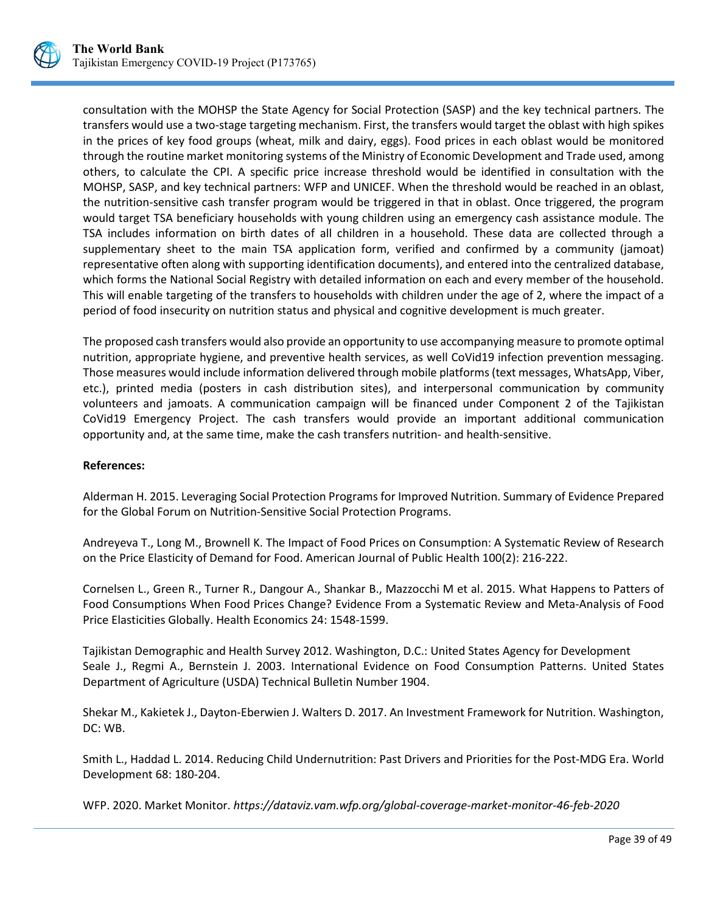consultation with the MOHSP the State Agency for Social Protection (SASP) and the key technical partners. The transfers would use a two-stage targeting mechanism. First, the transfers would target the oblast with high spikes in the prices of key food groups (wheat, milk and dairy, eggs). Food prices in each oblast would be monitored through the routine market monitoring systems of the Ministry of Economic Development and Trade used, among others, to calculate the CPI. A specific price increase threshold would be identified in consultation with the MOHSP, SASP, and key technical partners: WFP and UNICEF. When the threshold would be reached in an oblast, the nutrition-sensitive cash transfer program would be triggered in that in oblast. Once triggered, the program would target TSA beneficiary households with young children using an emergency cash assistance module. The TSA includes information on birth dates of all children in a household. These data are collected through a supplementary sheet to the main TSA application form, verified and confirmed by a community (jamoat) representative often along with supporting identification documents), and entered into the centralized database, which forms the National Social Registry with detailed information on each and every member of the household. This will enable targeting of the transfers to households with children under the age of 2, where the impact of a period of food insecurity on nutrition status and physical and cognitive development is much greater.

The proposed cash transfers would also provide an opportunity to use accompanying measure to promote optimal nutrition, appropriate hygiene, and preventive health services, as well CoVid19 infection prevention messaging. Those measures would include information delivered through mobile platforms (text messages, WhatsApp, Viber, etc.), printed media (posters in cash distribution sites), and interpersonal communication by community volunteers and jamoats. A communication campaign will be financed under Component 2 of the Tajikistan CoVid19 Emergency Project. The cash transfers would provide an important additional communication opportunity and, at the same time, make the cash transfers nutrition- and health-sensitive.

**References:**

Alderman H. 2015. Leveraging Social Protection Programs for Improved Nutrition. Summary of Evidence Prepared for the Global Forum on Nutrition-Sensitive Social Protection Programs.

Andreyeva T., Long M., Brownell K. The Impact of Food Prices on Consumption: A Systematic Review of Research on the Price Elasticity of Demand for Food. American Journal of Public Health 100(2): 216-222.

Cornelsen L., Green R., Turner R., Dangour A., Shankar B., Mazzocchi M et al. 2015. What Happens to Patters of Food Consumptions When Food Prices Change? Evidence From a Systematic Review and Meta-Analysis of Food Price Elasticities Globally. Health Economics 24: 1548-1599.

Tajikistan Demographic and Health Survey 2012. Washington, D.C.: United States Agency for Development
Seale J., Regmi A., Bernstein J. 2003. International Evidence on Food Consumption Patterns. United States Department of Agriculture (USDA) Technical Bulletin Number 1904.

Shekar M., Kakietek J., Dayton-Eberwien J. Walters D. 2017. An Investment Framework for Nutrition. Washington, DC: WB.

Smith L., Haddad L. 2014. Reducing Child Undernutrition: Past Drivers and Priorities for the Post-MDG Era. World Development 68: 180-204.

WFP. 2020. Market Monitor. *https://dataviz.vam.wfp.org/global-coverage-market-monitor-46-feb-2020*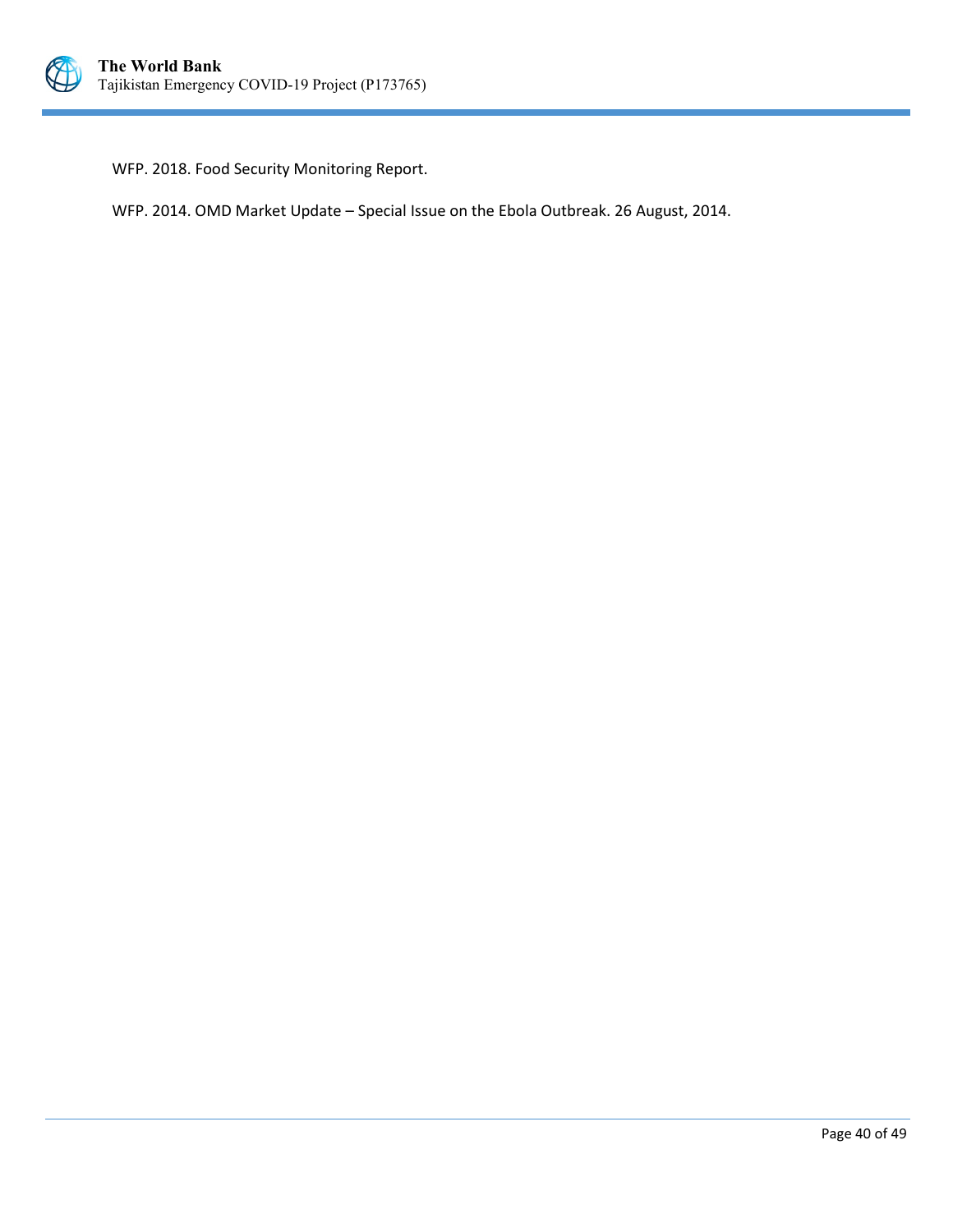WFP. 2018. Food Security Monitoring Report.

WFP. 2014. OMD Market Update – Special Issue on the Ebola Outbreak. 26 August, 2014.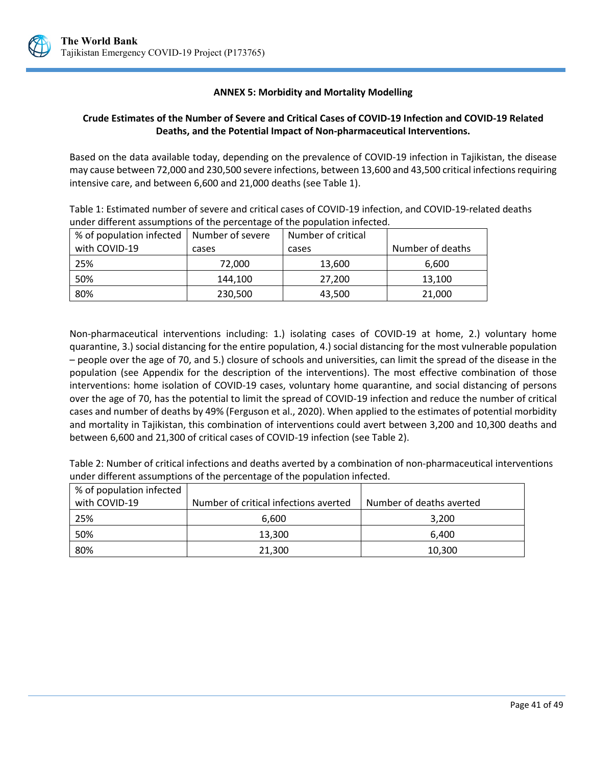## ANNEX 5: Morbidity and Mortality Modelling

### Crude Estimates of the Number of Severe and Critical Cases of COVID-19 Infection and COVID-19 Related Deaths, and the Potential Impact of Non-pharmaceutical Interventions.

Based on the data available today, depending on the prevalence of COVID-19 infection in Tajikistan, the disease may cause between 72,000 and 230,500 severe infections, between 13,600 and 43,500 critical infections requiring intensive care, and between 6,600 and 21,000 deaths (see Table 1).

Table 1: Estimated number of severe and critical cases of COVID-19 infection, and COVID-19-related deaths under different assumptions of the percentage of the population infected.

| % of population infected with COVID-19 | Number of severe cases | Number of critical cases | Number of deaths |
|---|---|---|---|
| 25% | 72,000 | 13,600 | 6,600 |
| 50% | 144,100 | 27,200 | 13,100 |
| 80% | 230,500 | 43,500 | 21,000 |

Non-pharmaceutical interventions including: 1.) isolating cases of COVID-19 at home, 2.) voluntary home quarantine, 3.) social distancing for the entire population, 4.) social distancing for the most vulnerable population – people over the age of 70, and 5.) closure of schools and universities, can limit the spread of the disease in the population (see Appendix for the description of the interventions). The most effective combination of those interventions: home isolation of COVID-19 cases, voluntary home quarantine, and social distancing of persons over the age of 70, has the potential to limit the spread of COVID-19 infection and reduce the number of critical cases and number of deaths by 49% (Ferguson et al., 2020). When applied to the estimates of potential morbidity and mortality in Tajikistan, this combination of interventions could avert between 3,200 and 10,300 deaths and between 6,600 and 21,300 of critical cases of COVID-19 infection (see Table 2).

Table 2: Number of critical infections and deaths averted by a combination of non-pharmaceutical interventions under different assumptions of the percentage of the population infected.

| % of population infected with COVID-19 | Number of critical infections averted | Number of deaths averted |
|---|---|---|
| 25% | 6,600 | 3,200 |
| 50% | 13,300 | 6,400 |
| 80% | 21,300 | 10,300 |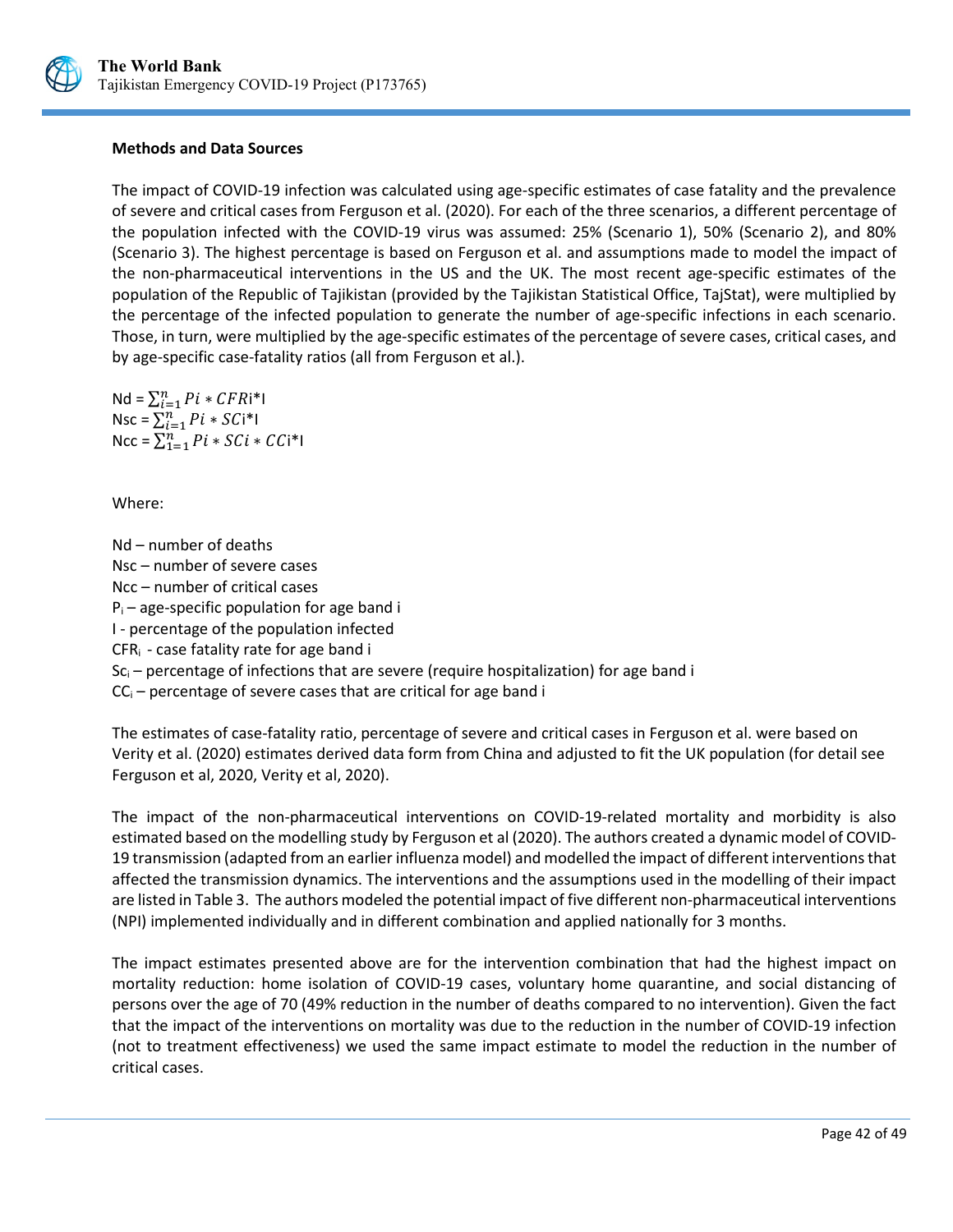**Methods and Data Sources**

The impact of COVID-19 infection was calculated using age-specific estimates of case fatality and the prevalence of severe and critical cases from Ferguson et al. (2020). For each of the three scenarios, a different percentage of the population infected with the COVID-19 virus was assumed: 25% (Scenario 1), 50% (Scenario 2), and 80% (Scenario 3). The highest percentage is based on Ferguson et al. and assumptions made to model the impact of the non-pharmaceutical interventions in the US and the UK. The most recent age-specific estimates of the population of the Republic of Tajikistan (provided by the Tajikistan Statistical Office, TajStat), were multiplied by the percentage of the infected population to generate the number of age-specific infections in each scenario. Those, in turn, were multiplied by the age-specific estimates of the percentage of severe cases, critical cases, and by age-specific case-fatality ratios (all from Ferguson et al.).

$$Nd = \sum_{i=1}^{n} Pi * CFRi * I$$

$$Nsc = \sum_{i=1}^{n} Pi * SCi * I$$

$$Ncc = \sum_{1=1}^{n} Pi * SCi * CCi * I$$

Where:

Nd – number of deaths
Nsc – number of severe cases
Ncc – number of critical cases
$P_i$ – age-specific population for age band i
I - percentage of the population infected
$CFR_i$ - case fatality rate for age band i
$Sc_i$ – percentage of infections that are severe (require hospitalization) for age band i
$CC_i$ – percentage of severe cases that are critical for age band i

The estimates of case-fatality ratio, percentage of severe and critical cases in Ferguson et al. were based on Verity et al. (2020) estimates derived data form from China and adjusted to fit the UK population (for detail see Ferguson et al, 2020, Verity et al, 2020).

The impact of the non-pharmaceutical interventions on COVID-19-related mortality and morbidity is also estimated based on the modelling study by Ferguson et al (2020). The authors created a dynamic model of COVID-19 transmission (adapted from an earlier influenza model) and modelled the impact of different interventions that affected the transmission dynamics. The interventions and the assumptions used in the modelling of their impact are listed in Table 3. The authors modeled the potential impact of five different non-pharmaceutical interventions (NPI) implemented individually and in different combination and applied nationally for 3 months.

The impact estimates presented above are for the intervention combination that had the highest impact on mortality reduction: home isolation of COVID-19 cases, voluntary home quarantine, and social distancing of persons over the age of 70 (49% reduction in the number of deaths compared to no intervention). Given the fact that the impact of the interventions on mortality was due to the reduction in the number of COVID-19 infection (not to treatment effectiveness) we used the same impact estimate to model the reduction in the number of critical cases.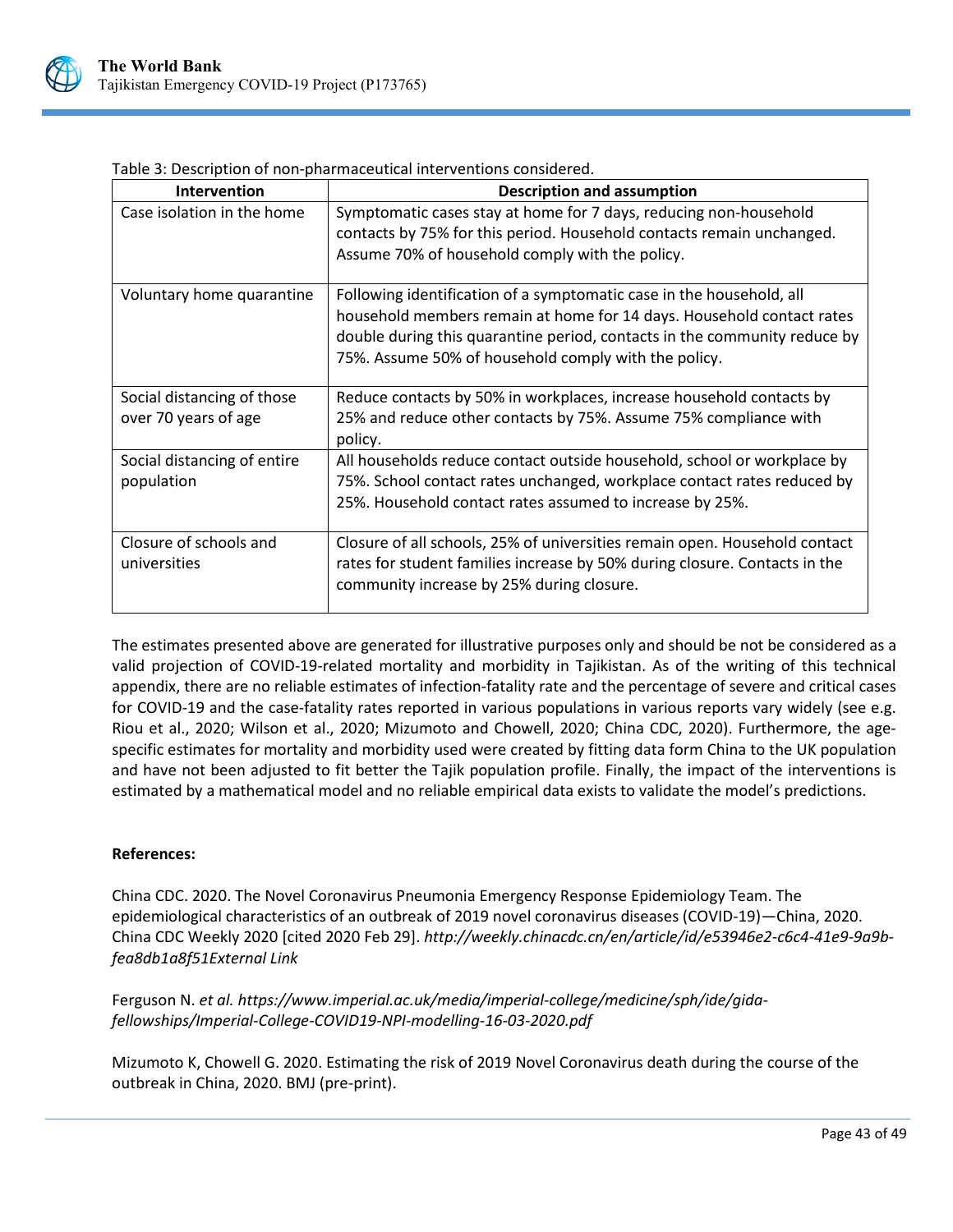Table 3: Description of non-pharmaceutical interventions considered.

| Intervention | Description and assumption |
| --- | --- |
| Case isolation in the home | Symptomatic cases stay at home for 7 days, reducing non-household contacts by 75% for this period. Household contacts remain unchanged. Assume 70% of household comply with the policy. |
| Voluntary home quarantine | Following identification of a symptomatic case in the household, all household members remain at home for 14 days. Household contact rates double during this quarantine period, contacts in the community reduce by 75%. Assume 50% of household comply with the policy. |
| Social distancing of those over 70 years of age | Reduce contacts by 50% in workplaces, increase household contacts by 25% and reduce other contacts by 75%. Assume 75% compliance with policy. |
| Social distancing of entire population | All households reduce contact outside household, school or workplace by 75%. School contact rates unchanged, workplace contact rates reduced by 25%. Household contact rates assumed to increase by 25%. |
| Closure of schools and universities | Closure of all schools, 25% of universities remain open. Household contact rates for student families increase by 50% during closure. Contacts in the community increase by 25% during closure. |

The estimates presented above are generated for illustrative purposes only and should be not be considered as a valid projection of COVID-19-related mortality and morbidity in Tajikistan. As of the writing of this technical appendix, there are no reliable estimates of infection-fatality rate and the percentage of severe and critical cases for COVID-19 and the case-fatality rates reported in various populations in various reports vary widely (see e.g. Riou et al., 2020; Wilson et al., 2020; Mizumoto and Chowell, 2020; China CDC, 2020). Furthermore, the age-specific estimates for mortality and morbidity used were created by fitting data form China to the UK population and have not been adjusted to fit better the Tajik population profile. Finally, the impact of the interventions is estimated by a mathematical model and no reliable empirical data exists to validate the model's predictions.

**References:**

China CDC. 2020. The Novel Coronavirus Pneumonia Emergency Response Epidemiology Team. The epidemiological characteristics of an outbreak of 2019 novel coronavirus diseases (COVID-19)—China, 2020. China CDC Weekly 2020 [cited 2020 Feb 29]. *http://weekly.chinacdc.cn/en/article/id/e53946e2-c6c4-41e9-9a9b-fea8db1a8f51External Link*

Ferguson N. *et al. https://www.imperial.ac.uk/media/imperial-college/medicine/sph/ide/gida-fellowships/Imperial-College-COVID19-NPI-modelling-16-03-2020.pdf*

Mizumoto K, Chowell G. 2020. Estimating the risk of 2019 Novel Coronavirus death during the course of the outbreak in China, 2020. BMJ (pre-print).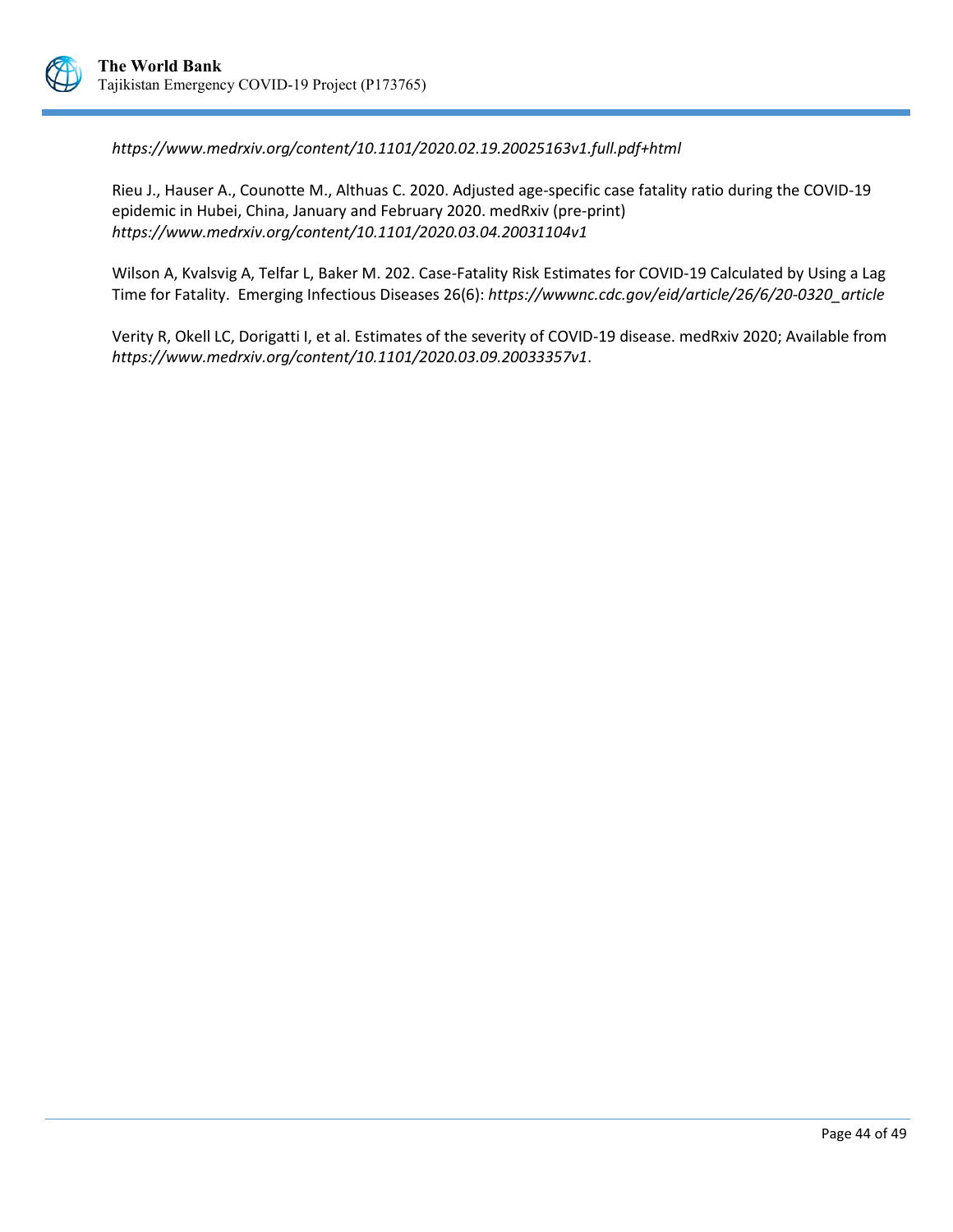*https://www.medrxiv.org/content/10.1101/2020.02.19.20025163v1.full.pdf+html*

Rieu J., Hauser A., Counotte M., Althuas C. 2020. Adjusted age-specific case fatality ratio during the COVID-19 epidemic in Hubei, China, January and February 2020. medRxiv (pre-print) *https://www.medrxiv.org/content/10.1101/2020.03.04.20031104v1*

Wilson A, Kvalsvig A, Telfar L, Baker M. 202. Case-Fatality Risk Estimates for COVID-19 Calculated by Using a Lag Time for Fatality. Emerging Infectious Diseases 26(6): *https://wwwnc.cdc.gov/eid/article/26/6/20-0320_article*

Verity R, Okell LC, Dorigatti I, et al. Estimates of the severity of COVID-19 disease. medRxiv 2020; Available from *https://www.medrxiv.org/content/10.1101/2020.03.09.20033357v1*.